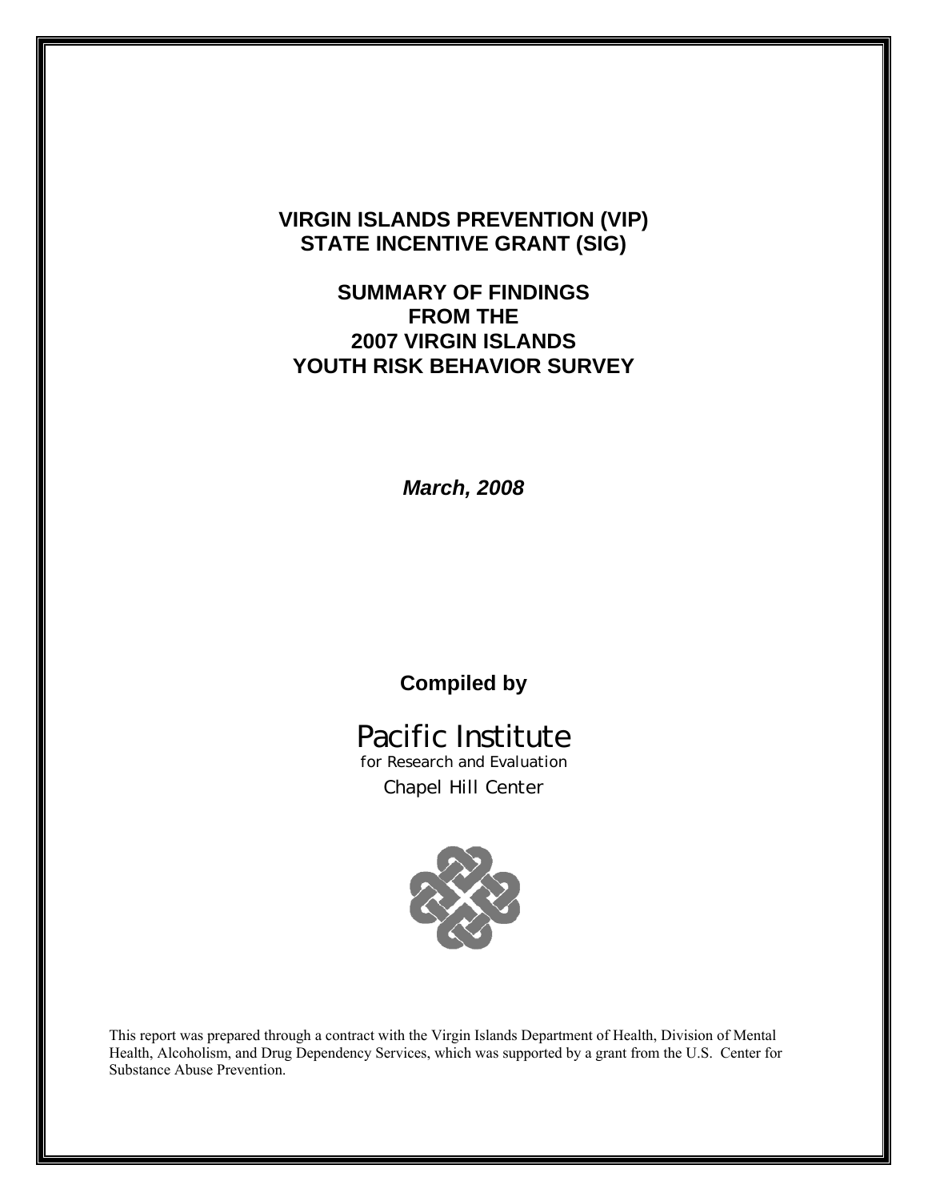# VIRGIN ISLANDS PREVENTION (VIP) STATE INCENTIVE GRANT (SIG)

## SUMMARY OF FINDINGS FROM THE 2007 VIRGIN ISLANDS YOUTH RISK BEHAVIOR SURVEY

***March, 2008***

**Compiled by**

Pacific Institute
for Research and Evaluation
Chapel Hill Center

This report was prepared through a contract with the Virgin Islands Department of Health, Division of Mental Health, Alcoholism, and Drug Dependency Services, which was supported by a grant from the U.S. Center for Substance Abuse Prevention.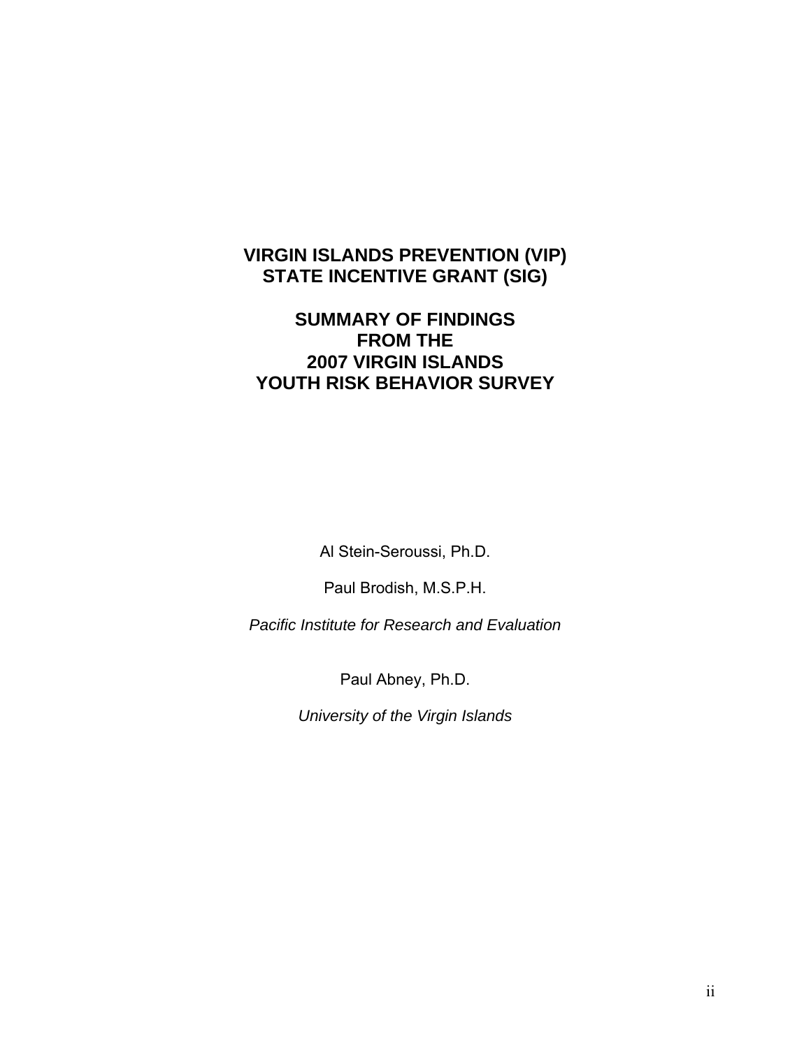# VIRGIN ISLANDS PREVENTION (VIP)
# STATE INCENTIVE GRANT (SIG)

## SUMMARY OF FINDINGS
## FROM THE
## 2007 VIRGIN ISLANDS
## YOUTH RISK BEHAVIOR SURVEY

Al Stein-Seroussi, Ph.D.

Paul Brodish, M.S.P.H.

*Pacific Institute for Research and Evaluation*

Paul Abney, Ph.D.

*University of the Virgin Islands*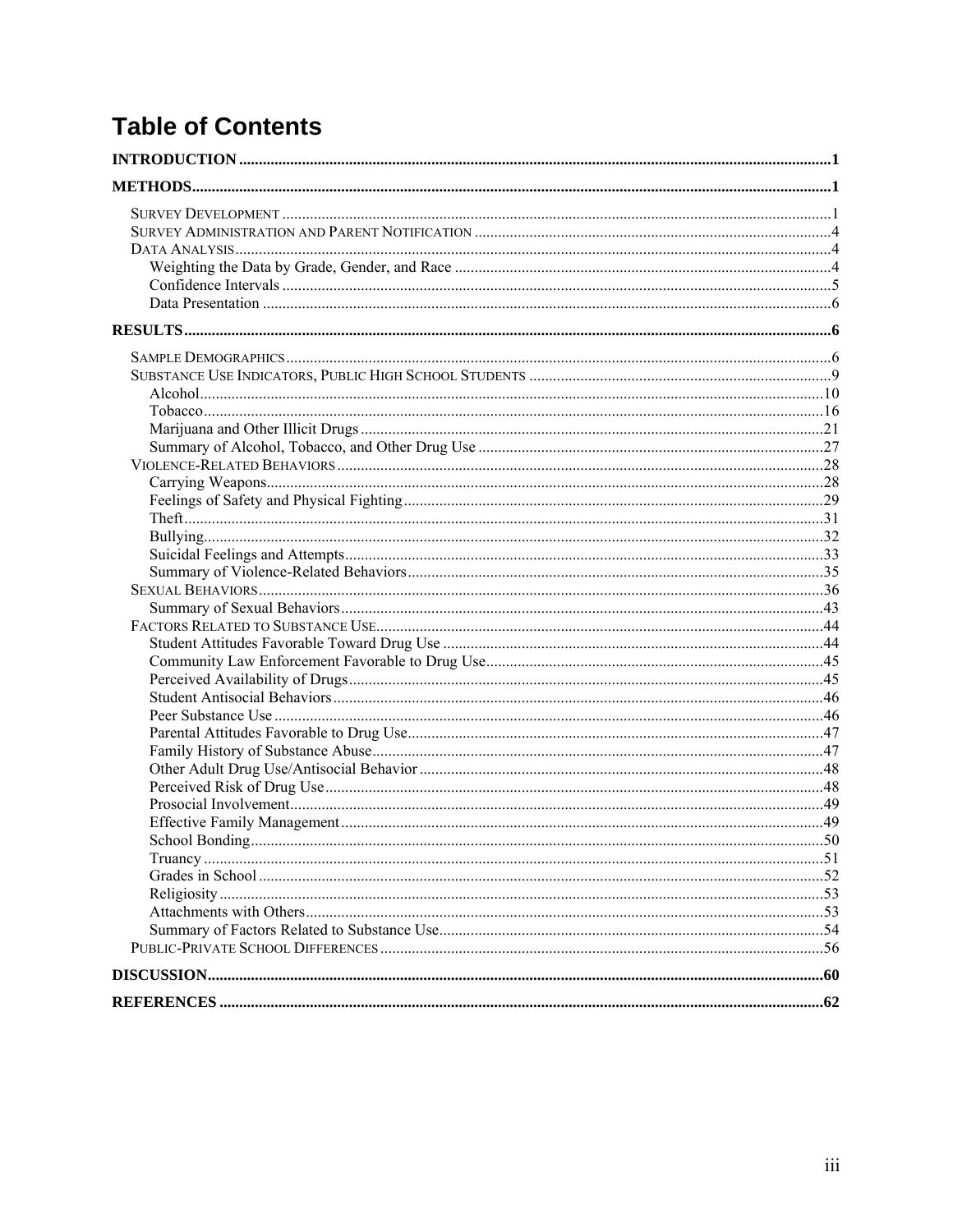# Table of Contents

**INTRODUCTION** .....1

**METHODS** .....1

- SURVEY DEVELOPMENT .....1
- SURVEY ADMINISTRATION AND PARENT NOTIFICATION .....4
- DATA ANALYSIS .....4
  - Weighting the Data by Grade, Gender, and Race .....4
  - Confidence Intervals .....5
  - Data Presentation .....6

**RESULTS** .....6

- SAMPLE DEMOGRAPHICS .....6
- SUBSTANCE USE INDICATORS, PUBLIC HIGH SCHOOL STUDENTS .....9
  - Alcohol .....10
  - Tobacco .....16
  - Marijuana and Other Illicit Drugs .....21
  - Summary of Alcohol, Tobacco, and Other Drug Use .....27
- VIOLENCE-RELATED BEHAVIORS .....28
  - Carrying Weapons .....28
  - Feelings of Safety and Physical Fighting .....29
  - Theft .....31
  - Bullying .....32
  - Suicidal Feelings and Attempts .....33
  - Summary of Violence-Related Behaviors .....35
- SEXUAL BEHAVIORS .....36
  - Summary of Sexual Behaviors .....43
- FACTORS RELATED TO SUBSTANCE USE .....44
  - Student Attitudes Favorable Toward Drug Use .....44
  - Community Law Enforcement Favorable to Drug Use .....45
  - Perceived Availability of Drugs .....45
  - Student Antisocial Behaviors .....46
  - Peer Substance Use .....46
  - Parental Attitudes Favorable to Drug Use .....47
  - Family History of Substance Abuse .....47
  - Other Adult Drug Use/Antisocial Behavior .....48
  - Perceived Risk of Drug Use .....48
  - Prosocial Involvement .....49
  - Effective Family Management .....49
  - School Bonding .....50
  - Truancy .....51
  - Grades in School .....52
  - Religiosity .....53
  - Attachments with Others .....53
  - Summary of Factors Related to Substance Use .....54
- PUBLIC-PRIVATE SCHOOL DIFFERENCES .....56

**DISCUSSION** .....60

**REFERENCES** .....62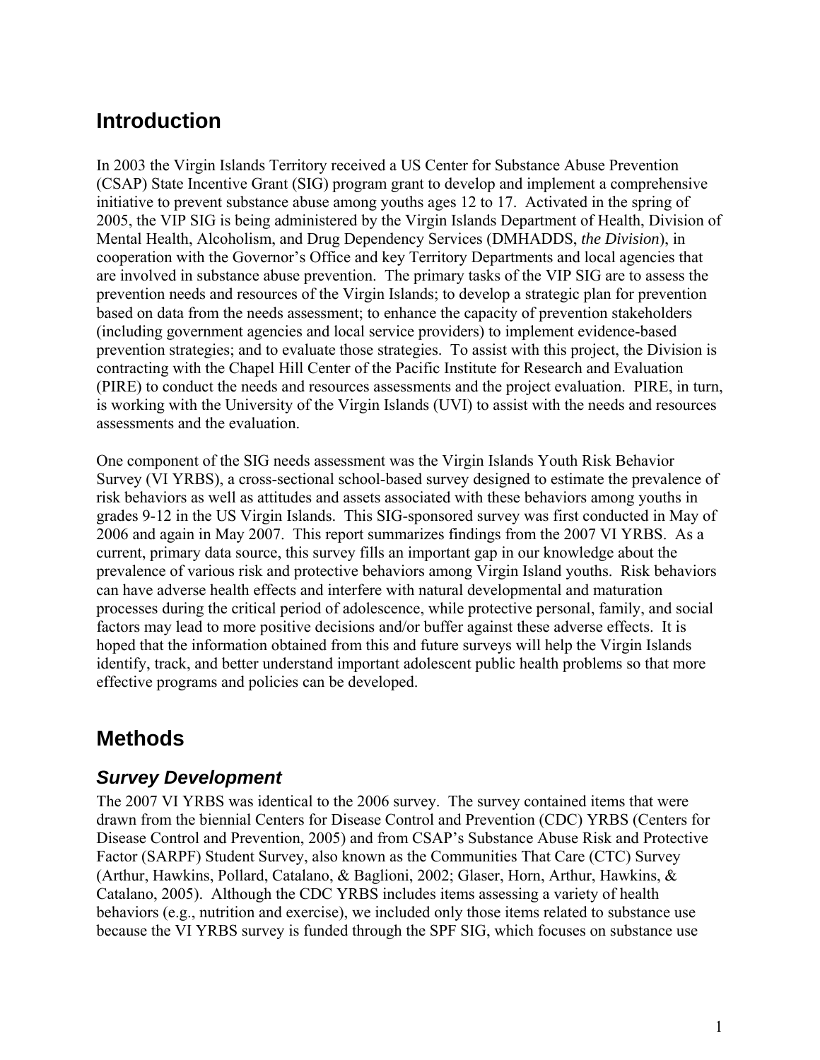## Introduction

In 2003 the Virgin Islands Territory received a US Center for Substance Abuse Prevention (CSAP) State Incentive Grant (SIG) program grant to develop and implement a comprehensive initiative to prevent substance abuse among youths ages 12 to 17. Activated in the spring of 2005, the VIP SIG is being administered by the Virgin Islands Department of Health, Division of Mental Health, Alcoholism, and Drug Dependency Services (DMHADDS, *the Division*), in cooperation with the Governor's Office and key Territory Departments and local agencies that are involved in substance abuse prevention. The primary tasks of the VIP SIG are to assess the prevention needs and resources of the Virgin Islands; to develop a strategic plan for prevention based on data from the needs assessment; to enhance the capacity of prevention stakeholders (including government agencies and local service providers) to implement evidence-based prevention strategies; and to evaluate those strategies. To assist with this project, the Division is contracting with the Chapel Hill Center of the Pacific Institute for Research and Evaluation (PIRE) to conduct the needs and resources assessments and the project evaluation. PIRE, in turn, is working with the University of the Virgin Islands (UVI) to assist with the needs and resources assessments and the evaluation.

One component of the SIG needs assessment was the Virgin Islands Youth Risk Behavior Survey (VI YRBS), a cross-sectional school-based survey designed to estimate the prevalence of risk behaviors as well as attitudes and assets associated with these behaviors among youths in grades 9-12 in the US Virgin Islands. This SIG-sponsored survey was first conducted in May of 2006 and again in May 2007. This report summarizes findings from the 2007 VI YRBS. As a current, primary data source, this survey fills an important gap in our knowledge about the prevalence of various risk and protective behaviors among Virgin Island youths. Risk behaviors can have adverse health effects and interfere with natural developmental and maturation processes during the critical period of adolescence, while protective personal, family, and social factors may lead to more positive decisions and/or buffer against these adverse effects. It is hoped that the information obtained from this and future surveys will help the Virgin Islands identify, track, and better understand important adolescent public health problems so that more effective programs and policies can be developed.

## Methods

### *Survey Development*

The 2007 VI YRBS was identical to the 2006 survey. The survey contained items that were drawn from the biennial Centers for Disease Control and Prevention (CDC) YRBS (Centers for Disease Control and Prevention, 2005) and from CSAP's Substance Abuse Risk and Protective Factor (SARPF) Student Survey, also known as the Communities That Care (CTC) Survey (Arthur, Hawkins, Pollard, Catalano, & Baglioni, 2002; Glaser, Horn, Arthur, Hawkins, & Catalano, 2005). Although the CDC YRBS includes items assessing a variety of health behaviors (e.g., nutrition and exercise), we included only those items related to substance use because the VI YRBS survey is funded through the SPF SIG, which focuses on substance use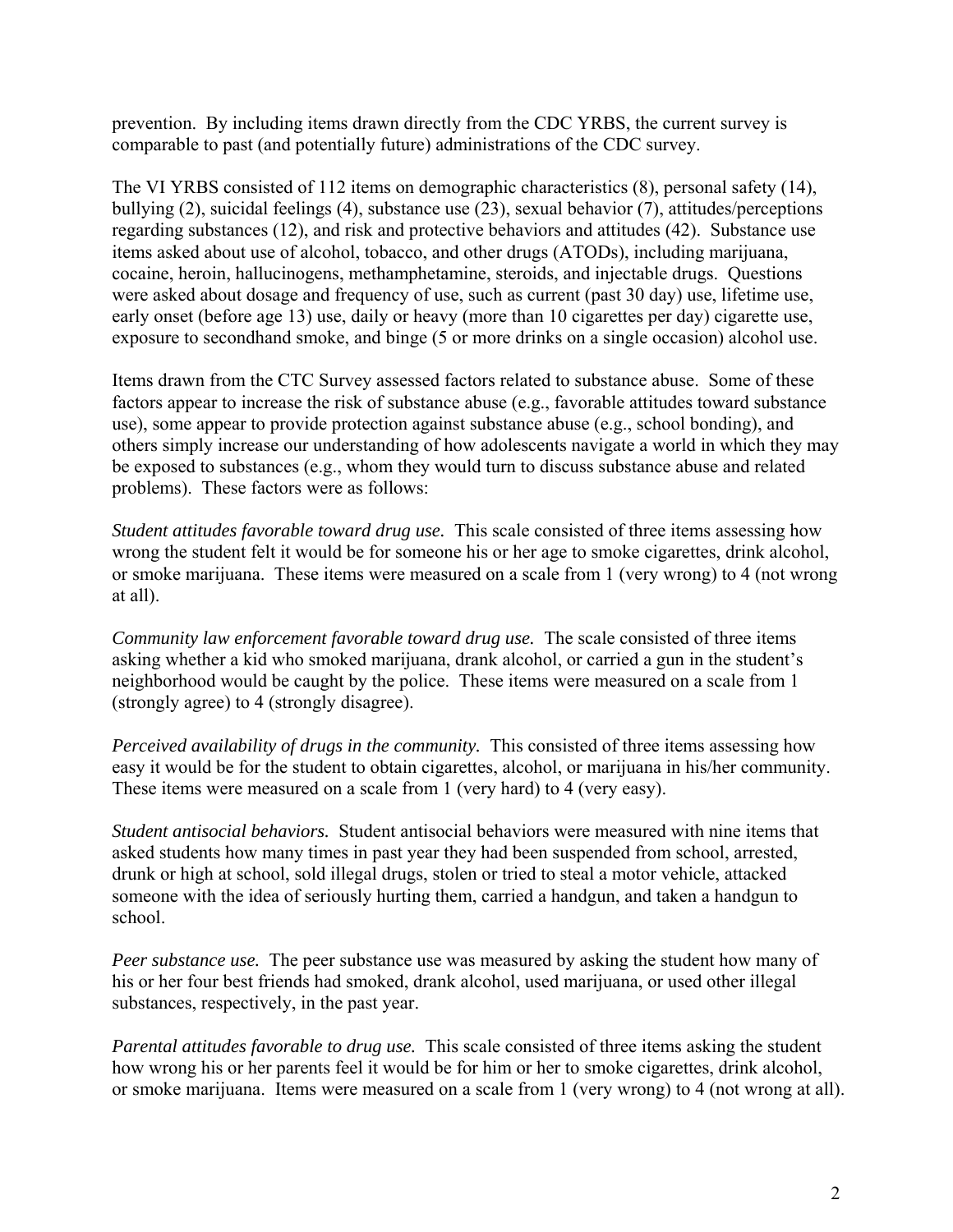prevention. By including items drawn directly from the CDC YRBS, the current survey is comparable to past (and potentially future) administrations of the CDC survey.

The VI YRBS consisted of 112 items on demographic characteristics (8), personal safety (14), bullying (2), suicidal feelings (4), substance use (23), sexual behavior (7), attitudes/perceptions regarding substances (12), and risk and protective behaviors and attitudes (42). Substance use items asked about use of alcohol, tobacco, and other drugs (ATODs), including marijuana, cocaine, heroin, hallucinogens, methamphetamine, steroids, and injectable drugs. Questions were asked about dosage and frequency of use, such as current (past 30 day) use, lifetime use, early onset (before age 13) use, daily or heavy (more than 10 cigarettes per day) cigarette use, exposure to secondhand smoke, and binge (5 or more drinks on a single occasion) alcohol use.

Items drawn from the CTC Survey assessed factors related to substance abuse. Some of these factors appear to increase the risk of substance abuse (e.g., favorable attitudes toward substance use), some appear to provide protection against substance abuse (e.g., school bonding), and others simply increase our understanding of how adolescents navigate a world in which they may be exposed to substances (e.g., whom they would turn to discuss substance abuse and related problems). These factors were as follows:

*Student attitudes favorable toward drug use.* This scale consisted of three items assessing how wrong the student felt it would be for someone his or her age to smoke cigarettes, drink alcohol, or smoke marijuana. These items were measured on a scale from 1 (very wrong) to 4 (not wrong at all).

*Community law enforcement favorable toward drug use.* The scale consisted of three items asking whether a kid who smoked marijuana, drank alcohol, or carried a gun in the student's neighborhood would be caught by the police. These items were measured on a scale from 1 (strongly agree) to 4 (strongly disagree).

*Perceived availability of drugs in the community.* This consisted of three items assessing how easy it would be for the student to obtain cigarettes, alcohol, or marijuana in his/her community. These items were measured on a scale from 1 (very hard) to 4 (very easy).

*Student antisocial behaviors.* Student antisocial behaviors were measured with nine items that asked students how many times in past year they had been suspended from school, arrested, drunk or high at school, sold illegal drugs, stolen or tried to steal a motor vehicle, attacked someone with the idea of seriously hurting them, carried a handgun, and taken a handgun to school.

*Peer substance use.* The peer substance use was measured by asking the student how many of his or her four best friends had smoked, drank alcohol, used marijuana, or used other illegal substances, respectively, in the past year.

*Parental attitudes favorable to drug use.* This scale consisted of three items asking the student how wrong his or her parents feel it would be for him or her to smoke cigarettes, drink alcohol, or smoke marijuana. Items were measured on a scale from 1 (very wrong) to 4 (not wrong at all).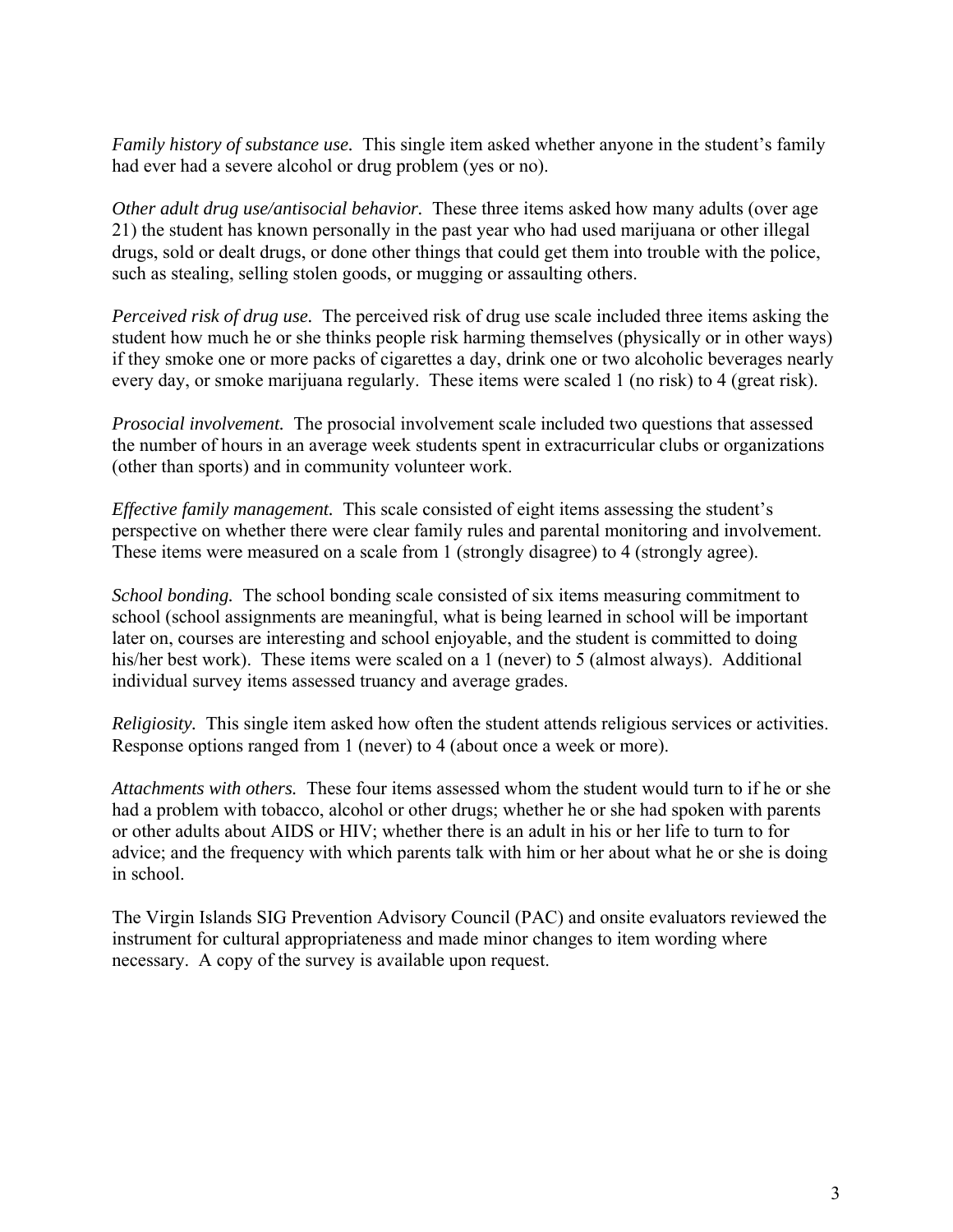*Family history of substance use.* This single item asked whether anyone in the student's family had ever had a severe alcohol or drug problem (yes or no).

*Other adult drug use/antisocial behavior.* These three items asked how many adults (over age 21) the student has known personally in the past year who had used marijuana or other illegal drugs, sold or dealt drugs, or done other things that could get them into trouble with the police, such as stealing, selling stolen goods, or mugging or assaulting others.

*Perceived risk of drug use.* The perceived risk of drug use scale included three items asking the student how much he or she thinks people risk harming themselves (physically or in other ways) if they smoke one or more packs of cigarettes a day, drink one or two alcoholic beverages nearly every day, or smoke marijuana regularly. These items were scaled 1 (no risk) to 4 (great risk).

*Prosocial involvement.* The prosocial involvement scale included two questions that assessed the number of hours in an average week students spent in extracurricular clubs or organizations (other than sports) and in community volunteer work.

*Effective family management.* This scale consisted of eight items assessing the student's perspective on whether there were clear family rules and parental monitoring and involvement. These items were measured on a scale from 1 (strongly disagree) to 4 (strongly agree).

*School bonding.* The school bonding scale consisted of six items measuring commitment to school (school assignments are meaningful, what is being learned in school will be important later on, courses are interesting and school enjoyable, and the student is committed to doing his/her best work). These items were scaled on a 1 (never) to 5 (almost always). Additional individual survey items assessed truancy and average grades.

*Religiosity.* This single item asked how often the student attends religious services or activities. Response options ranged from 1 (never) to 4 (about once a week or more).

*Attachments with others.* These four items assessed whom the student would turn to if he or she had a problem with tobacco, alcohol or other drugs; whether he or she had spoken with parents or other adults about AIDS or HIV; whether there is an adult in his or her life to turn to for advice; and the frequency with which parents talk with him or her about what he or she is doing in school.

The Virgin Islands SIG Prevention Advisory Council (PAC) and onsite evaluators reviewed the instrument for cultural appropriateness and made minor changes to item wording where necessary. A copy of the survey is available upon request.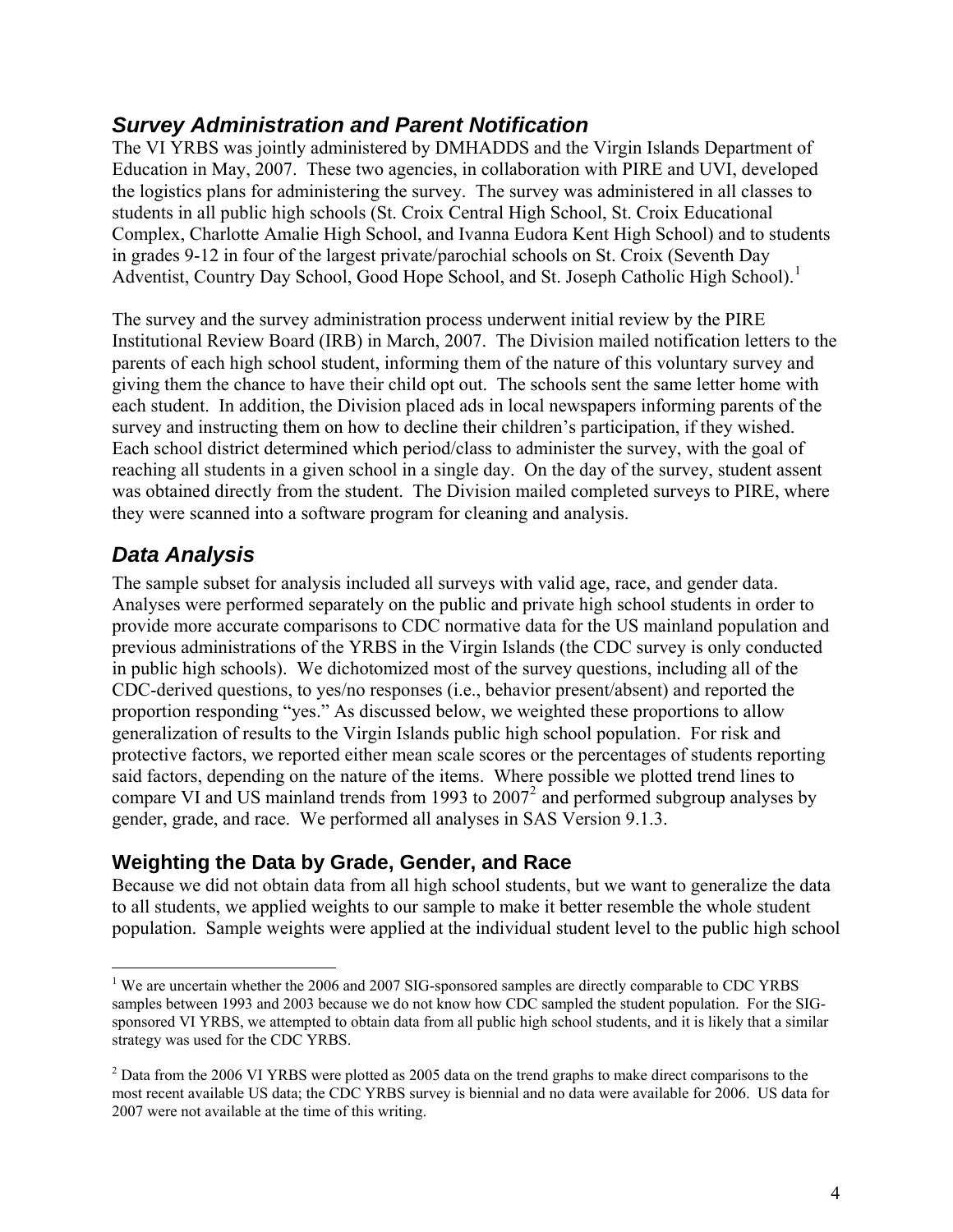## *Survey Administration and Parent Notification*

The VI YRBS was jointly administered by DMHADDS and the Virgin Islands Department of Education in May, 2007. These two agencies, in collaboration with PIRE and UVI, developed the logistics plans for administering the survey. The survey was administered in all classes to students in all public high schools (St. Croix Central High School, St. Croix Educational Complex, Charlotte Amalie High School, and Ivanna Eudora Kent High School) and to students in grades 9-12 in four of the largest private/parochial schools on St. Croix (Seventh Day Adventist, Country Day School, Good Hope School, and St. Joseph Catholic High School).[1]

The survey and the survey administration process underwent initial review by the PIRE Institutional Review Board (IRB) in March, 2007. The Division mailed notification letters to the parents of each high school student, informing them of the nature of this voluntary survey and giving them the chance to have their child opt out. The schools sent the same letter home with each student. In addition, the Division placed ads in local newspapers informing parents of the survey and instructing them on how to decline their children's participation, if they wished. Each school district determined which period/class to administer the survey, with the goal of reaching all students in a given school in a single day. On the day of the survey, student assent was obtained directly from the student. The Division mailed completed surveys to PIRE, where they were scanned into a software program for cleaning and analysis.

## *Data Analysis*

The sample subset for analysis included all surveys with valid age, race, and gender data. Analyses were performed separately on the public and private high school students in order to provide more accurate comparisons to CDC normative data for the US mainland population and previous administrations of the YRBS in the Virgin Islands (the CDC survey is only conducted in public high schools). We dichotomized most of the survey questions, including all of the CDC-derived questions, to yes/no responses (i.e., behavior present/absent) and reported the proportion responding "yes." As discussed below, we weighted these proportions to allow generalization of results to the Virgin Islands public high school population. For risk and protective factors, we reported either mean scale scores or the percentages of students reporting said factors, depending on the nature of the items. Where possible we plotted trend lines to compare VI and US mainland trends from 1993 to 2007[2] and performed subgroup analyses by gender, grade, and race. We performed all analyses in SAS Version 9.1.3.

### Weighting the Data by Grade, Gender, and Race

Because we did not obtain data from all high school students, but we want to generalize the data to all students, we applied weights to our sample to make it better resemble the whole student population. Sample weights were applied at the individual student level to the public high school

---

[1] We are uncertain whether the 2006 and 2007 SIG-sponsored samples are directly comparable to CDC YRBS samples between 1993 and 2003 because we do not know how CDC sampled the student population. For the SIG-sponsored VI YRBS, we attempted to obtain data from all public high school students, and it is likely that a similar strategy was used for the CDC YRBS.

[2] Data from the 2006 VI YRBS were plotted as 2005 data on the trend graphs to make direct comparisons to the most recent available US data; the CDC YRBS survey is biennial and no data were available for 2006. US data for 2007 were not available at the time of this writing.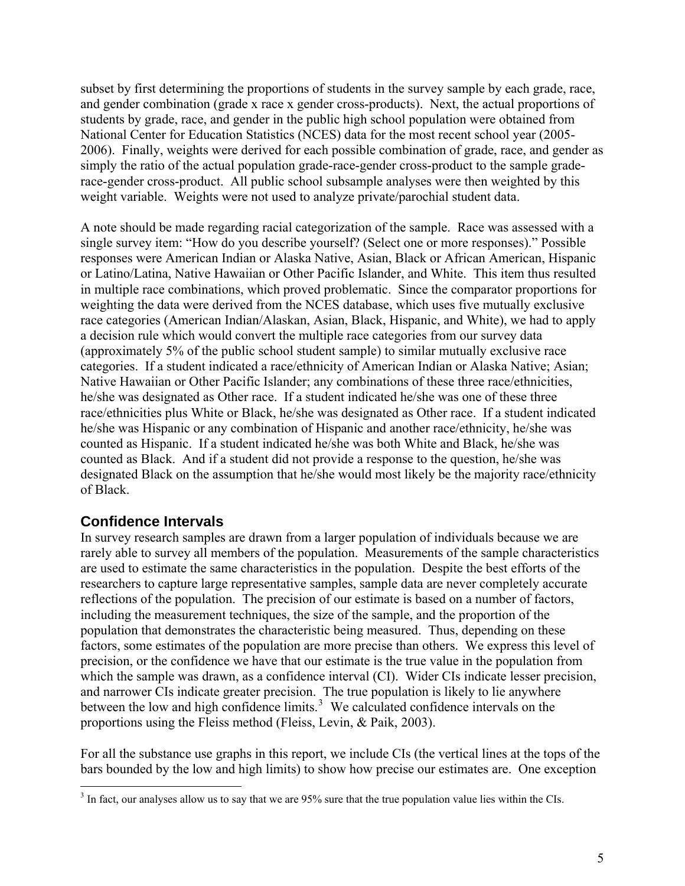subset by first determining the proportions of students in the survey sample by each grade, race, and gender combination (grade x race x gender cross-products). Next, the actual proportions of students by grade, race, and gender in the public high school population were obtained from National Center for Education Statistics (NCES) data for the most recent school year (2005-2006). Finally, weights were derived for each possible combination of grade, race, and gender as simply the ratio of the actual population grade-race-gender cross-product to the sample grade-race-gender cross-product. All public school subsample analyses were then weighted by this weight variable. Weights were not used to analyze private/parochial student data.

A note should be made regarding racial categorization of the sample. Race was assessed with a single survey item: "How do you describe yourself? (Select one or more responses)." Possible responses were American Indian or Alaska Native, Asian, Black or African American, Hispanic or Latino/Latina, Native Hawaiian or Other Pacific Islander, and White. This item thus resulted in multiple race combinations, which proved problematic. Since the comparator proportions for weighting the data were derived from the NCES database, which uses five mutually exclusive race categories (American Indian/Alaskan, Asian, Black, Hispanic, and White), we had to apply a decision rule which would convert the multiple race categories from our survey data (approximately 5% of the public school student sample) to similar mutually exclusive race categories. If a student indicated a race/ethnicity of American Indian or Alaska Native; Asian; Native Hawaiian or Other Pacific Islander; any combinations of these three race/ethnicities, he/she was designated as Other race. If a student indicated he/she was one of these three race/ethnicities plus White or Black, he/she was designated as Other race. If a student indicated he/she was Hispanic or any combination of Hispanic and another race/ethnicity, he/she was counted as Hispanic. If a student indicated he/she was both White and Black, he/she was counted as Black. And if a student did not provide a response to the question, he/she was designated Black on the assumption that he/she would most likely be the majority race/ethnicity of Black.

## Confidence Intervals

In survey research samples are drawn from a larger population of individuals because we are rarely able to survey all members of the population. Measurements of the sample characteristics are used to estimate the same characteristics in the population. Despite the best efforts of the researchers to capture large representative samples, sample data are never completely accurate reflections of the population. The precision of our estimate is based on a number of factors, including the measurement techniques, the size of the sample, and the proportion of the population that demonstrates the characteristic being measured. Thus, depending on these factors, some estimates of the population are more precise than others. We express this level of precision, or the confidence we have that our estimate is the true value in the population from which the sample was drawn, as a confidence interval (CI). Wider CIs indicate lesser precision, and narrower CIs indicate greater precision. The true population is likely to lie anywhere between the low and high confidence limits.[3] We calculated confidence intervals on the proportions using the Fleiss method (Fleiss, Levin, & Paik, 2003).

For all the substance use graphs in this report, we include CIs (the vertical lines at the tops of the bars bounded by the low and high limits) to show how precise our estimates are. One exception

[3] In fact, our analyses allow us to say that we are 95% sure that the true population value lies within the CIs.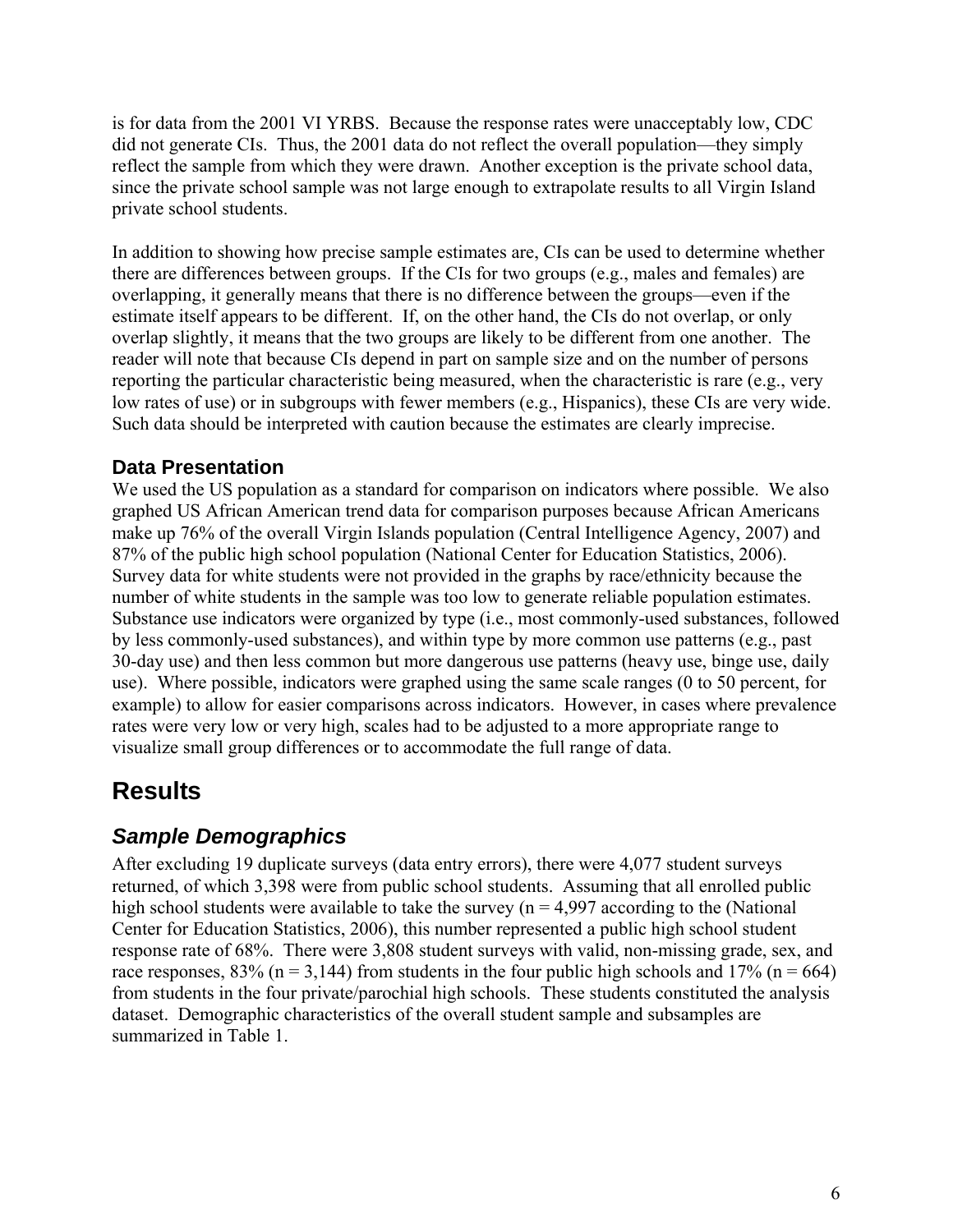is for data from the 2001 VI YRBS. Because the response rates were unacceptably low, CDC did not generate CIs. Thus, the 2001 data do not reflect the overall population—they simply reflect the sample from which they were drawn. Another exception is the private school data, since the private school sample was not large enough to extrapolate results to all Virgin Island private school students.

In addition to showing how precise sample estimates are, CIs can be used to determine whether there are differences between groups. If the CIs for two groups (e.g., males and females) are overlapping, it generally means that there is no difference between the groups—even if the estimate itself appears to be different. If, on the other hand, the CIs do not overlap, or only overlap slightly, it means that the two groups are likely to be different from one another. The reader will note that because CIs depend in part on sample size and on the number of persons reporting the particular characteristic being measured, when the characteristic is rare (e.g., very low rates of use) or in subgroups with fewer members (e.g., Hispanics), these CIs are very wide. Such data should be interpreted with caution because the estimates are clearly imprecise.

### Data Presentation

We used the US population as a standard for comparison on indicators where possible. We also graphed US African American trend data for comparison purposes because African Americans make up 76% of the overall Virgin Islands population (Central Intelligence Agency, 2007) and 87% of the public high school population (National Center for Education Statistics, 2006). Survey data for white students were not provided in the graphs by race/ethnicity because the number of white students in the sample was too low to generate reliable population estimates. Substance use indicators were organized by type (i.e., most commonly-used substances, followed by less commonly-used substances), and within type by more common use patterns (e.g., past 30-day use) and then less common but more dangerous use patterns (heavy use, binge use, daily use). Where possible, indicators were graphed using the same scale ranges (0 to 50 percent, for example) to allow for easier comparisons across indicators. However, in cases where prevalence rates were very low or very high, scales had to be adjusted to a more appropriate range to visualize small group differences or to accommodate the full range of data.

# Results

## *Sample Demographics*

After excluding 19 duplicate surveys (data entry errors), there were 4,077 student surveys returned, of which 3,398 were from public school students. Assuming that all enrolled public high school students were available to take the survey (n = 4,997 according to the (National Center for Education Statistics, 2006), this number represented a public high school student response rate of 68%. There were 3,808 student surveys with valid, non-missing grade, sex, and race responses, 83% (n = 3,144) from students in the four public high schools and 17% (n = 664) from students in the four private/parochial high schools. These students constituted the analysis dataset. Demographic characteristics of the overall student sample and subsamples are summarized in Table 1.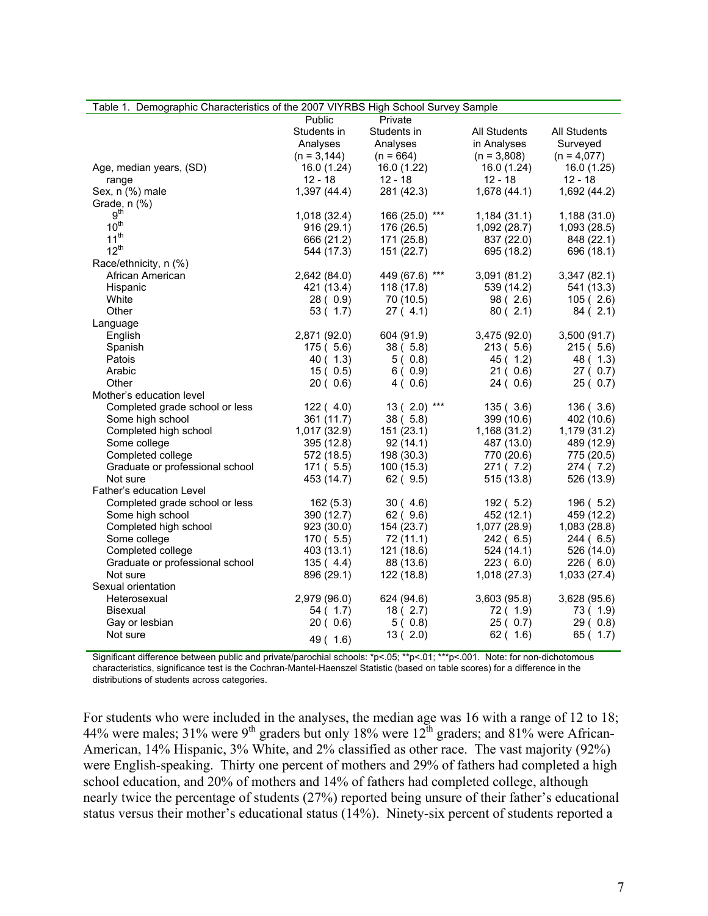| Table 1. Demographic Characteristics of the 2007 VIYRBS High School Survey Sample | Public Students in Analyses (n = 3,144) | Private Students in Analyses (n = 664) | All Students in Analyses (n = 3,808) | All Students Surveyed (n = 4,077) |
|---|---|---|---|---|
| Age, median years, (SD) | 16.0 (1.24) | 16.0 (1.22) | 16.0 (1.24) | 16.0 (1.25) |
| range | 12 - 18 | 12 - 18 | 12 - 18 | 12 - 18 |
| Sex, n (%) male | 1,397 (44.4) | 281 (42.3) | 1,678 (44.1) | 1,692 (44.2) |
| Grade, n (%) | | | | |
| 9th | 1,018 (32.4) | 166 (25.0) *** | 1,184 (31.1) | 1,188 (31.0) |
| 10th | 916 (29.1) | 176 (26.5) | 1,092 (28.7) | 1,093 (28.5) |
| 11th | 666 (21.2) | 171 (25.8) | 837 (22.0) | 848 (22.1) |
| 12th | 544 (17.3) | 151 (22.7) | 695 (18.2) | 696 (18.1) |
| Race/ethnicity, n (%) | | | | |
| African American | 2,642 (84.0) | 449 (67.6) *** | 3,091 (81.2) | 3,347 (82.1) |
| Hispanic | 421 (13.4) | 118 (17.8) | 539 (14.2) | 541 (13.3) |
| White | 28 ( 0.9) | 70 (10.5) | 98 ( 2.6) | 105 ( 2.6) |
| Other | 53 ( 1.7) | 27 ( 4.1) | 80 ( 2.1) | 84 ( 2.1) |
| Language | | | | |
| English | 2,871 (92.0) | 604 (91.9) | 3,475 (92.0) | 3,500 (91.7) |
| Spanish | 175 ( 5.6) | 38 ( 5.8) | 213 ( 5.6) | 215 ( 5.6) |
| Patois | 40 ( 1.3) | 5 ( 0.8) | 45 ( 1.2) | 48 ( 1.3) |
| Arabic | 15 ( 0.5) | 6 ( 0.9) | 21 ( 0.6) | 27 ( 0.7) |
| Other | 20 ( 0.6) | 4 ( 0.6) | 24 ( 0.6) | 25 ( 0.7) |
| Mother's education level | | | | |
| Completed grade school or less | 122 ( 4.0) | 13 ( 2.0) *** | 135 ( 3.6) | 136 ( 3.6) |
| Some high school | 361 (11.7) | 38 ( 5.8) | 399 (10.6) | 402 (10.6) |
| Completed high school | 1,017 (32.9) | 151 (23.1) | 1,168 (31.2) | 1,179 (31.2) |
| Some college | 395 (12.8) | 92 (14.1) | 487 (13.0) | 489 (12.9) |
| Completed college | 572 (18.5) | 198 (30.3) | 770 (20.6) | 775 (20.5) |
| Graduate or professional school | 171 ( 5.5) | 100 (15.3) | 271 ( 7.2) | 274 ( 7.2) |
| Not sure | 453 (14.7) | 62 ( 9.5) | 515 (13.8) | 526 (13.9) |
| Father's education Level | | | | |
| Completed grade school or less | 162 (5.3) | 30 ( 4.6) | 192 ( 5.2) | 196 ( 5.2) |
| Some high school | 390 (12.7) | 62 ( 9.6) | 452 (12.1) | 459 (12.2) |
| Completed high school | 923 (30.0) | 154 (23.7) | 1,077 (28.9) | 1,083 (28.8) |
| Some college | 170 ( 5.5) | 72 (11.1) | 242 ( 6.5) | 244 ( 6.5) |
| Completed college | 403 (13.1) | 121 (18.6) | 524 (14.1) | 526 (14.0) |
| Graduate or professional school | 135 ( 4.4) | 88 (13.6) | 223 ( 6.0) | 226 ( 6.0) |
| Not sure | 896 (29.1) | 122 (18.8) | 1,018 (27.3) | 1,033 (27.4) |
| Sexual orientation | | | | |
| Heterosexual | 2,979 (96.0) | 624 (94.6) | 3,603 (95.8) | 3,628 (95.6) |
| Bisexual | 54 ( 1.7) | 18 ( 2.7) | 72 ( 1.9) | 73 ( 1.9) |
| Gay or lesbian | 20 ( 0.6) | 5 ( 0.8) | 25 ( 0.7) | 29 ( 0.8) |
| Not sure | 49 ( 1.6) | 13 ( 2.0) | 62 ( 1.6) | 65 ( 1.7) |

Significant difference between public and private/parochial schools: *p<.05; **p<.01; ***p<.001. Note: for non-dichotomous characteristics, significance test is the Cochran-Mantel-Haenszel Statistic (based on table scores) for a difference in the distributions of students across categories.

For students who were included in the analyses, the median age was 16 with a range of 12 to 18; 44% were males; 31% were 9th graders but only 18% were 12th graders; and 81% were African-American, 14% Hispanic, 3% White, and 2% classified as other race. The vast majority (92%) were English-speaking. Thirty one percent of mothers and 29% of fathers had completed a high school education, and 20% of mothers and 14% of fathers had completed college, although nearly twice the percentage of students (27%) reported being unsure of their father's educational status versus their mother's educational status (14%). Ninety-six percent of students reported a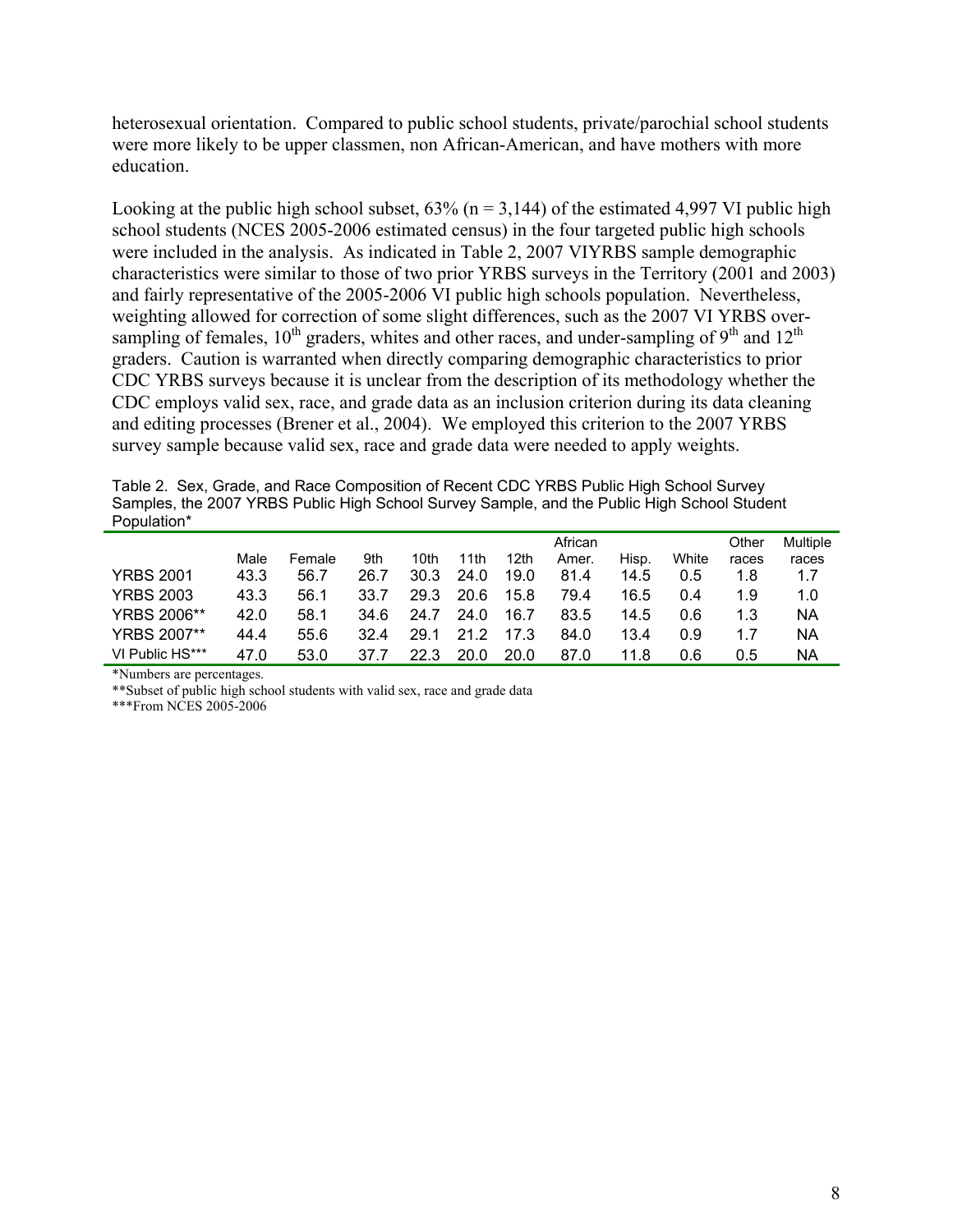heterosexual orientation. Compared to public school students, private/parochial school students were more likely to be upper classmen, non African-American, and have mothers with more education.

Looking at the public high school subset, 63% (n = 3,144) of the estimated 4,997 VI public high school students (NCES 2005-2006 estimated census) in the four targeted public high schools were included in the analysis. As indicated in Table 2, 2007 VIYRBS sample demographic characteristics were similar to those of two prior YRBS surveys in the Territory (2001 and 2003) and fairly representative of the 2005-2006 VI public high schools population. Nevertheless, weighting allowed for correction of some slight differences, such as the 2007 VI YRBS over-sampling of females, 10th graders, whites and other races, and under-sampling of 9th and 12th graders. Caution is warranted when directly comparing demographic characteristics to prior CDC YRBS surveys because it is unclear from the description of its methodology whether the CDC employs valid sex, race, and grade data as an inclusion criterion during its data cleaning and editing processes (Brener et al., 2004). We employed this criterion to the 2007 YRBS survey sample because valid sex, race and grade data were needed to apply weights.

Table 2. Sex, Grade, and Race Composition of Recent CDC YRBS Public High School Survey Samples, the 2007 YRBS Public High School Survey Sample, and the Public High School Student Population*

| | Male | Female | 9th | 10th | 11th | 12th | African Amer. | Hisp. | White | Other races | Multiple races |
|---|---|---|---|---|---|---|---|---|---|---|---|
| YRBS 2001 | 43.3 | 56.7 | 26.7 | 30.3 | 24.0 | 19.0 | 81.4 | 14.5 | 0.5 | 1.8 | 1.7 |
| YRBS 2003 | 43.3 | 56.1 | 33.7 | 29.3 | 20.6 | 15.8 | 79.4 | 16.5 | 0.4 | 1.9 | 1.0 |
| YRBS 2006** | 42.0 | 58.1 | 34.6 | 24.7 | 24.0 | 16.7 | 83.5 | 14.5 | 0.6 | 1.3 | NA |
| YRBS 2007** | 44.4 | 55.6 | 32.4 | 29.1 | 21.2 | 17.3 | 84.0 | 13.4 | 0.9 | 1.7 | NA |
| VI Public HS*** | 47.0 | 53.0 | 37.7 | 22.3 | 20.0 | 20.0 | 87.0 | 11.8 | 0.6 | 0.5 | NA |

*Numbers are percentages.

**Subset of public high school students with valid sex, race and grade data

***From NCES 2005-2006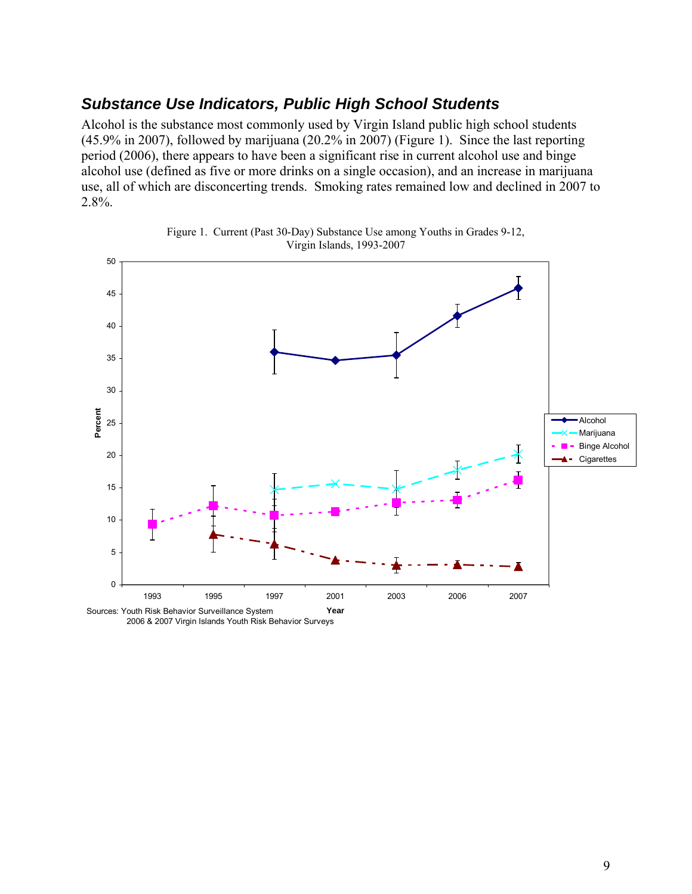## *Substance Use Indicators, Public High School Students*

Alcohol is the substance most commonly used by Virgin Island public high school students (45.9% in 2007), followed by marijuana (20.2% in 2007) (Figure 1). Since the last reporting period (2006), there appears to have been a significant rise in current alcohol use and binge alcohol use (defined as five or more drinks on a single occasion), and an increase in marijuana use, all of which are disconcerting trends. Smoking rates remained low and declined in 2007 to 2.8%.

Figure 1. Current (Past 30-Day) Substance Use among Youths in Grades 9-12, Virgin Islands, 1993-2007

Sources: Youth Risk Behavior Surveillance System
2006 & 2007 Virgin Islands Youth Risk Behavior Surveys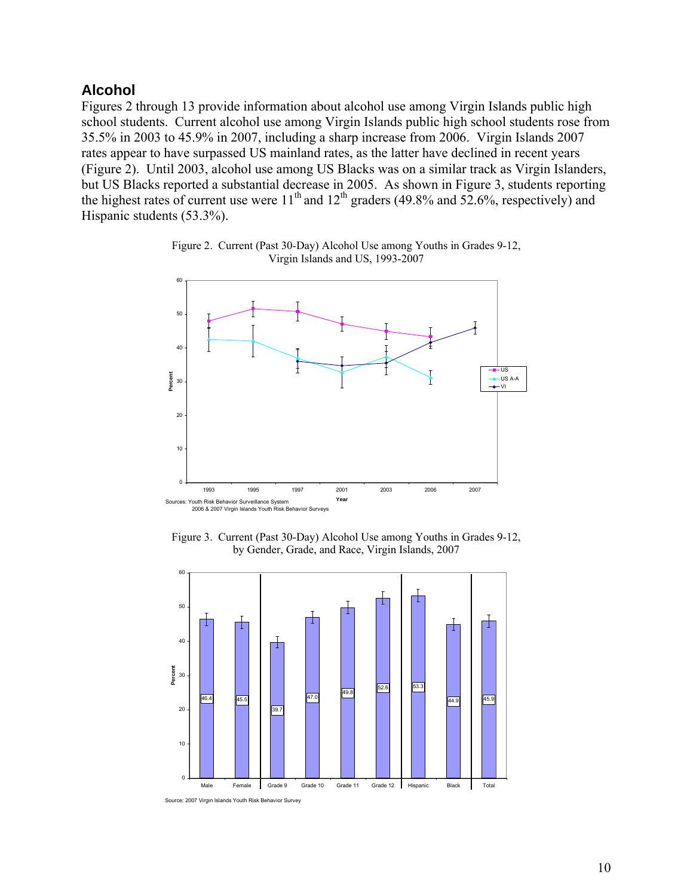## Alcohol

Figures 2 through 13 provide information about alcohol use among Virgin Islands public high school students. Current alcohol use among Virgin Islands public high school students rose from 35.5% in 2003 to 45.9% in 2007, including a sharp increase from 2006. Virgin Islands 2007 rates appear to have surpassed US mainland rates, as the latter have declined in recent years (Figure 2). Until 2003, alcohol use among US Blacks was on a similar track as Virgin Islanders, but US Blacks reported a substantial decrease in 2005. As shown in Figure 3, students reporting the highest rates of current use were 11th and 12th graders (49.8% and 52.6%, respectively) and Hispanic students (53.3%).

Figure 2. Current (Past 30-Day) Alcohol Use among Youths in Grades 9-12, Virgin Islands and US, 1993-2007

Sources: Youth Risk Behavior Surveillance System
2006 & 2007 Virgin Islands Youth Risk Behavior Surveys

Figure 3. Current (Past 30-Day) Alcohol Use among Youths in Grades 9-12, by Gender, Grade, and Race, Virgin Islands, 2007

Source: 2007 Virgin Islands Youth Risk Behavior Survey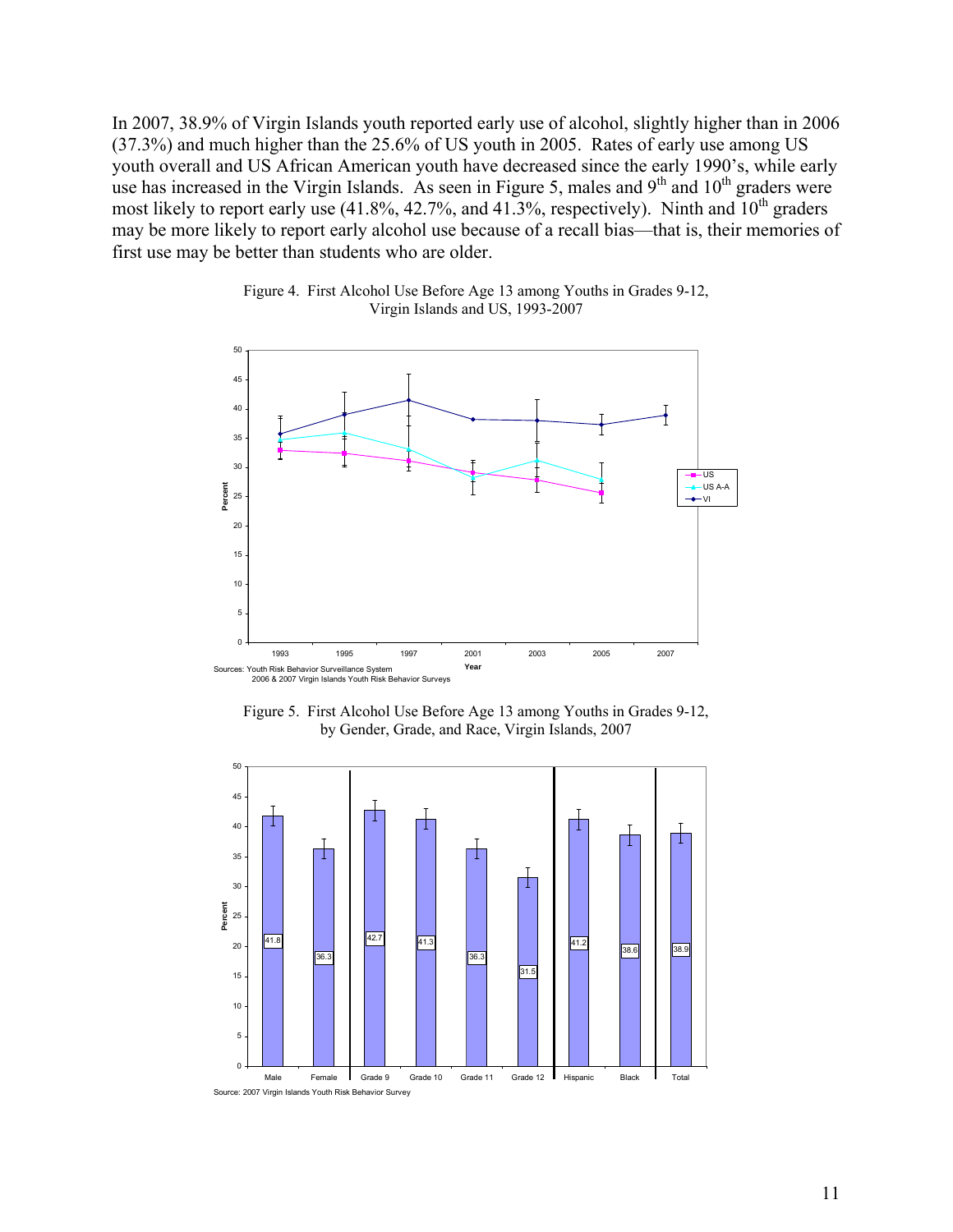In 2007, 38.9% of Virgin Islands youth reported early use of alcohol, slightly higher than in 2006 (37.3%) and much higher than the 25.6% of US youth in 2005. Rates of early use among US youth overall and US African American youth have decreased since the early 1990's, while early use has increased in the Virgin Islands. As seen in Figure 5, males and 9th and 10th graders were most likely to report early use (41.8%, 42.7%, and 41.3%, respectively). Ninth and 10th graders may be more likely to report early alcohol use because of a recall bias—that is, their memories of first use may be better than students who are older.

Figure 4. First Alcohol Use Before Age 13 among Youths in Grades 9-12, Virgin Islands and US, 1993-2007

Sources: Youth Risk Behavior Surveillance System
2006 & 2007 Virgin Islands Youth Risk Behavior Surveys

Figure 5. First Alcohol Use Before Age 13 among Youths in Grades 9-12, by Gender, Grade, and Race, Virgin Islands, 2007

| Group | Percent |
|---|---|
| Male | 41.8 |
| Female | 36.3 |
| Grade 9 | 42.7 |
| Grade 10 | 41.3 |
| Grade 11 | 36.3 |
| Grade 12 | 31.5 |
| Hispanic | 41.2 |
| Black | 38.6 |
| Total | 38.9 |

Source: 2007 Virgin Islands Youth Risk Behavior Survey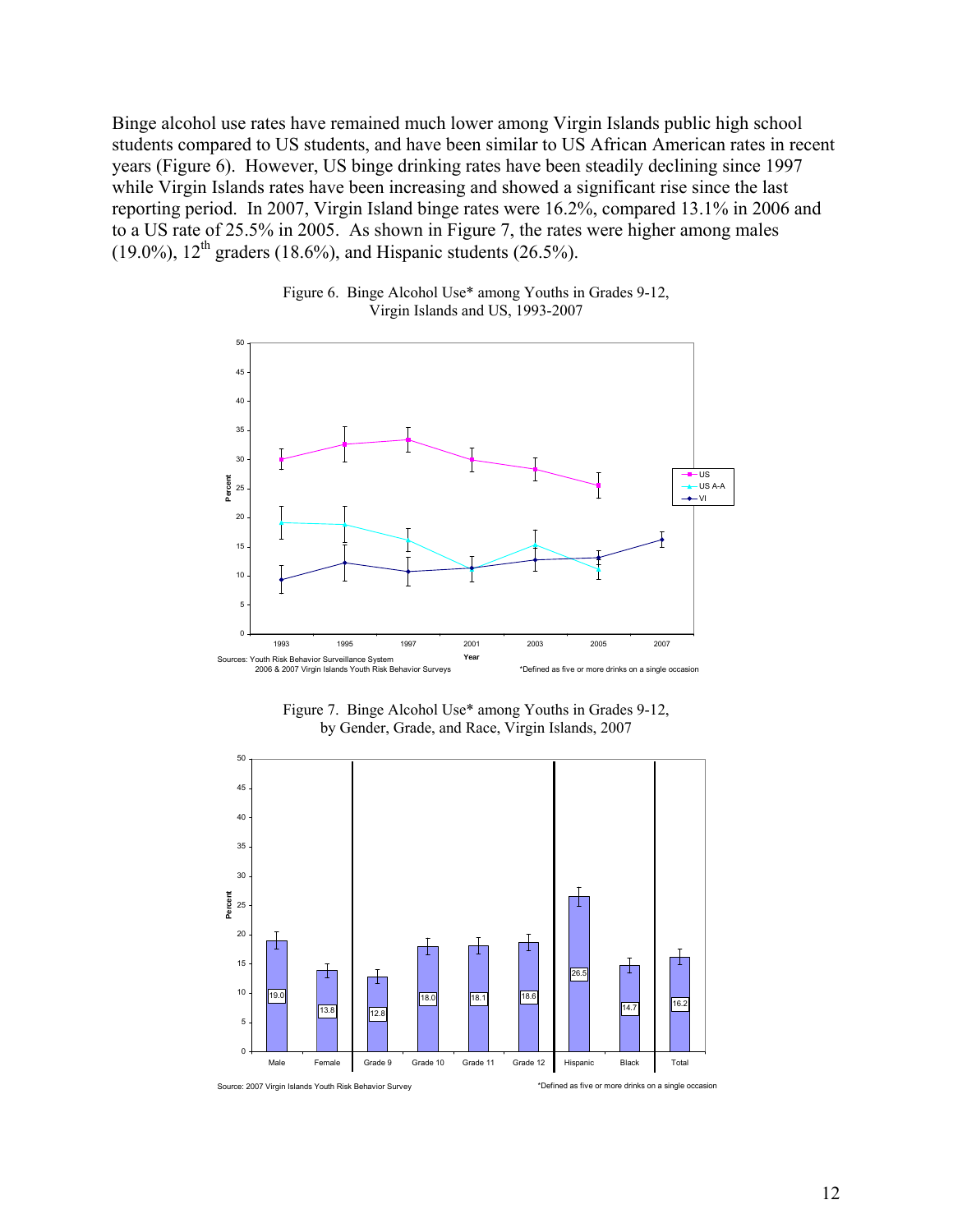Binge alcohol use rates have remained much lower among Virgin Islands public high school students compared to US students, and have been similar to US African American rates in recent years (Figure 6). However, US binge drinking rates have been steadily declining since 1997 while Virgin Islands rates have been increasing and showed a significant rise since the last reporting period. In 2007, Virgin Island binge rates were 16.2%, compared 13.1% in 2006 and to a US rate of 25.5% in 2005. As shown in Figure 7, the rates were higher among males (19.0%), 12th graders (18.6%), and Hispanic students (26.5%).

Figure 6. Binge Alcohol Use* among Youths in Grades 9-12, Virgin Islands and US, 1993-2007

Sources: Youth Risk Behavior Surveillance System
2006 & 2007 Virgin Islands Youth Risk Behavior Surveys

*Defined as five or more drinks on a single occasion

Figure 7. Binge Alcohol Use* among Youths in Grades 9-12, by Gender, Grade, and Race, Virgin Islands, 2007

| Male | Female | Grade 9 | Grade 10 | Grade 11 | Grade 12 | Hispanic | Black | Total |
|---|---|---|---|---|---|---|---|---|
| 19.0 | 13.8 | 12.8 | 18.0 | 18.1 | 18.6 | 26.5 | 14.7 | 16.2 |

Source: 2007 Virgin Islands Youth Risk Behavior Survey

*Defined as five or more drinks on a single occasion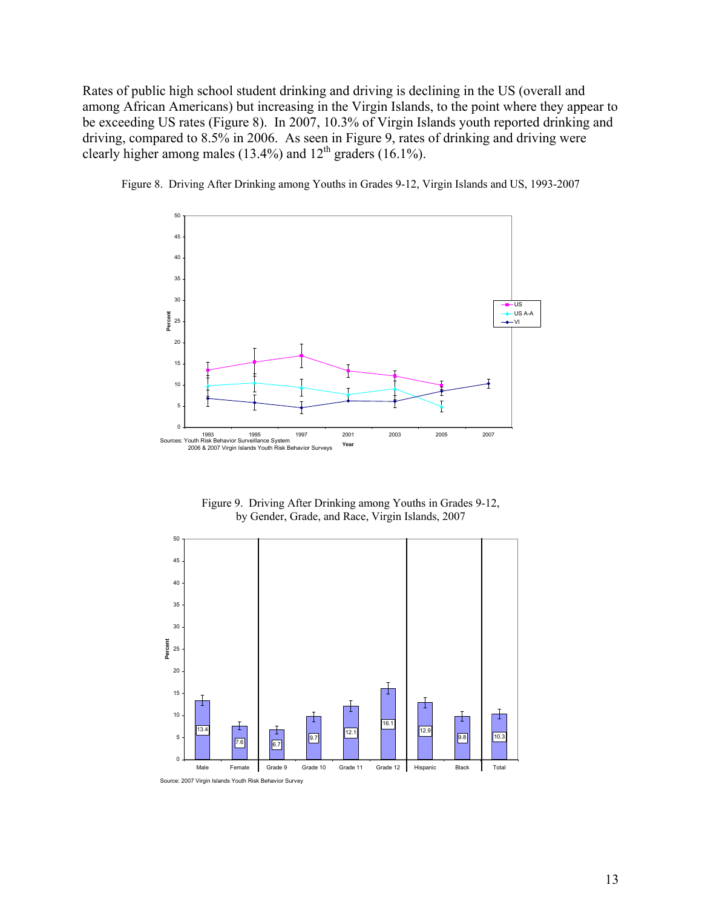Rates of public high school student drinking and driving is declining in the US (overall and among African Americans) but increasing in the Virgin Islands, to the point where they appear to be exceeding US rates (Figure 8). In 2007, 10.3% of Virgin Islands youth reported drinking and driving, compared to 8.5% in 2006. As seen in Figure 9, rates of drinking and driving were clearly higher among males (13.4%) and 12th graders (16.1%).

Figure 8. Driving After Drinking among Youths in Grades 9-12, Virgin Islands and US, 1993-2007

Sources: Youth Risk Behavior Surveillance System
2006 & 2007 Virgin Islands Youth Risk Behavior Surveys

Figure 9. Driving After Drinking among Youths in Grades 9-12, by Gender, Grade, and Race, Virgin Islands, 2007

| Male | Female | Grade 9 | Grade 10 | Grade 11 | Grade 12 | Hispanic | Black | Total |
|---|---|---|---|---|---|---|---|---|
| 13.4 | 7.6 | 6.7 | 9.7 | 12.1 | 16.1 | 12.9 | 9.8 | 10.3 |

Source: 2007 Virgin Islands Youth Risk Behavior Survey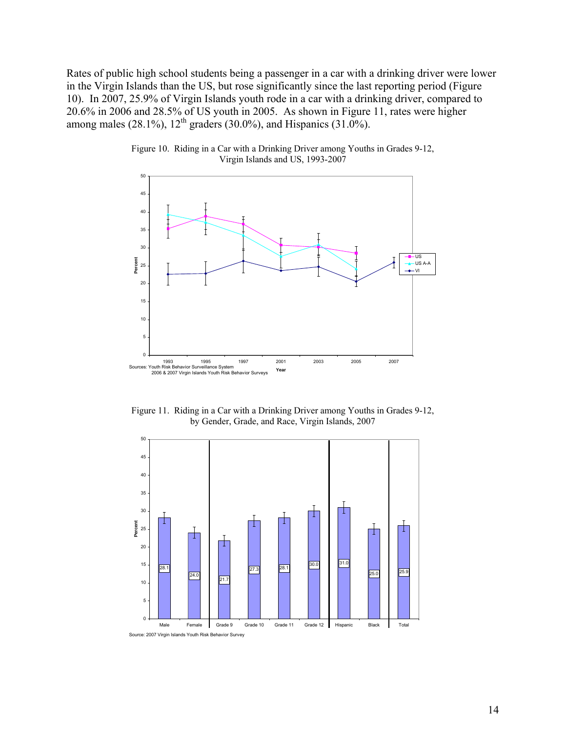Rates of public high school students being a passenger in a car with a drinking driver were lower in the Virgin Islands than the US, but rose significantly since the last reporting period (Figure 10). In 2007, 25.9% of Virgin Islands youth rode in a car with a drinking driver, compared to 20.6% in 2006 and 28.5% of US youth in 2005. As shown in Figure 11, rates were higher among males (28.1%), 12th graders (30.0%), and Hispanics (31.0%).

Figure 10. Riding in a Car with a Drinking Driver among Youths in Grades 9-12, Virgin Islands and US, 1993-2007

Sources: Youth Risk Behavior Surveillance System
2006 & 2007 Virgin Islands Youth Risk Behavior Surveys

Figure 11. Riding in a Car with a Drinking Driver among Youths in Grades 9-12, by Gender, Grade, and Race, Virgin Islands, 2007

| Group | Percent |
|---|---|
| Male | 28.1 |
| Female | 24.0 |
| Grade 9 | 21.7 |
| Grade 10 | 27.3 |
| Grade 11 | 28.1 |
| Grade 12 | 30.0 |
| Hispanic | 31.0 |
| Black | 25.0 |
| Total | 25.9 |

Source: 2007 Virgin Islands Youth Risk Behavior Survey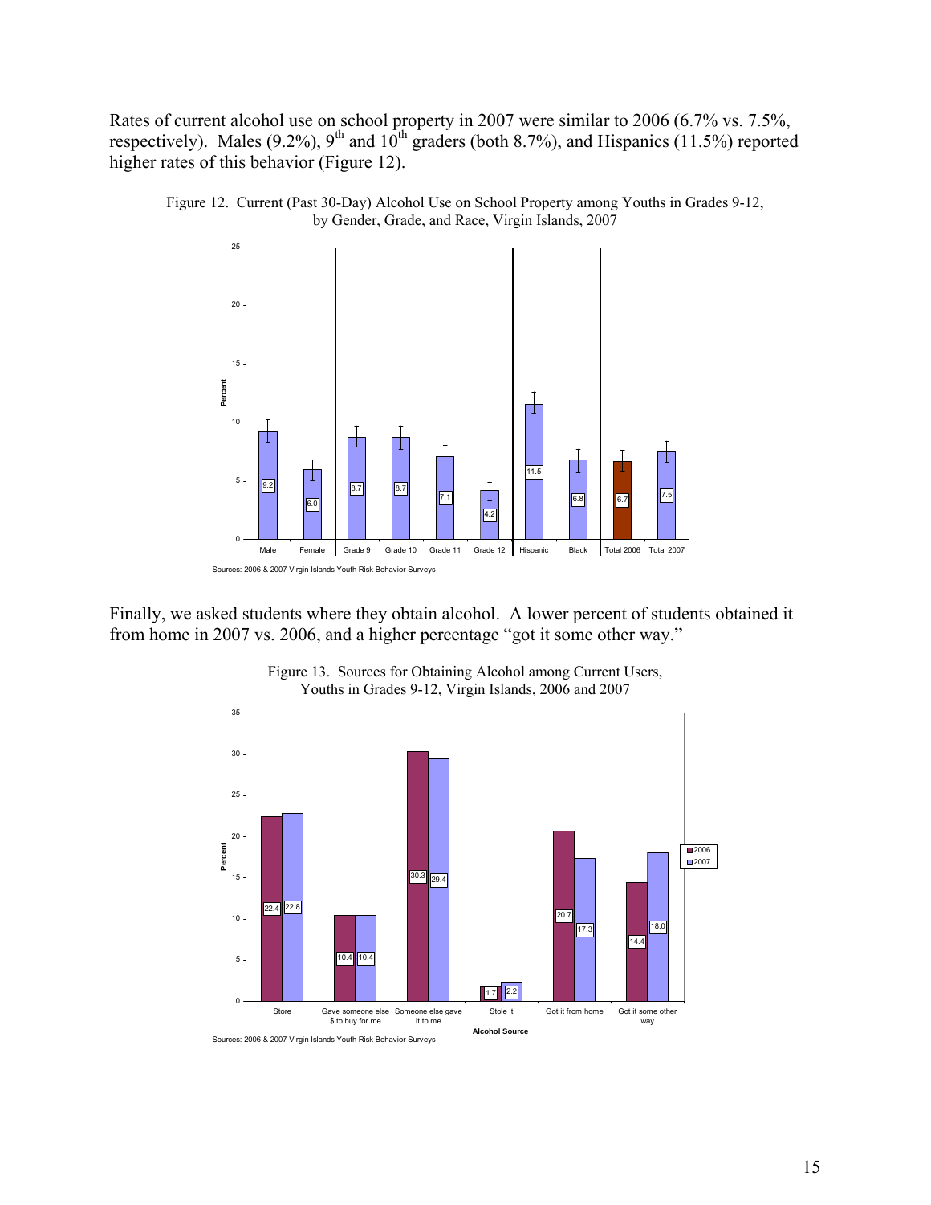Rates of current alcohol use on school property in 2007 were similar to 2006 (6.7% vs. 7.5%, respectively). Males (9.2%), 9th and 10th graders (both 8.7%), and Hispanics (11.5%) reported higher rates of this behavior (Figure 12).

Figure 12. Current (Past 30-Day) Alcohol Use on School Property among Youths in Grades 9-12, by Gender, Grade, and Race, Virgin Islands, 2007

| Group | Percent |
|---|---|
| Male | 9.2 |
| Female | 6.0 |
| Grade 9 | 8.7 |
| Grade 10 | 8.7 |
| Grade 11 | 7.1 |
| Grade 12 | 4.2 |
| Hispanic | 11.5 |
| Black | 6.8 |
| Total 2006 | 6.7 |
| Total 2007 | 7.5 |

Sources: 2006 & 2007 Virgin Islands Youth Risk Behavior Surveys

Finally, we asked students where they obtain alcohol. A lower percent of students obtained it from home in 2007 vs. 2006, and a higher percentage "got it some other way."

Figure 13. Sources for Obtaining Alcohol among Current Users, Youths in Grades 9-12, Virgin Islands, 2006 and 2007

| Alcohol Source | 2006 | 2007 |
|---|---|---|
| Store | 22.4 | 22.8 |
| Gave someone else $ to buy for me | 10.4 | 10.4 |
| Someone else gave it to me | 30.3 | 29.4 |
| Stole it | 1.7 | 2.2 |
| Got it from home | 20.7 | 17.3 |
| Got it some other way | 14.4 | 18.0 |

Sources: 2006 & 2007 Virgin Islands Youth Risk Behavior Surveys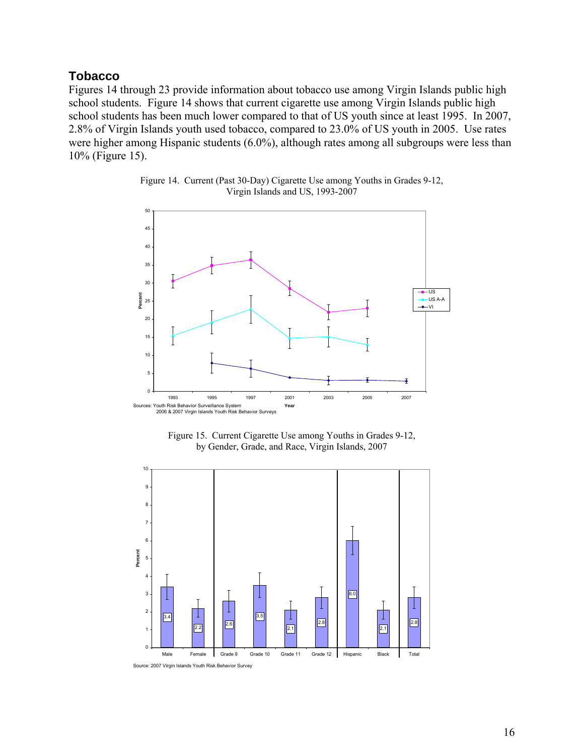## Tobacco

Figures 14 through 23 provide information about tobacco use among Virgin Islands public high school students. Figure 14 shows that current cigarette use among Virgin Islands public high school students has been much lower compared to that of US youth since at least 1995. In 2007, 2.8% of Virgin Islands youth used tobacco, compared to 23.0% of US youth in 2005. Use rates were higher among Hispanic students (6.0%), although rates among all subgroups were less than 10% (Figure 15).

Figure 14. Current (Past 30-Day) Cigarette Use among Youths in Grades 9-12, Virgin Islands and US, 1993-2007

Sources: Youth Risk Behavior Surveillance System
2006 & 2007 Virgin Islands Youth Risk Behavior Surveys

Figure 15. Current Cigarette Use among Youths in Grades 9-12, by Gender, Grade, and Race, Virgin Islands, 2007

| Male | Female | Grade 9 | Grade 10 | Grade 11 | Grade 12 | Hispanic | Black | Total |
|---|---|---|---|---|---|---|---|---|
| 3.4 | 2.2 | 2.6 | 3.5 | 2.1 | 2.8 | 6.0 | 2.1 | 2.8 |

Source: 2007 Virgin Islands Youth Risk Behavior Survey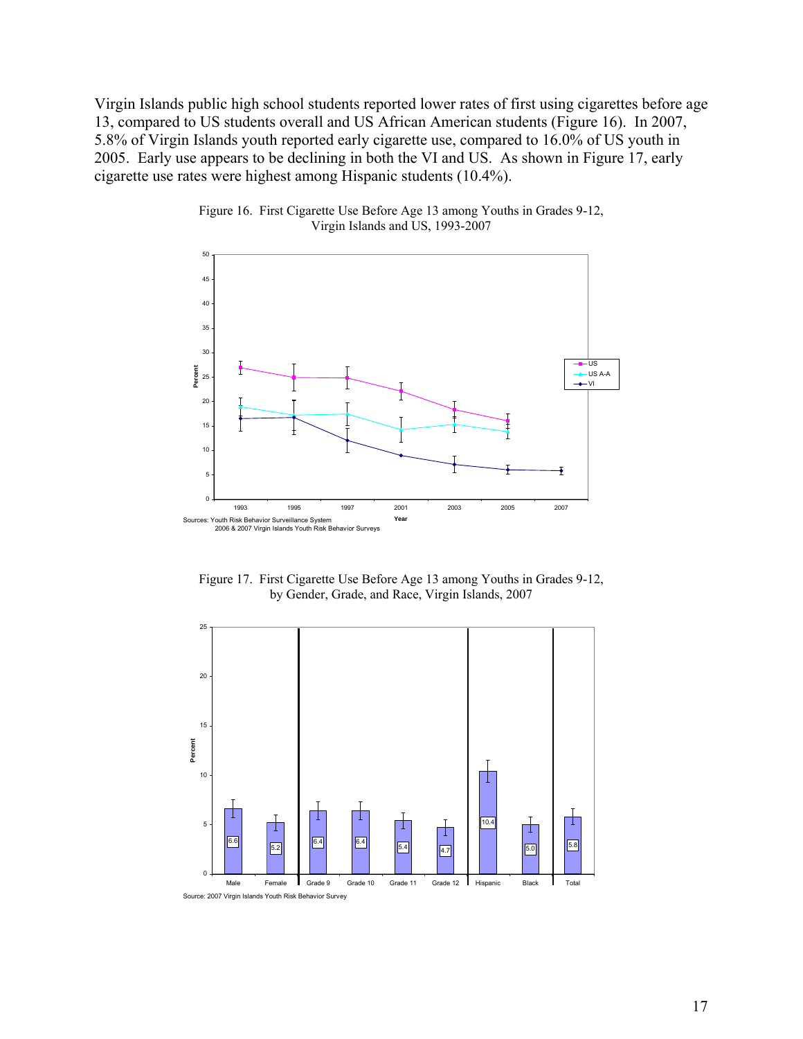Virgin Islands public high school students reported lower rates of first using cigarettes before age 13, compared to US students overall and US African American students (Figure 16). In 2007, 5.8% of Virgin Islands youth reported early cigarette use, compared to 16.0% of US youth in 2005. Early use appears to be declining in both the VI and US. As shown in Figure 17, early cigarette use rates were highest among Hispanic students (10.4%).

Figure 16. First Cigarette Use Before Age 13 among Youths in Grades 9-12, Virgin Islands and US, 1993-2007

Sources: Youth Risk Behavior Surveillance System
2006 & 2007 Virgin Islands Youth Risk Behavior Surveys

Figure 17. First Cigarette Use Before Age 13 among Youths in Grades 9-12, by Gender, Grade, and Race, Virgin Islands, 2007

| Group | Percent |
|---|---|
| Male | 6.6 |
| Female | 5.2 |
| Grade 9 | 6.4 |
| Grade 10 | 6.4 |
| Grade 11 | 5.4 |
| Grade 12 | 4.7 |
| Hispanic | 10.4 |
| Black | 5.0 |
| Total | 5.8 |

Source: 2007 Virgin Islands Youth Risk Behavior Survey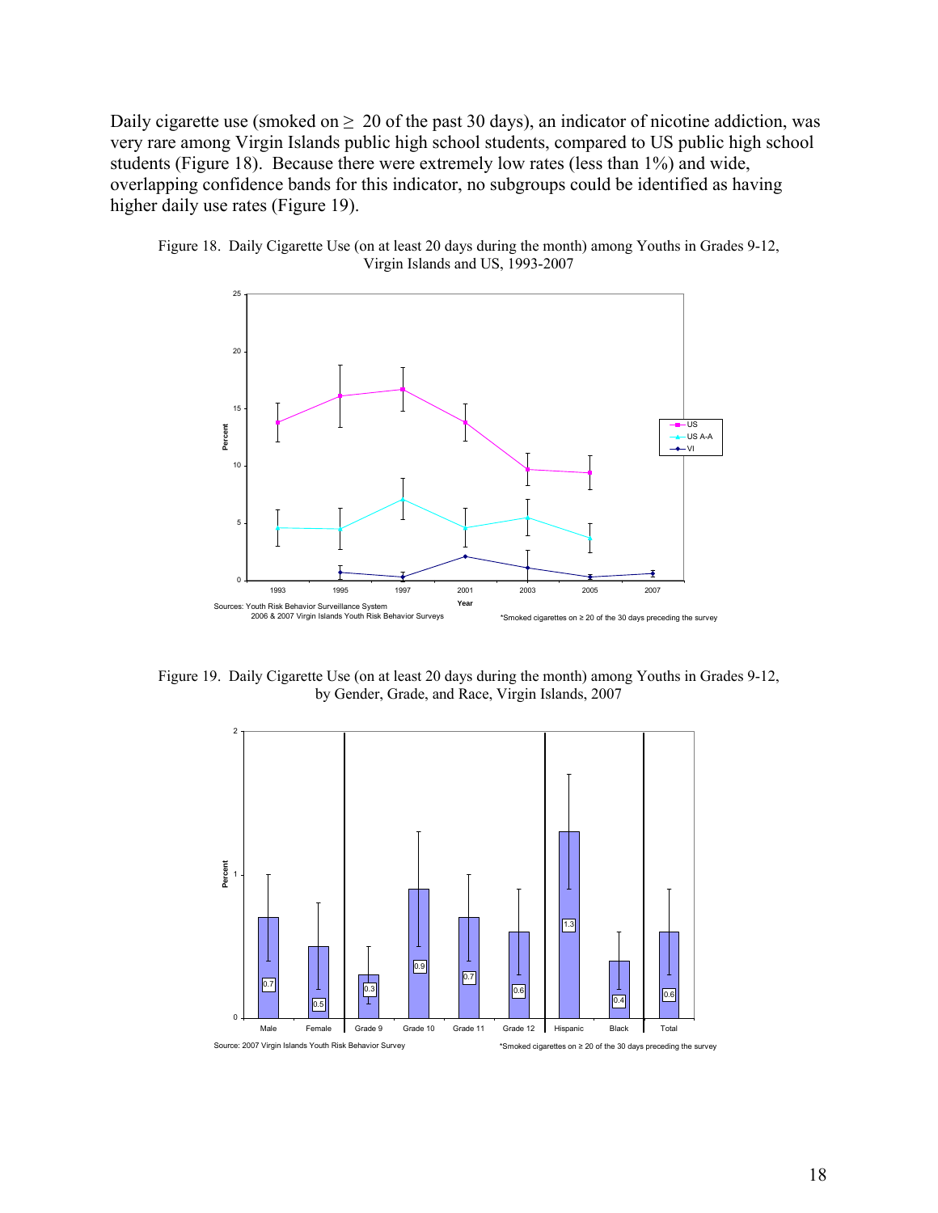Daily cigarette use (smoked on ≥ 20 of the past 30 days), an indicator of nicotine addiction, was very rare among Virgin Islands public high school students, compared to US public high school students (Figure 18). Because there were extremely low rates (less than 1%) and wide, overlapping confidence bands for this indicator, no subgroups could be identified as having higher daily use rates (Figure 19).

Figure 18. Daily Cigarette Use (on at least 20 days during the month) among Youths in Grades 9-12, Virgin Islands and US, 1993-2007

Sources: Youth Risk Behavior Surveillance System
2006 & 2007 Virgin Islands Youth Risk Behavior Surveys

*Smoked cigarettes on ≥ 20 of the 30 days preceding the survey

Figure 19. Daily Cigarette Use (on at least 20 days during the month) among Youths in Grades 9-12, by Gender, Grade, and Race, Virgin Islands, 2007

| Male | Female | Grade 9 | Grade 10 | Grade 11 | Grade 12 | Hispanic | Black | Total |
|---|---|---|---|---|---|---|---|---|
| 0.7 | 0.5 | 0.3 | 0.9 | 0.7 | 0.6 | 1.3 | 0.4 | 0.6 |

Source: 2007 Virgin Islands Youth Risk Behavior Survey

*Smoked cigarettes on ≥ 20 of the 30 days preceding the survey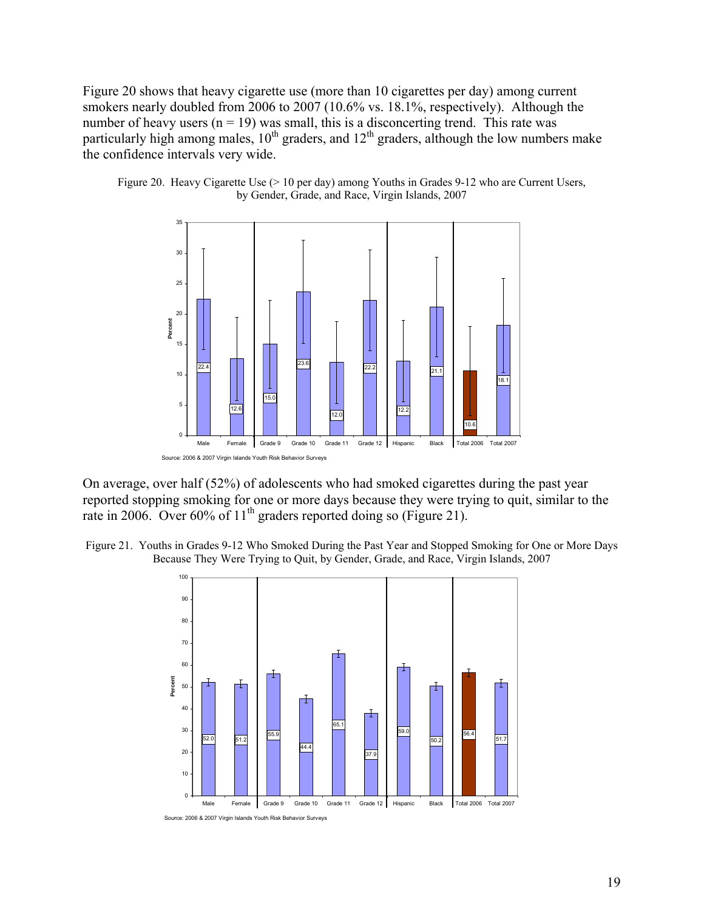Figure 20 shows that heavy cigarette use (more than 10 cigarettes per day) among current smokers nearly doubled from 2006 to 2007 (10.6% vs. 18.1%, respectively). Although the number of heavy users (n = 19) was small, this is a disconcerting trend. This rate was particularly high among males, 10th graders, and 12th graders, although the low numbers make the confidence intervals very wide.

Figure 20. Heavy Cigarette Use (> 10 per day) among Youths in Grades 9-12 who are Current Users, by Gender, Grade, and Race, Virgin Islands, 2007

| Group | Percent |
|---|---|
| Male | 22.4 |
| Female | 12.6 |
| Grade 9 | 15.0 |
| Grade 10 | 23.6 |
| Grade 11 | 12.0 |
| Grade 12 | 22.2 |
| Hispanic | 12.2 |
| Black | 21.1 |
| Total 2006 | 10.6 |
| Total 2007 | 18.1 |

Source: 2006 & 2007 Virgin Islands Youth Risk Behavior Surveys

On average, over half (52%) of adolescents who had smoked cigarettes during the past year reported stopping smoking for one or more days because they were trying to quit, similar to the rate in 2006. Over 60% of 11th graders reported doing so (Figure 21).

Figure 21. Youths in Grades 9-12 Who Smoked During the Past Year and Stopped Smoking for One or More Days Because They Were Trying to Quit, by Gender, Grade, and Race, Virgin Islands, 2007

| Group | Percent |
|---|---|
| Male | 52.0 |
| Female | 51.2 |
| Grade 9 | 55.9 |
| Grade 10 | 44.4 |
| Grade 11 | 65.1 |
| Grade 12 | 37.9 |
| Hispanic | 59.0 |
| Black | 50.2 |
| Total 2006 | 56.4 |
| Total 2007 | 51.7 |

Source: 2006 & 2007 Virgin Islands Youth Risk Behavior Surveys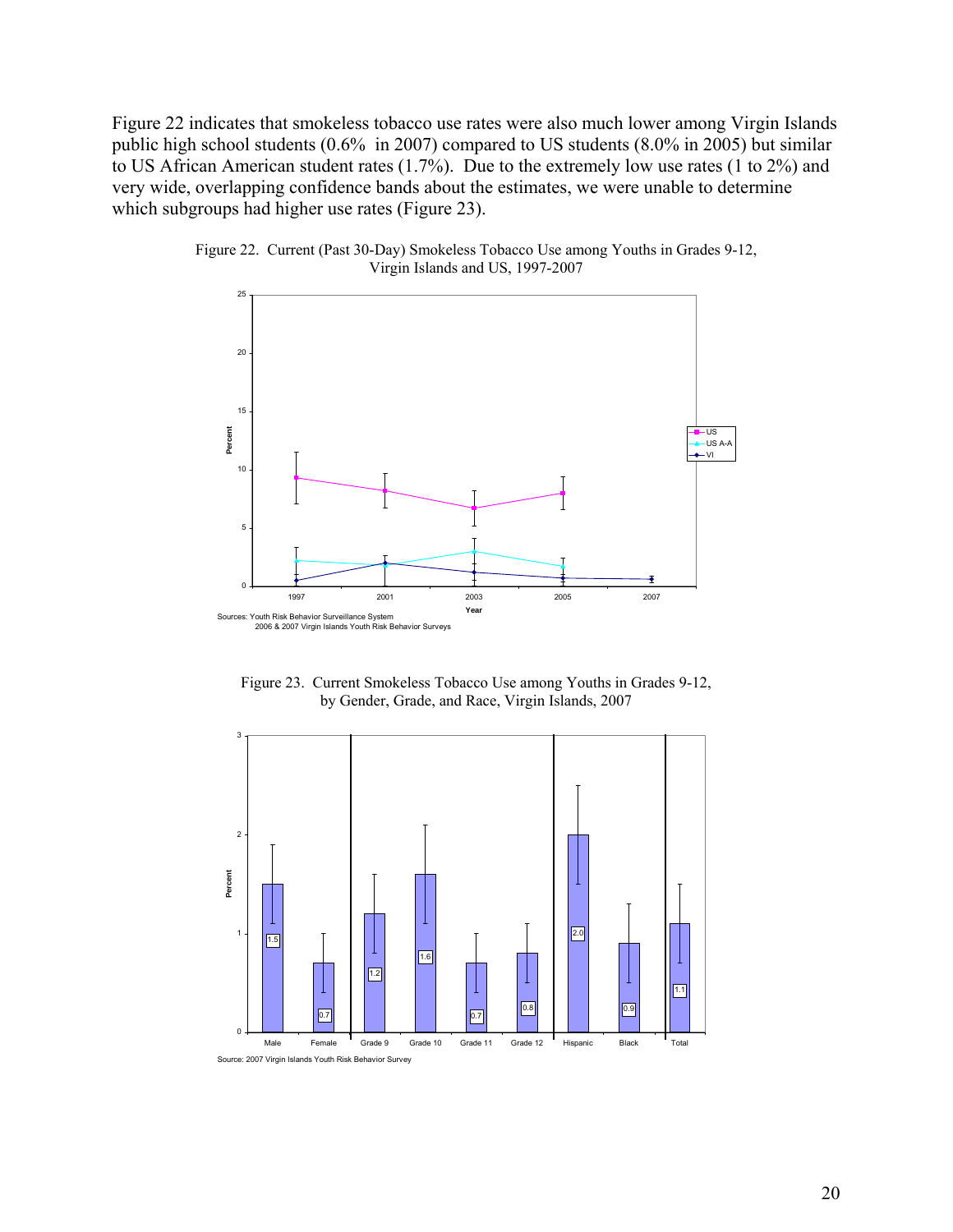Figure 22 indicates that smokeless tobacco use rates were also much lower among Virgin Islands public high school students (0.6% in 2007) compared to US students (8.0% in 2005) but similar to US African American student rates (1.7%). Due to the extremely low use rates (1 to 2%) and very wide, overlapping confidence bands about the estimates, we were unable to determine which subgroups had higher use rates (Figure 23).

Figure 22. Current (Past 30-Day) Smokeless Tobacco Use among Youths in Grades 9-12, Virgin Islands and US, 1997-2007

Sources: Youth Risk Behavior Surveillance System
2006 & 2007 Virgin Islands Youth Risk Behavior Surveys

Figure 23. Current Smokeless Tobacco Use among Youths in Grades 9-12, by Gender, Grade, and Race, Virgin Islands, 2007

Source: 2007 Virgin Islands Youth Risk Behavior Survey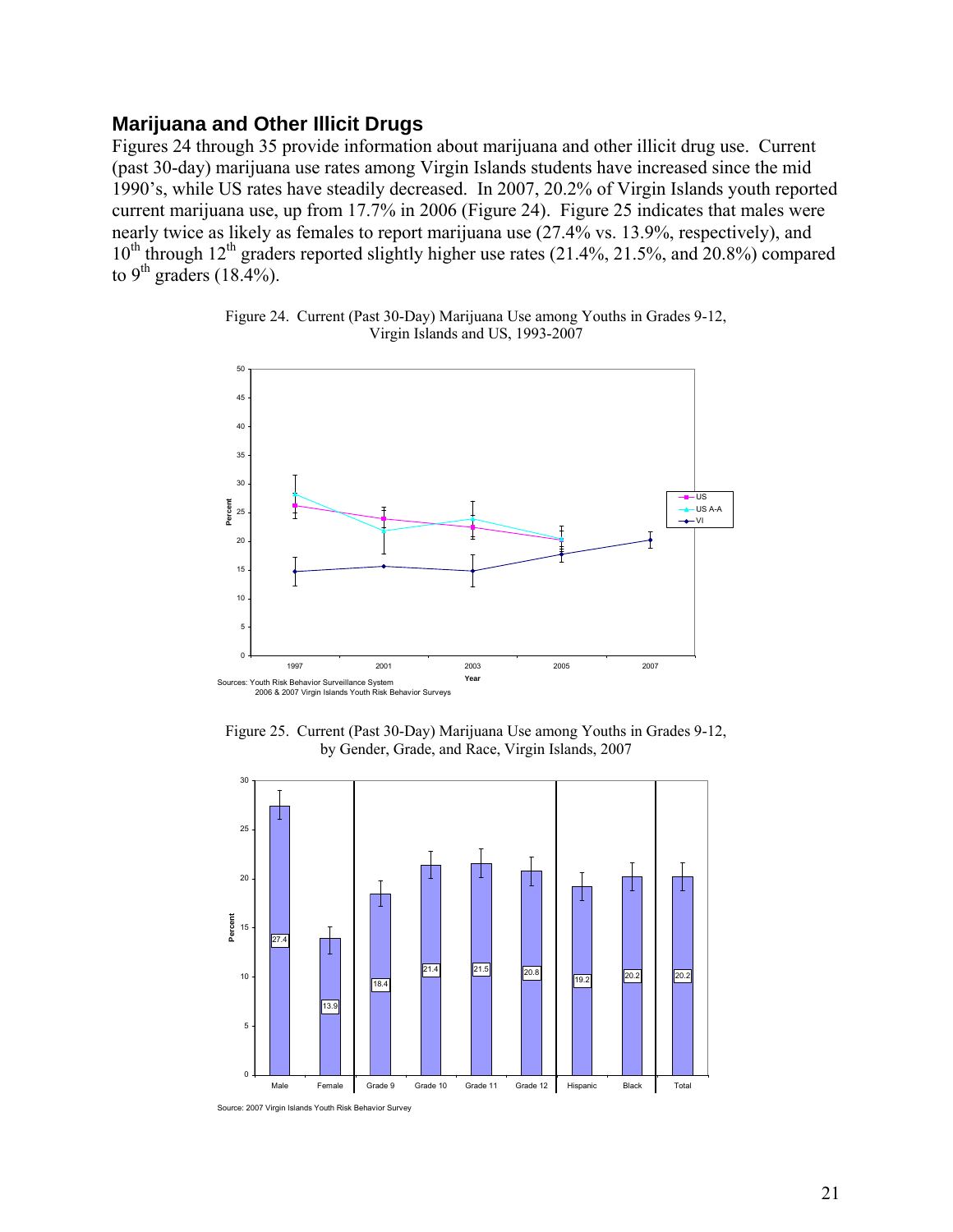## Marijuana and Other Illicit Drugs

Figures 24 through 35 provide information about marijuana and other illicit drug use. Current (past 30-day) marijuana use rates among Virgin Islands students have increased since the mid 1990's, while US rates have steadily decreased. In 2007, 20.2% of Virgin Islands youth reported current marijuana use, up from 17.7% in 2006 (Figure 24). Figure 25 indicates that males were nearly twice as likely as females to report marijuana use (27.4% vs. 13.9%, respectively), and 10th through 12th graders reported slightly higher use rates (21.4%, 21.5%, and 20.8%) compared to 9th graders (18.4%).

Figure 24. Current (Past 30-Day) Marijuana Use among Youths in Grades 9-12, Virgin Islands and US, 1993-2007

Sources: Youth Risk Behavior Surveillance System
2006 & 2007 Virgin Islands Youth Risk Behavior Surveys

Figure 25. Current (Past 30-Day) Marijuana Use among Youths in Grades 9-12, by Gender, Grade, and Race, Virgin Islands, 2007

| Male | Female | Grade 9 | Grade 10 | Grade 11 | Grade 12 | Hispanic | Black | Total |
|---|---|---|---|---|---|---|---|---|
| 27.4 | 13.9 | 18.4 | 21.4 | 21.5 | 20.8 | 19.2 | 20.2 | 20.2 |

Source: 2007 Virgin Islands Youth Risk Behavior Survey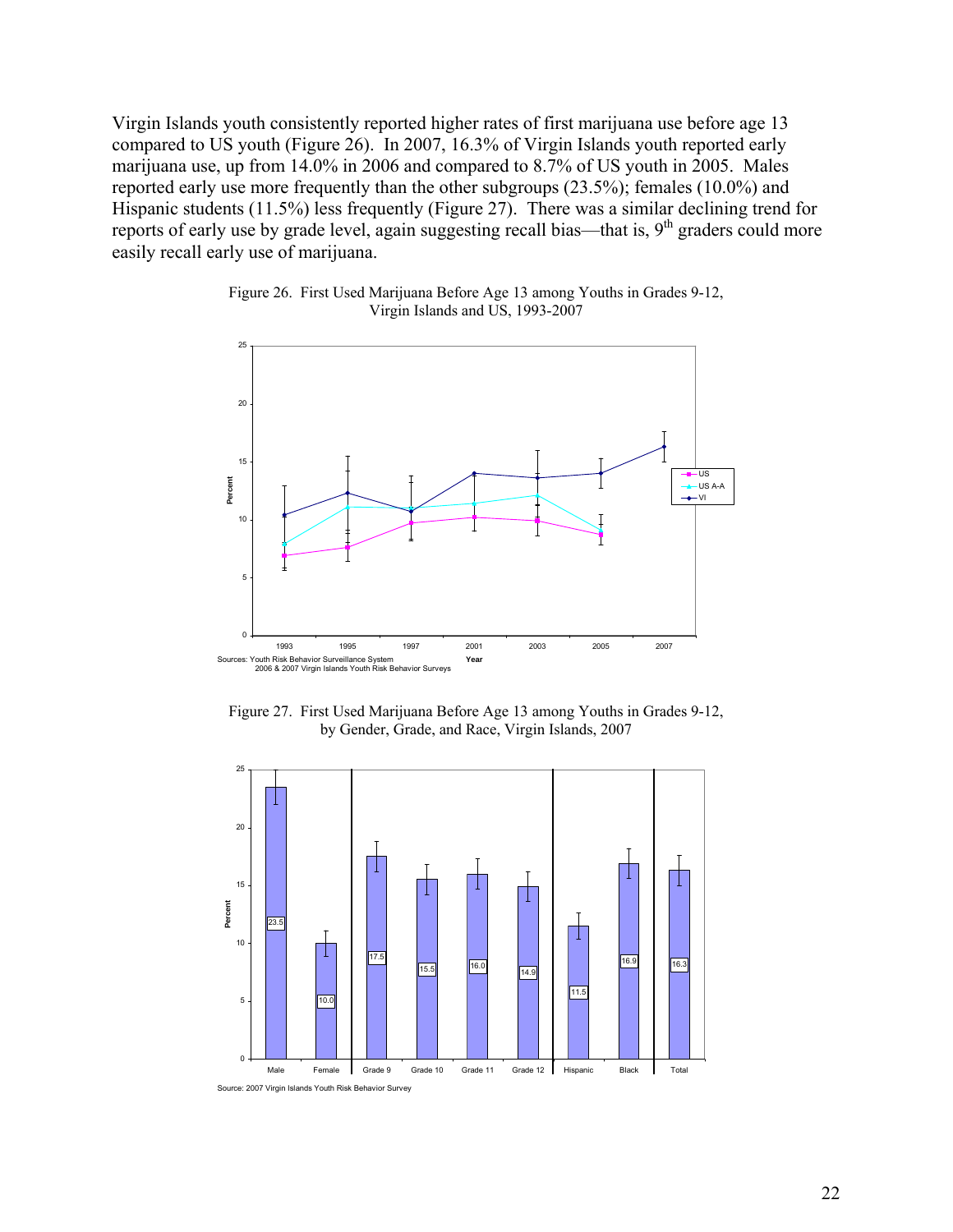Virgin Islands youth consistently reported higher rates of first marijuana use before age 13 compared to US youth (Figure 26). In 2007, 16.3% of Virgin Islands youth reported early marijuana use, up from 14.0% in 2006 and compared to 8.7% of US youth in 2005. Males reported early use more frequently than the other subgroups (23.5%); females (10.0%) and Hispanic students (11.5%) less frequently (Figure 27). There was a similar declining trend for reports of early use by grade level, again suggesting recall bias—that is, 9th graders could more easily recall early use of marijuana.

Figure 26. First Used Marijuana Before Age 13 among Youths in Grades 9-12, Virgin Islands and US, 1993-2007

Sources: Youth Risk Behavior Surveillance System
2006 & 2007 Virgin Islands Youth Risk Behavior Surveys

Figure 27. First Used Marijuana Before Age 13 among Youths in Grades 9-12, by Gender, Grade, and Race, Virgin Islands, 2007

| Group | Percent |
|---|---|
| Male | 23.5 |
| Female | 10.0 |
| Grade 9 | 17.5 |
| Grade 10 | 15.5 |
| Grade 11 | 16.0 |
| Grade 12 | 14.9 |
| Hispanic | 11.5 |
| Black | 16.9 |
| Total | 16.3 |

Source: 2007 Virgin Islands Youth Risk Behavior Survey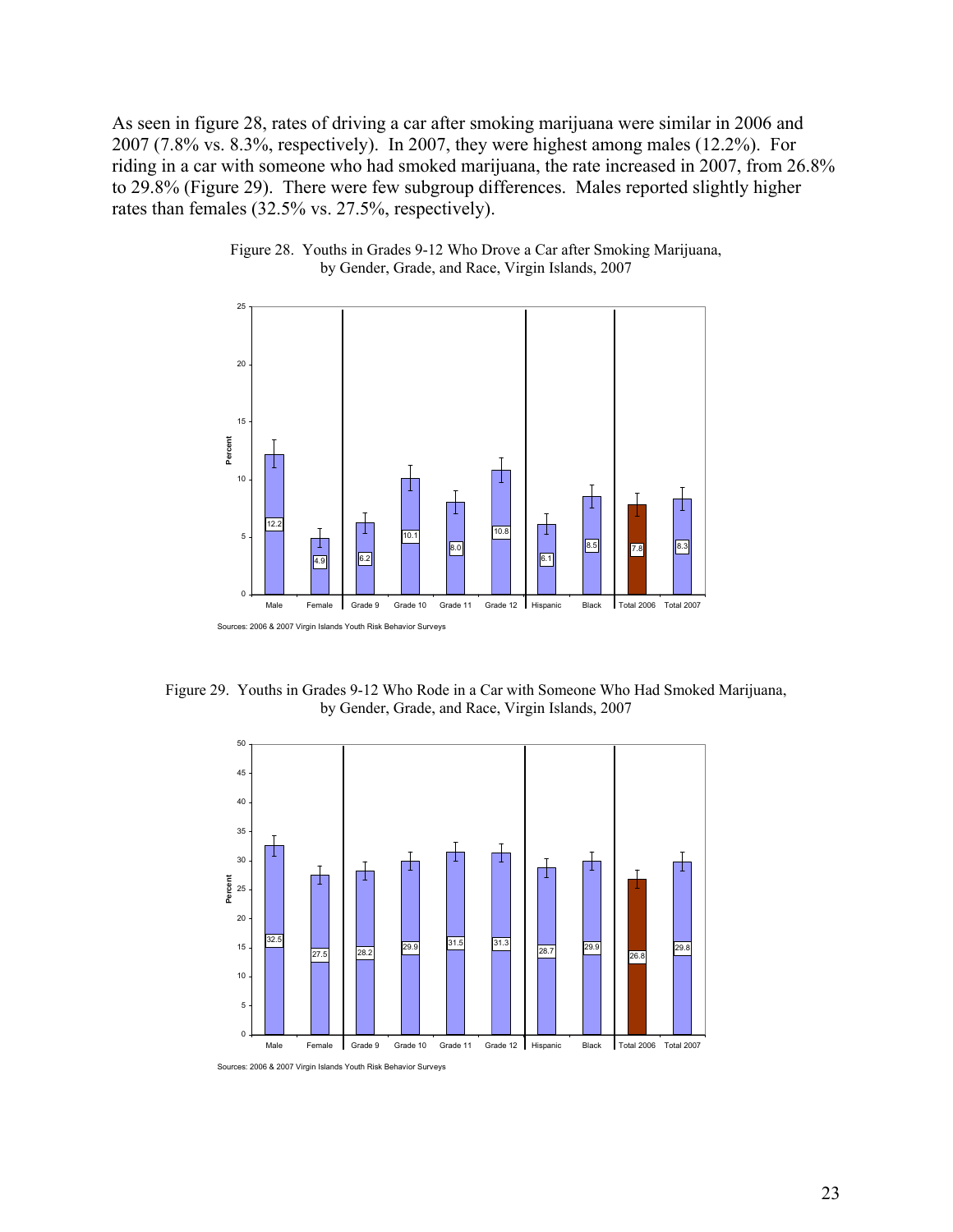As seen in figure 28, rates of driving a car after smoking marijuana were similar in 2006 and 2007 (7.8% vs. 8.3%, respectively). In 2007, they were highest among males (12.2%). For riding in a car with someone who had smoked marijuana, the rate increased in 2007, from 26.8% to 29.8% (Figure 29). There were few subgroup differences. Males reported slightly higher rates than females (32.5% vs. 27.5%, respectively).

Figure 28. Youths in Grades 9-12 Who Drove a Car after Smoking Marijuana, by Gender, Grade, and Race, Virgin Islands, 2007

| Group | Percent |
| --- | --- |
| Male | 12.2 |
| Female | 4.9 |
| Grade 9 | 6.2 |
| Grade 10 | 10.1 |
| Grade 11 | 8.0 |
| Grade 12 | 10.8 |
| Hispanic | 6.1 |
| Black | 8.5 |
| Total 2006 | 7.8 |
| Total 2007 | 8.3 |

Sources: 2006 & 2007 Virgin Islands Youth Risk Behavior Surveys

Figure 29. Youths in Grades 9-12 Who Rode in a Car with Someone Who Had Smoked Marijuana, by Gender, Grade, and Race, Virgin Islands, 2007

| Group | Percent |
| --- | --- |
| Male | 32.5 |
| Female | 27.5 |
| Grade 9 | 28.2 |
| Grade 10 | 29.9 |
| Grade 11 | 31.5 |
| Grade 12 | 31.3 |
| Hispanic | 28.7 |
| Black | 29.9 |
| Total 2006 | 26.8 |
| Total 2007 | 29.8 |

Sources: 2006 & 2007 Virgin Islands Youth Risk Behavior Surveys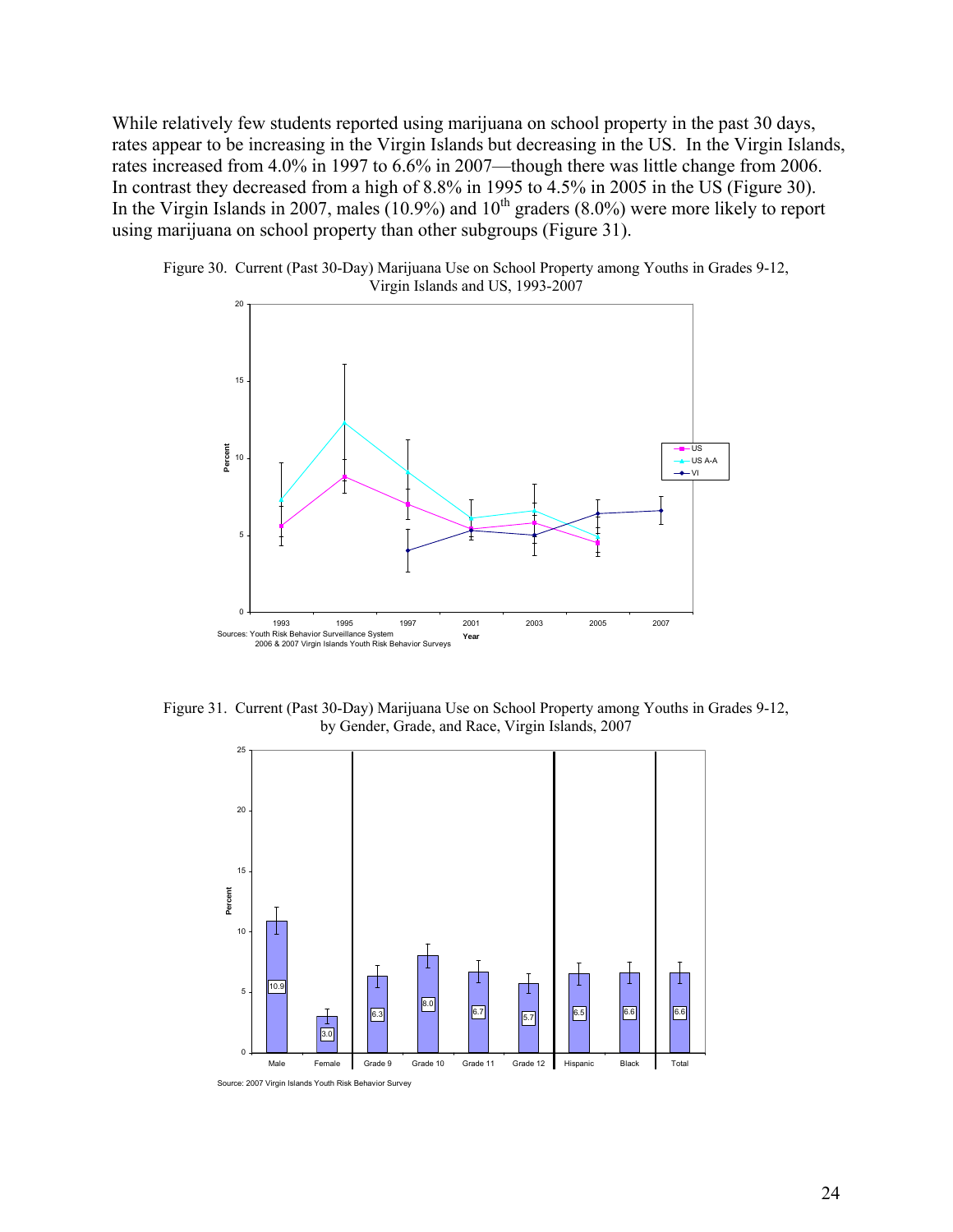While relatively few students reported using marijuana on school property in the past 30 days, rates appear to be increasing in the Virgin Islands but decreasing in the US. In the Virgin Islands, rates increased from 4.0% in 1997 to 6.6% in 2007—though there was little change from 2006. In contrast they decreased from a high of 8.8% in 1995 to 4.5% in 2005 in the US (Figure 30). In the Virgin Islands in 2007, males (10.9%) and 10th graders (8.0%) were more likely to report using marijuana on school property than other subgroups (Figure 31).

Figure 30. Current (Past 30-Day) Marijuana Use on School Property among Youths in Grades 9-12, Virgin Islands and US, 1993-2007

Sources: Youth Risk Behavior Surveillance System
2006 & 2007 Virgin Islands Youth Risk Behavior Surveys

Figure 31. Current (Past 30-Day) Marijuana Use on School Property among Youths in Grades 9-12, by Gender, Grade, and Race, Virgin Islands, 2007

| Male | Female | Grade 9 | Grade 10 | Grade 11 | Grade 12 | Hispanic | Black | Total |
|---|---|---|---|---|---|---|---|---|
| 10.9 | 3.0 | 6.3 | 8.0 | 6.7 | 5.7 | 6.5 | 6.6 | 6.6 |

Source: 2007 Virgin Islands Youth Risk Behavior Survey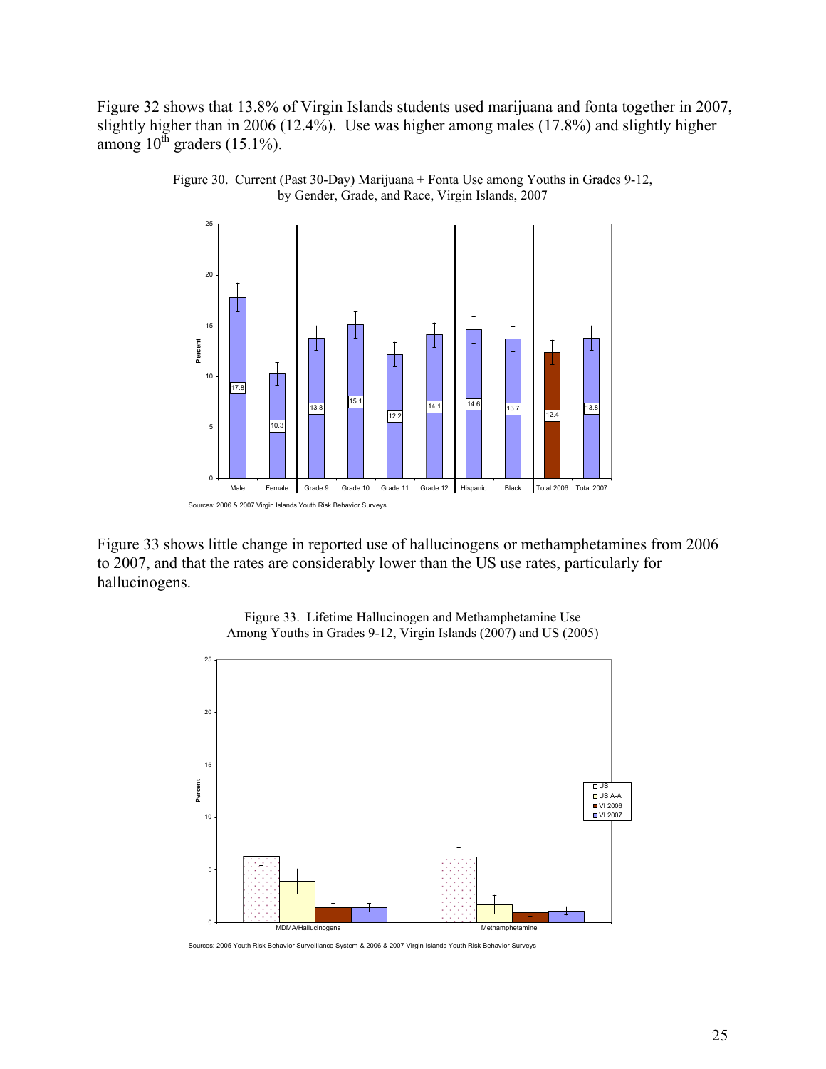Figure 32 shows that 13.8% of Virgin Islands students used marijuana and fonta together in 2007, slightly higher than in 2006 (12.4%). Use was higher among males (17.8%) and slightly higher among 10th graders (15.1%).

Figure 30. Current (Past 30-Day) Marijuana + Fonta Use among Youths in Grades 9-12, by Gender, Grade, and Race, Virgin Islands, 2007

| Group | Percent |
|---|---|
| Male | 17.8 |
| Female | 10.3 |
| Grade 9 | 13.8 |
| Grade 10 | 15.1 |
| Grade 11 | 12.2 |
| Grade 12 | 14.1 |
| Hispanic | 14.6 |
| Black | 13.7 |
| Total 2006 | 12.4 |
| Total 2007 | 13.8 |

Sources: 2006 & 2007 Virgin Islands Youth Risk Behavior Surveys

Figure 33 shows little change in reported use of hallucinogens or methamphetamines from 2006 to 2007, and that the rates are considerably lower than the US use rates, particularly for hallucinogens.

Figure 33. Lifetime Hallucinogen and Methamphetamine Use Among Youths in Grades 9-12, Virgin Islands (2007) and US (2005)

Legend: US, US A-A, VI 2006, VI 2007

Categories: MDMA/Hallucinogens, Methamphetamine

Sources: 2005 Youth Risk Behavior Surveillance System & 2006 & 2007 Virgin Islands Youth Risk Behavior Surveys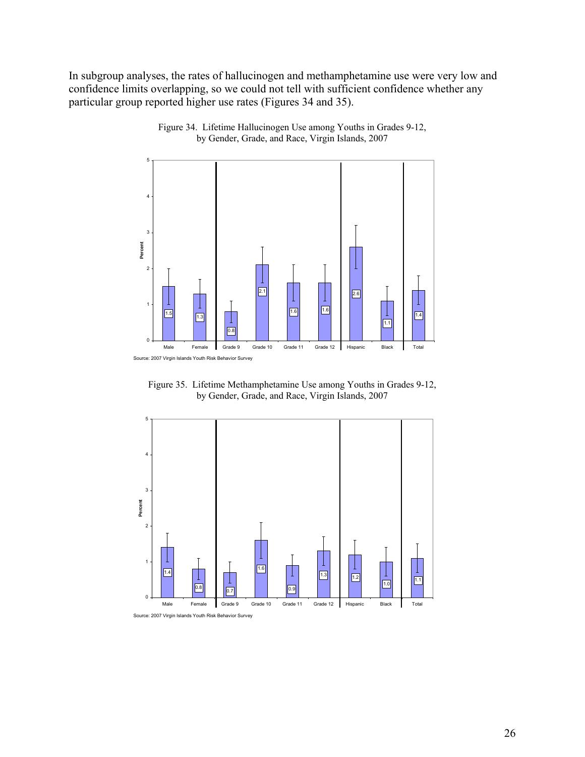In subgroup analyses, the rates of hallucinogen and methamphetamine use were very low and confidence limits overlapping, so we could not tell with sufficient confidence whether any particular group reported higher use rates (Figures 34 and 35).

Figure 34. Lifetime Hallucinogen Use among Youths in Grades 9-12, by Gender, Grade, and Race, Virgin Islands, 2007

| | Male | Female | Grade 9 | Grade 10 | Grade 11 | Grade 12 | Hispanic | Black | Total |
|---|---|---|---|---|---|---|---|---|---|
| Percent | 1.5 | 1.3 | 0.8 | 2.1 | 1.6 | 1.6 | 2.6 | 1.1 | 1.4 |

Source: 2007 Virgin Islands Youth Risk Behavior Survey

Figure 35. Lifetime Methamphetamine Use among Youths in Grades 9-12, by Gender, Grade, and Race, Virgin Islands, 2007

| | Male | Female | Grade 9 | Grade 10 | Grade 11 | Grade 12 | Hispanic | Black | Total |
|---|---|---|---|---|---|---|---|---|---|
| Percent | 1.4 | 0.8 | 0.7 | 1.6 | 0.9 | 1.3 | 1.2 | 1.0 | 1.1 |

Source: 2007 Virgin Islands Youth Risk Behavior Survey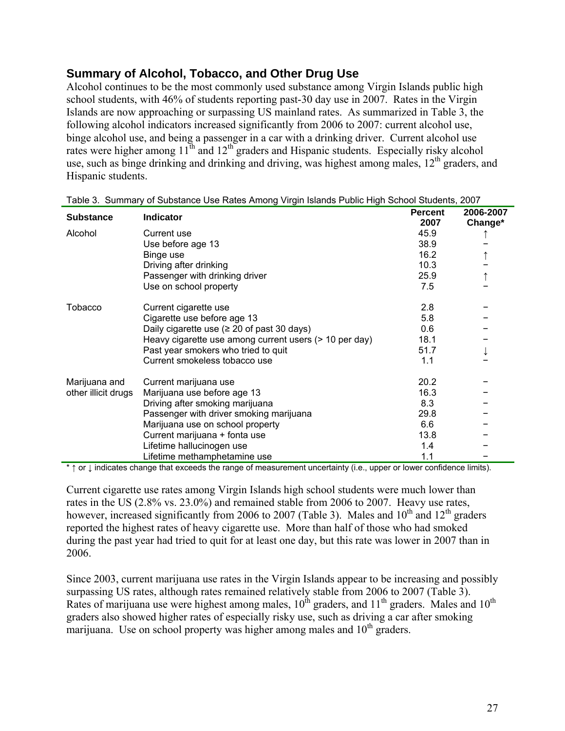## Summary of Alcohol, Tobacco, and Other Drug Use

Alcohol continues to be the most commonly used substance among Virgin Islands public high school students, with 46% of students reporting past-30 day use in 2007. Rates in the Virgin Islands are now approaching or surpassing US mainland rates. As summarized in Table 3, the following alcohol indicators increased significantly from 2006 to 2007: current alcohol use, binge alcohol use, and being a passenger in a car with a drinking driver. Current alcohol use rates were higher among 11th and 12th graders and Hispanic students. Especially risky alcohol use, such as binge drinking and drinking and driving, was highest among males, 12th graders, and Hispanic students.

Table 3. Summary of Substance Use Rates Among Virgin Islands Public High School Students, 2007

| Substance | Indicator | Percent 2007 | 2006-2007 Change* |
|---|---|---|---|
| Alcohol | Current use | 45.9 | ↑ |
| | Use before age 13 | 38.9 | – |
| | Binge use | 16.2 | ↑ |
| | Driving after drinking | 10.3 | – |
| | Passenger with drinking driver | 25.9 | ↑ |
| | Use on school property | 7.5 | – |
| Tobacco | Current cigarette use | 2.8 | – |
| | Cigarette use before age 13 | 5.8 | – |
| | Daily cigarette use (≥ 20 of past 30 days) | 0.6 | – |
| | Heavy cigarette use among current users (> 10 per day) | 18.1 | – |
| | Past year smokers who tried to quit | 51.7 | ↓ |
| | Current smokeless tobacco use | 1.1 | – |
| Marijuana and other illicit drugs | Current marijuana use | 20.2 | – |
| | Marijuana use before age 13 | 16.3 | – |
| | Driving after smoking marijuana | 8.3 | – |
| | Passenger with driver smoking marijuana | 29.8 | – |
| | Marijuana use on school property | 6.6 | – |
| | Current marijuana + fonta use | 13.8 | – |
| | Lifetime hallucinogen use | 1.4 | – |
| | Lifetime methamphetamine use | 1.1 | – |

\* ↑ or ↓ indicates change that exceeds the range of measurement uncertainty (i.e., upper or lower confidence limits).

Current cigarette use rates among Virgin Islands high school students were much lower than rates in the US (2.8% vs. 23.0%) and remained stable from 2006 to 2007. Heavy use rates, however, increased significantly from 2006 to 2007 (Table 3). Males and 10th and 12th graders reported the highest rates of heavy cigarette use. More than half of those who had smoked during the past year had tried to quit for at least one day, but this rate was lower in 2007 than in 2006.

Since 2003, current marijuana use rates in the Virgin Islands appear to be increasing and possibly surpassing US rates, although rates remained relatively stable from 2006 to 2007 (Table 3). Rates of marijuana use were highest among males, 10th graders, and 11th graders. Males and 10th graders also showed higher rates of especially risky use, such as driving a car after smoking marijuana. Use on school property was higher among males and 10th graders.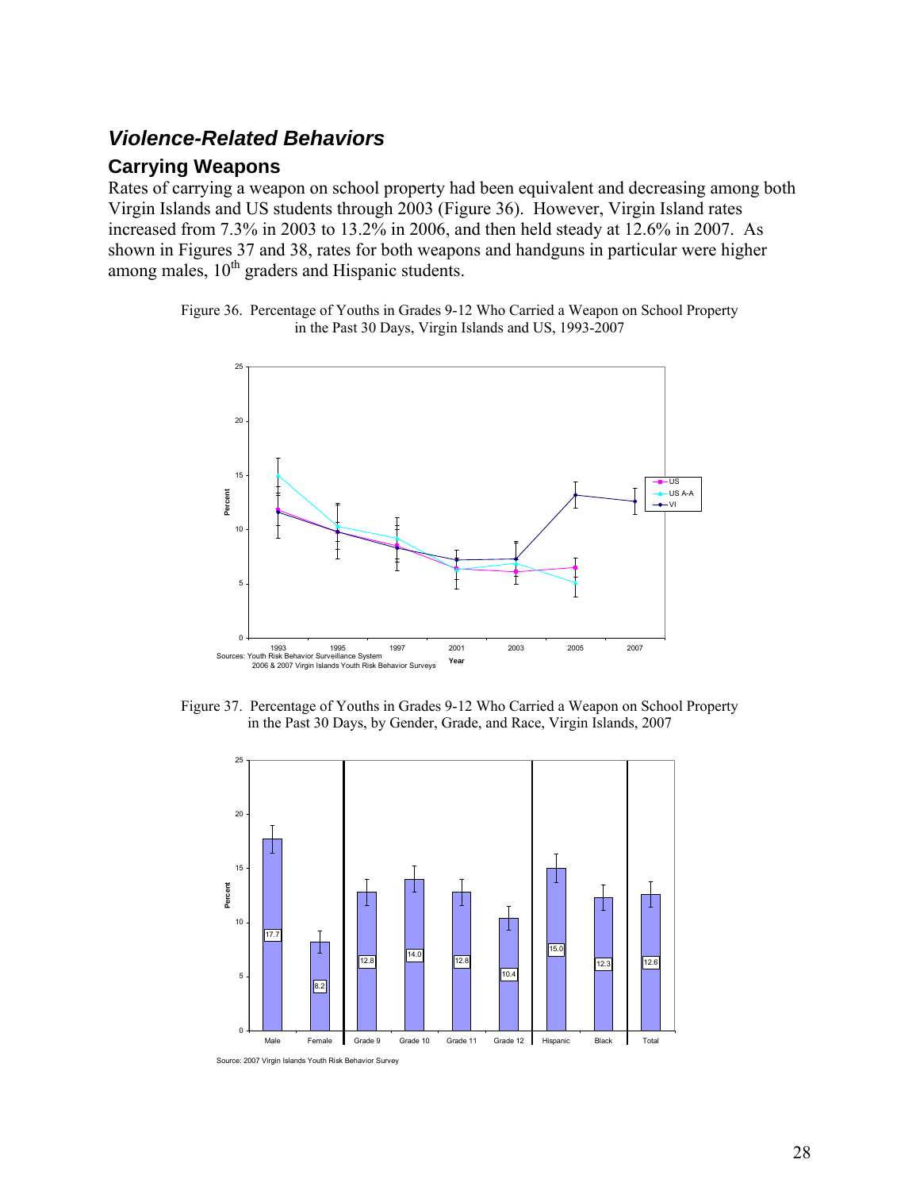## *Violence-Related Behaviors*

### Carrying Weapons

Rates of carrying a weapon on school property had been equivalent and decreasing among both Virgin Islands and US students through 2003 (Figure 36). However, Virgin Island rates increased from 7.3% in 2003 to 13.2% in 2006, and then held steady at 12.6% in 2007. As shown in Figures 37 and 38, rates for both weapons and handguns in particular were higher among males, 10th graders and Hispanic students.

Figure 36. Percentage of Youths in Grades 9-12 Who Carried a Weapon on School Property in the Past 30 Days, Virgin Islands and US, 1993-2007

Sources: Youth Risk Behavior Surveillance System
2006 & 2007 Virgin Islands Youth Risk Behavior Surveys

Figure 37. Percentage of Youths in Grades 9-12 Who Carried a Weapon on School Property in the Past 30 Days, by Gender, Grade, and Race, Virgin Islands, 2007

| Male | Female | Grade 9 | Grade 10 | Grade 11 | Grade 12 | Hispanic | Black | Total |
|---|---|---|---|---|---|---|---|---|
| 17.7 | 8.2 | 12.8 | 14.0 | 12.8 | 10.4 | 15.0 | 12.3 | 12.6 |

Source: 2007 Virgin Islands Youth Risk Behavior Survey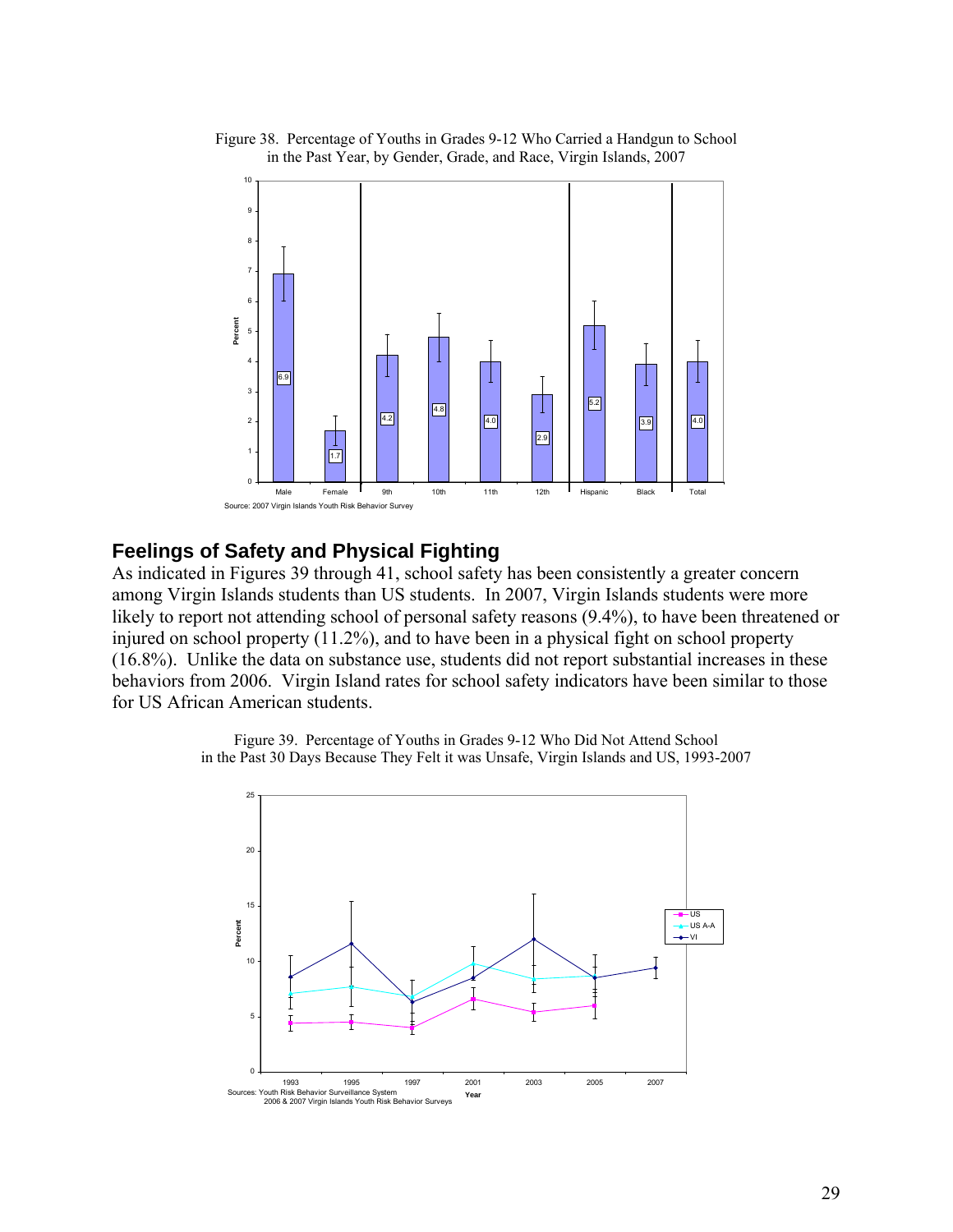Figure 38. Percentage of Youths in Grades 9-12 Who Carried a Handgun to School in the Past Year, by Gender, Grade, and Race, Virgin Islands, 2007

Source: 2007 Virgin Islands Youth Risk Behavior Survey

## Feelings of Safety and Physical Fighting

As indicated in Figures 39 through 41, school safety has been consistently a greater concern among Virgin Islands students than US students. In 2007, Virgin Islands students were more likely to report not attending school of personal safety reasons (9.4%), to have been threatened or injured on school property (11.2%), and to have been in a physical fight on school property (16.8%). Unlike the data on substance use, students did not report substantial increases in these behaviors from 2006. Virgin Island rates for school safety indicators have been similar to those for US African American students.

Figure 39. Percentage of Youths in Grades 9-12 Who Did Not Attend School in the Past 30 Days Because They Felt it was Unsafe, Virgin Islands and US, 1993-2007

Sources: Youth Risk Behavior Surveillance System
2006 & 2007 Virgin Islands Youth Risk Behavior Surveys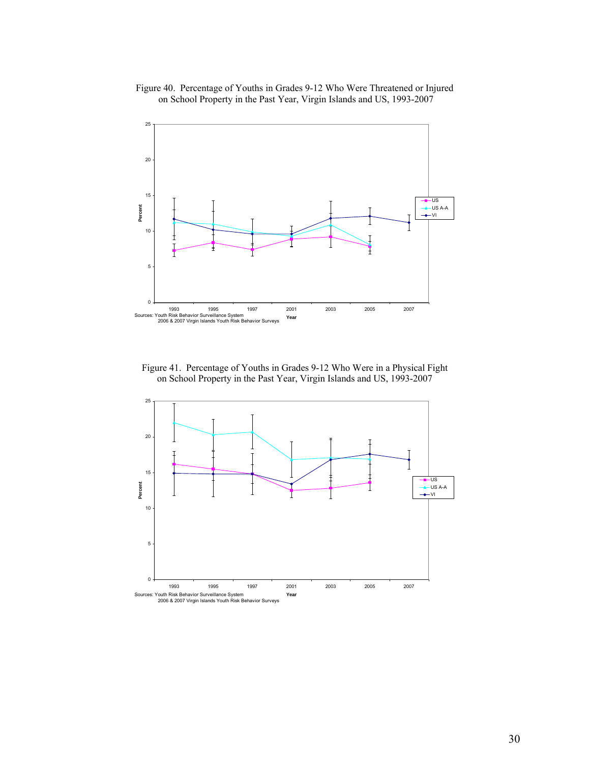Figure 40. Percentage of Youths in Grades 9-12 Who Were Threatened or Injured on School Property in the Past Year, Virgin Islands and US, 1993-2007

Sources: Youth Risk Behavior Surveillance System
2006 & 2007 Virgin Islands Youth Risk Behavior Surveys

Figure 41. Percentage of Youths in Grades 9-12 Who Were in a Physical Fight on School Property in the Past Year, Virgin Islands and US, 1993-2007

Sources: Youth Risk Behavior Surveillance System
2006 & 2007 Virgin Islands Youth Risk Behavior Surveys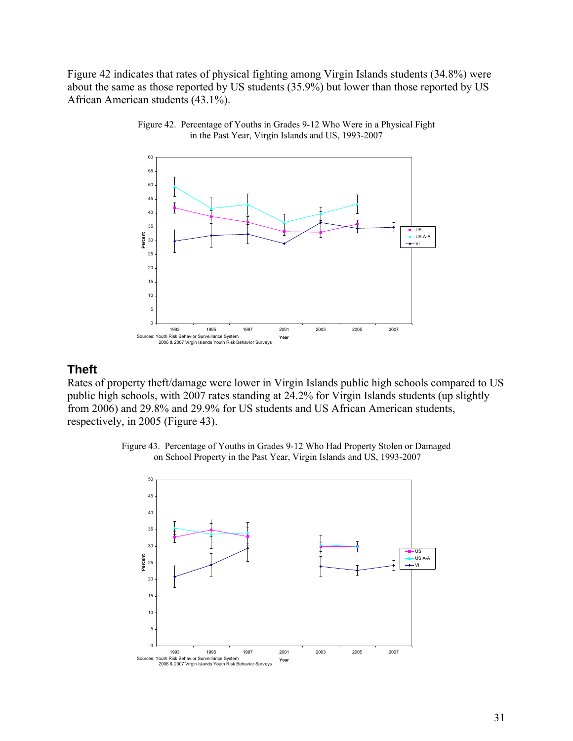Figure 42 indicates that rates of physical fighting among Virgin Islands students (34.8%) were about the same as those reported by US students (35.9%) but lower than those reported by US African American students (43.1%).

Figure 42. Percentage of Youths in Grades 9-12 Who Were in a Physical Fight in the Past Year, Virgin Islands and US, 1993-2007

Sources: Youth Risk Behavior Surveillance System
2006 & 2007 Virgin Islands Youth Risk Behavior Surveys

## Theft

Rates of property theft/damage were lower in Virgin Islands public high schools compared to US public high schools, with 2007 rates standing at 24.2% for Virgin Islands students (up slightly from 2006) and 29.8% and 29.9% for US students and US African American students, respectively, in 2005 (Figure 43).

Figure 43. Percentage of Youths in Grades 9-12 Who Had Property Stolen or Damaged on School Property in the Past Year, Virgin Islands and US, 1993-2007

Sources: Youth Risk Behavior Surveillance System
2006 & 2007 Virgin Islands Youth Risk Behavior Surveys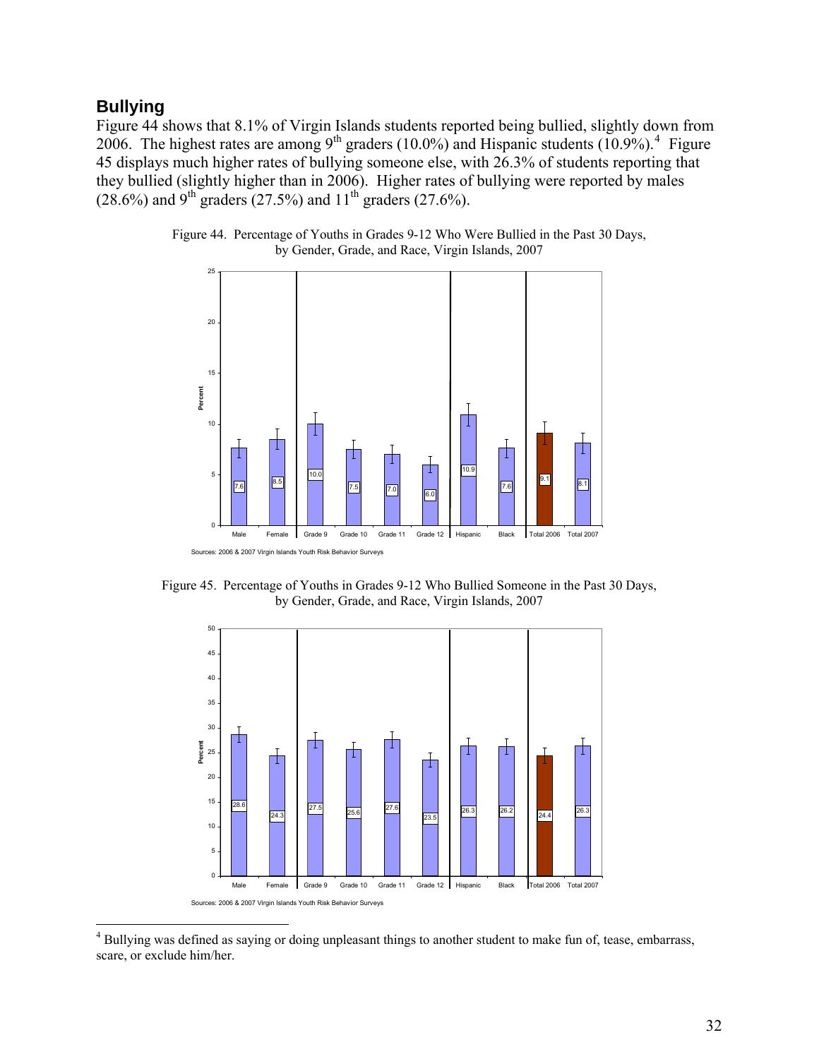## Bullying

Figure 44 shows that 8.1% of Virgin Islands students reported being bullied, slightly down from 2006. The highest rates are among 9th graders (10.0%) and Hispanic students (10.9%).[4] Figure 45 displays much higher rates of bullying someone else, with 26.3% of students reporting that they bullied (slightly higher than in 2006). Higher rates of bullying were reported by males (28.6%) and 9th graders (27.5%) and 11th graders (27.6%).

Figure 44. Percentage of Youths in Grades 9-12 Who Were Bullied in the Past 30 Days, by Gender, Grade, and Race, Virgin Islands, 2007

| Group | Percent |
|---|---|
| Male | 7.6 |
| Female | 8.5 |
| Grade 9 | 10.0 |
| Grade 10 | 7.5 |
| Grade 11 | 7.0 |
| Grade 12 | 6.0 |
| Hispanic | 10.9 |
| Black | 7.6 |
| Total 2006 | 9.1 |
| Total 2007 | 8.1 |

Sources: 2006 & 2007 Virgin Islands Youth Risk Behavior Surveys

Figure 45. Percentage of Youths in Grades 9-12 Who Bullied Someone in the Past 30 Days, by Gender, Grade, and Race, Virgin Islands, 2007

| Group | Percent |
|---|---|
| Male | 28.6 |
| Female | 24.3 |
| Grade 9 | 27.5 |
| Grade 10 | 25.6 |
| Grade 11 | 27.6 |
| Grade 12 | 23.5 |
| Hispanic | 26.3 |
| Black | 26.2 |
| Total 2006 | 24.4 |
| Total 2007 | 26.3 |

Sources: 2006 & 2007 Virgin Islands Youth Risk Behavior Surveys

[4] Bullying was defined as saying or doing unpleasant things to another student to make fun of, tease, embarrass, scare, or exclude him/her.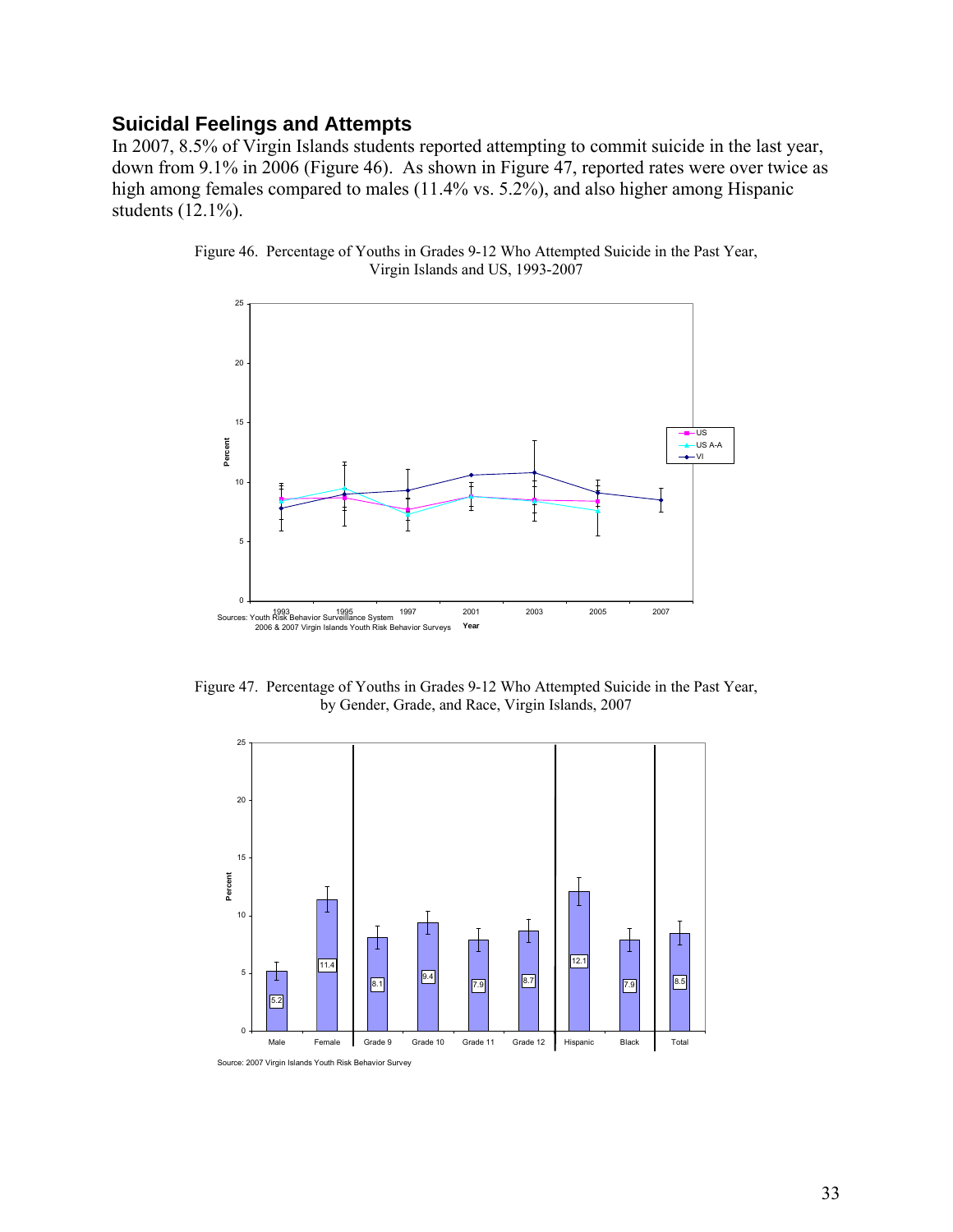## Suicidal Feelings and Attempts

In 2007, 8.5% of Virgin Islands students reported attempting to commit suicide in the last year, down from 9.1% in 2006 (Figure 46). As shown in Figure 47, reported rates were over twice as high among females compared to males (11.4% vs. 5.2%), and also higher among Hispanic students (12.1%).

Figure 46. Percentage of Youths in Grades 9-12 Who Attempted Suicide in the Past Year, Virgin Islands and US, 1993-2007

Sources: Youth Risk Behavior Surveillance System
2006 & 2007 Virgin Islands Youth Risk Behavior Surveys

Figure 47. Percentage of Youths in Grades 9-12 Who Attempted Suicide in the Past Year, by Gender, Grade, and Race, Virgin Islands, 2007

Source: 2007 Virgin Islands Youth Risk Behavior Survey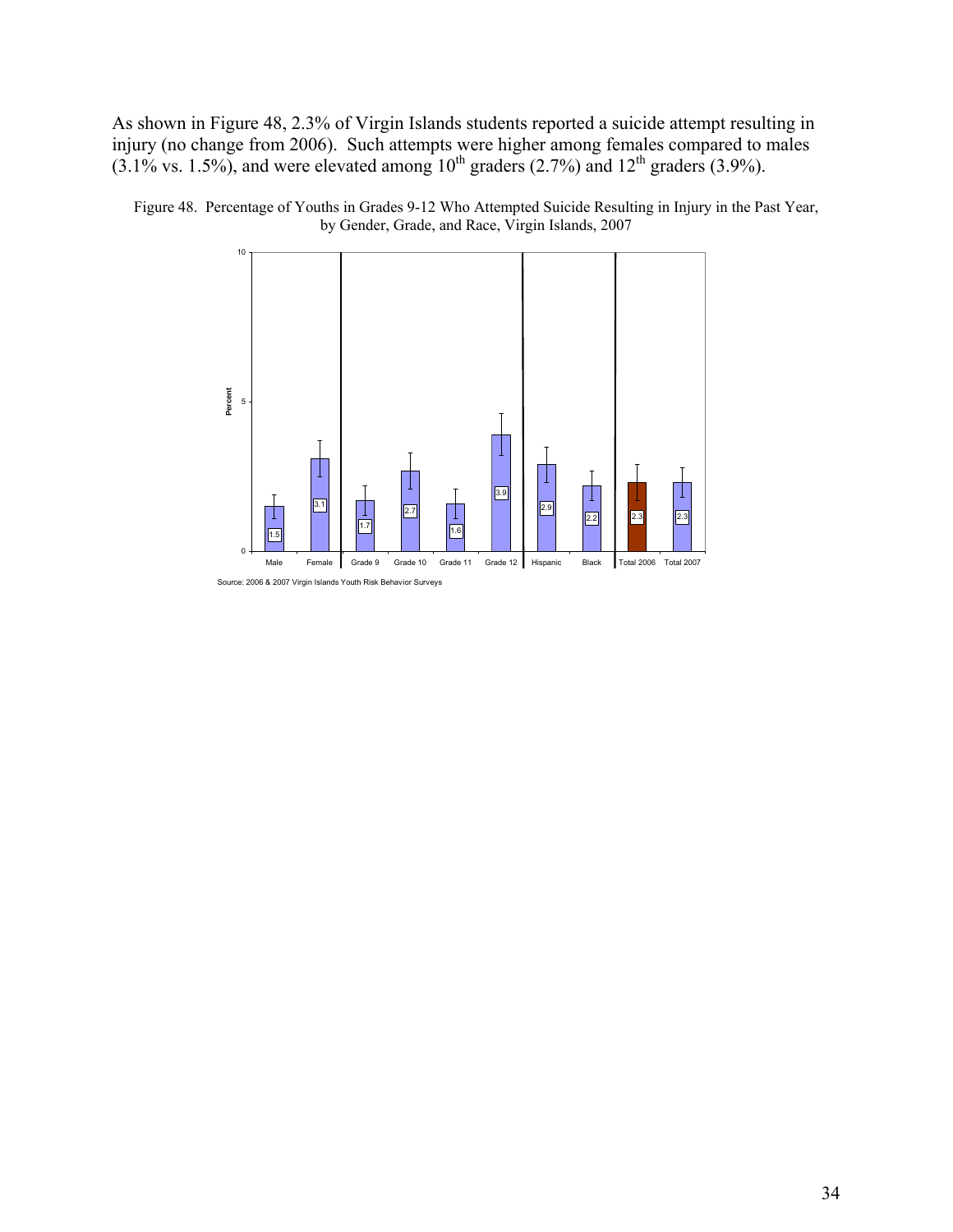As shown in Figure 48, 2.3% of Virgin Islands students reported a suicide attempt resulting in injury (no change from 2006). Such attempts were higher among females compared to males (3.1% vs. 1.5%), and were elevated among 10[th] graders (2.7%) and 12[th] graders (3.9%).

Figure 48. Percentage of Youths in Grades 9-12 Who Attempted Suicide Resulting in Injury in the Past Year, by Gender, Grade, and Race, Virgin Islands, 2007

| Group | Percent |
|---|---|
| Male | 1.5 |
| Female | 3.1 |
| Grade 9 | 1.7 |
| Grade 10 | 2.7 |
| Grade 11 | 1.6 |
| Grade 12 | 3.9 |
| Hispanic | 2.9 |
| Black | 2.2 |
| Total 2006 | 2.3 |
| Total 2007 | 2.3 |

Source: 2006 & 2007 Virgin Islands Youth Risk Behavior Surveys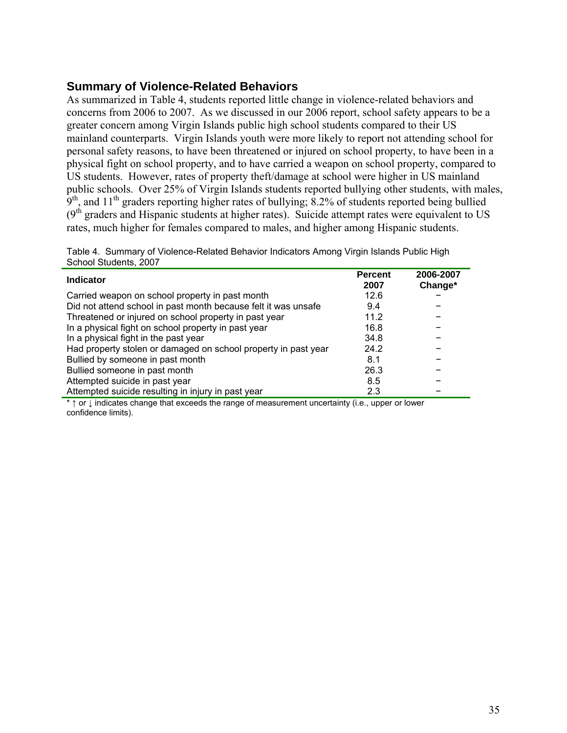## Summary of Violence-Related Behaviors

As summarized in Table 4, students reported little change in violence-related behaviors and concerns from 2006 to 2007. As we discussed in our 2006 report, school safety appears to be a greater concern among Virgin Islands public high school students compared to their US mainland counterparts. Virgin Islands youth were more likely to report not attending school for personal safety reasons, to have been threatened or injured on school property, to have been in a physical fight on school property, and to have carried a weapon on school property, compared to US students. However, rates of property theft/damage at school were higher in US mainland public schools. Over 25% of Virgin Islands students reported bullying other students, with males, 9th, and 11th graders reporting higher rates of bullying; 8.2% of students reported being bullied (9th graders and Hispanic students at higher rates). Suicide attempt rates were equivalent to US rates, much higher for females compared to males, and higher among Hispanic students.

Table 4. Summary of Violence-Related Behavior Indicators Among Virgin Islands Public High School Students, 2007

| Indicator | Percent 2007 | 2006-2007 Change* |
|---|---|---|
| Carried weapon on school property in past month | 12.6 | − |
| Did not attend school in past month because felt it was unsafe | 9.4 | − |
| Threatened or injured on school property in past year | 11.2 | − |
| In a physical fight on school property in past year | 16.8 | − |
| In a physical fight in the past year | 34.8 | − |
| Had property stolen or damaged on school property in past year | 24.2 | − |
| Bullied by someone in past month | 8.1 | − |
| Bullied someone in past month | 26.3 | − |
| Attempted suicide in past year | 8.5 | − |
| Attempted suicide resulting in injury in past year | 2.3 | − |

* ↑ or ↓ indicates change that exceeds the range of measurement uncertainty (i.e., upper or lower confidence limits).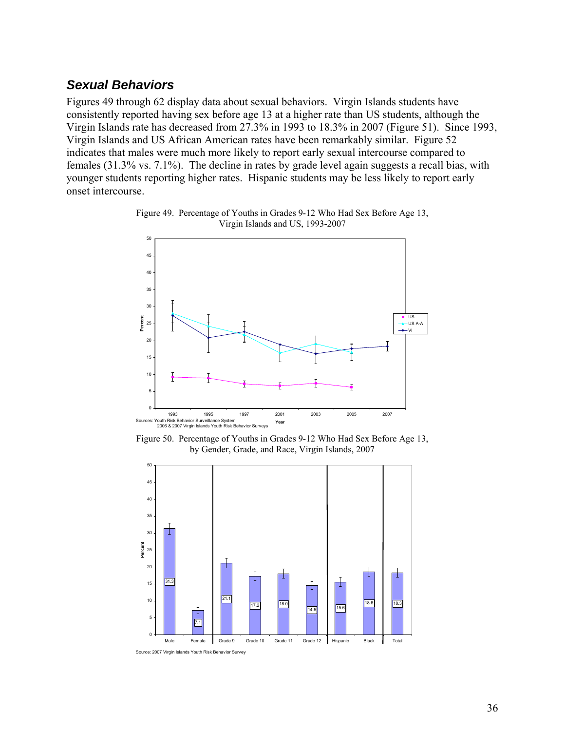## *Sexual Behaviors*

Figures 49 through 62 display data about sexual behaviors. Virgin Islands students have consistently reported having sex before age 13 at a higher rate than US students, although the Virgin Islands rate has decreased from 27.3% in 1993 to 18.3% in 2007 (Figure 51). Since 1993, Virgin Islands and US African American rates have been remarkably similar. Figure 52 indicates that males were much more likely to report early sexual intercourse compared to females (31.3% vs. 7.1%). The decline in rates by grade level again suggests a recall bias, with younger students reporting higher rates. Hispanic students may be less likely to report early onset intercourse.

Figure 49. Percentage of Youths in Grades 9-12 Who Had Sex Before Age 13, Virgin Islands and US, 1993-2007

Sources: Youth Risk Behavior Surveillance System
2006 & 2007 Virgin Islands Youth Risk Behavior Surveys

Figure 50. Percentage of Youths in Grades 9-12 Who Had Sex Before Age 13, by Gender, Grade, and Race, Virgin Islands, 2007

| Group | Percent |
|---|---|
| Male | 31.3 |
| Female | 7.1 |
| Grade 9 | 21.1 |
| Grade 10 | 17.2 |
| Grade 11 | 18.0 |
| Grade 12 | 14.5 |
| Hispanic | 15.6 |
| Black | 18.6 |
| Total | 18.3 |

Source: 2007 Virgin Islands Youth Risk Behavior Survey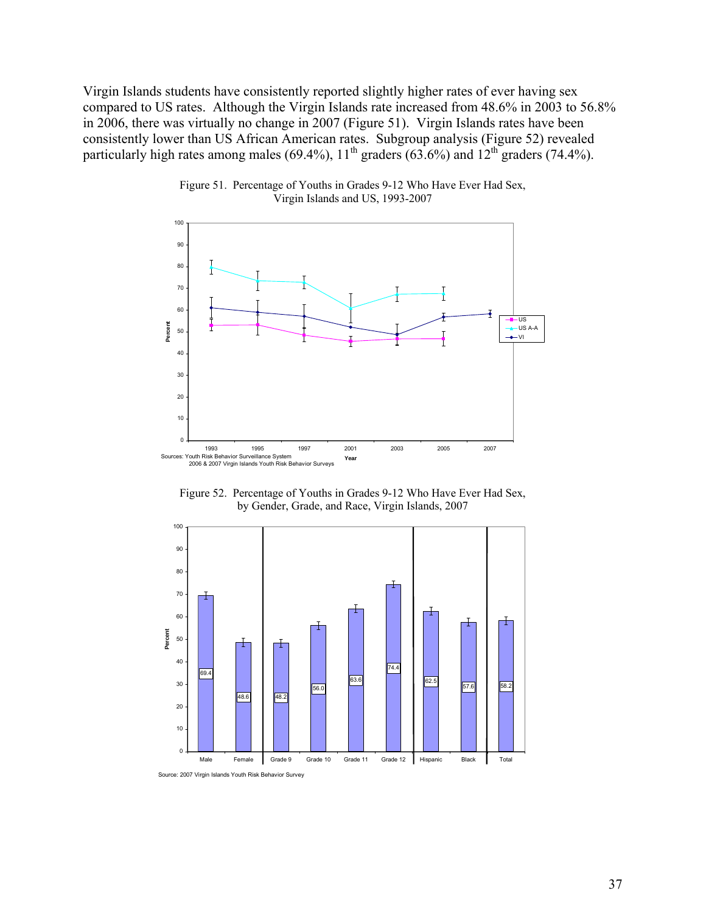Virgin Islands students have consistently reported slightly higher rates of ever having sex compared to US rates. Although the Virgin Islands rate increased from 48.6% in 2003 to 56.8% in 2006, there was virtually no change in 2007 (Figure 51). Virgin Islands rates have been consistently lower than US African American rates. Subgroup analysis (Figure 52) revealed particularly high rates among males (69.4%), 11th graders (63.6%) and 12th graders (74.4%).

Figure 51. Percentage of Youths in Grades 9-12 Who Have Ever Had Sex, Virgin Islands and US, 1993-2007

Sources: Youth Risk Behavior Surveillance System
2006 & 2007 Virgin Islands Youth Risk Behavior Surveys

Figure 52. Percentage of Youths in Grades 9-12 Who Have Ever Had Sex, by Gender, Grade, and Race, Virgin Islands, 2007

| Male | Female | Grade 9 | Grade 10 | Grade 11 | Grade 12 | Hispanic | Black | Total |
|---|---|---|---|---|---|---|---|---|
| 69.4 | 48.6 | 48.2 | 56.0 | 63.6 | 74.4 | 62.5 | 57.6 | 58.2 |

Source: 2007 Virgin Islands Youth Risk Behavior Survey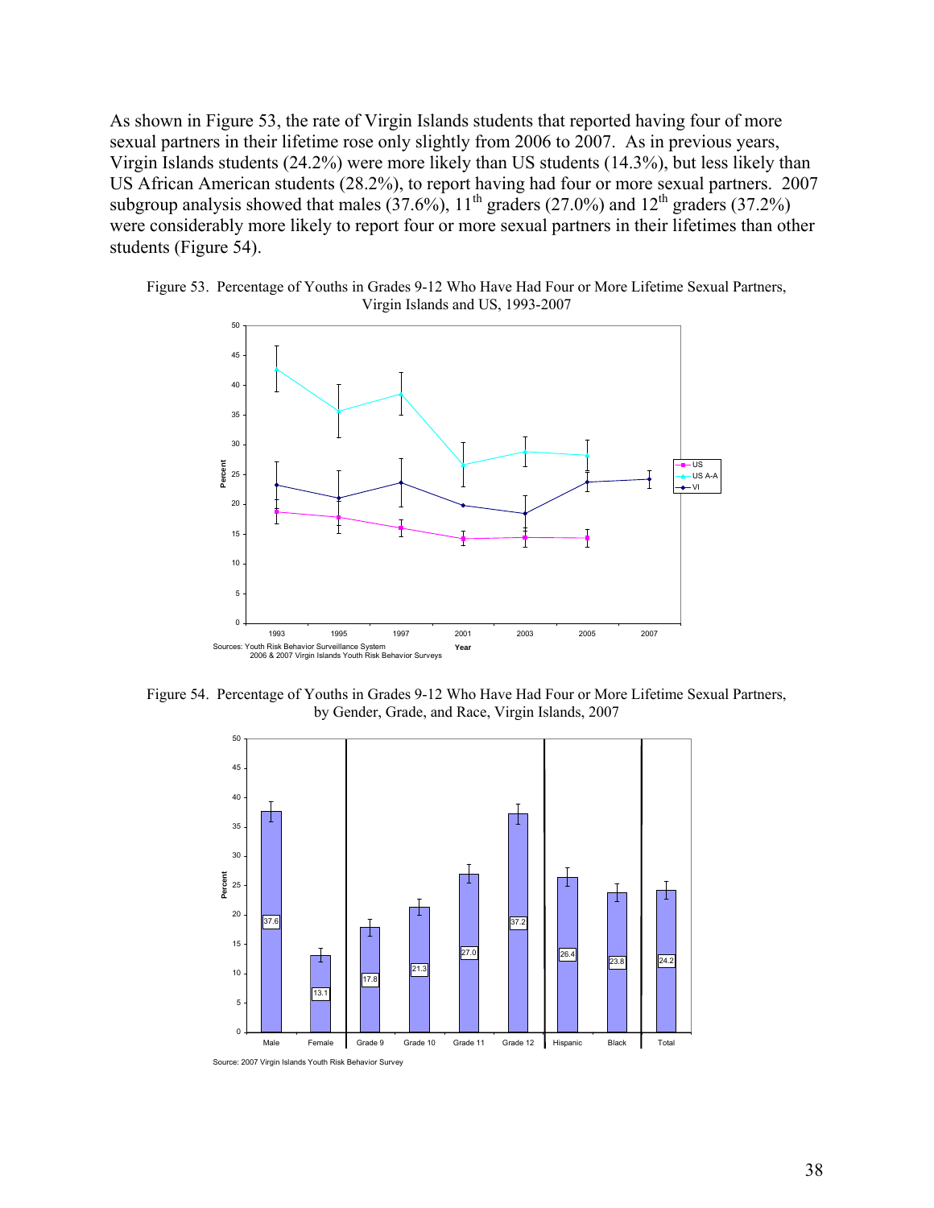As shown in Figure 53, the rate of Virgin Islands students that reported having four of more sexual partners in their lifetime rose only slightly from 2006 to 2007. As in previous years, Virgin Islands students (24.2%) were more likely than US students (14.3%), but less likely than US African American students (28.2%), to report having had four or more sexual partners. 2007 subgroup analysis showed that males (37.6%), 11th graders (27.0%) and 12th graders (37.2%) were considerably more likely to report four or more sexual partners in their lifetimes than other students (Figure 54).

Figure 53. Percentage of Youths in Grades 9-12 Who Have Had Four or More Lifetime Sexual Partners, Virgin Islands and US, 1993-2007

Sources: Youth Risk Behavior Surveillance System
2006 & 2007 Virgin Islands Youth Risk Behavior Surveys

Figure 54. Percentage of Youths in Grades 9-12 Who Have Had Four or More Lifetime Sexual Partners, by Gender, Grade, and Race, Virgin Islands, 2007

| Male | Female | Grade 9 | Grade 10 | Grade 11 | Grade 12 | Hispanic | Black | Total |
|---|---|---|---|---|---|---|---|---|
| 37.6 | 13.1 | 17.8 | 21.3 | 27.0 | 37.2 | 26.4 | 23.8 | 24.2 |

Source: 2007 Virgin Islands Youth Risk Behavior Survey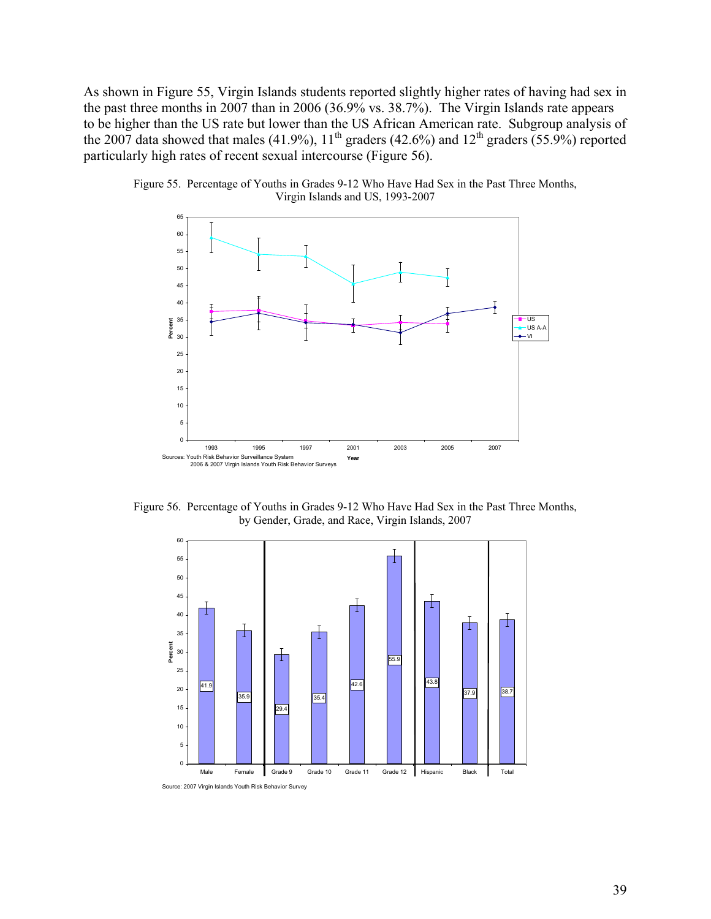As shown in Figure 55, Virgin Islands students reported slightly higher rates of having had sex in the past three months in 2007 than in 2006 (36.9% vs. 38.7%). The Virgin Islands rate appears to be higher than the US rate but lower than the US African American rate. Subgroup analysis of the 2007 data showed that males (41.9%), 11th graders (42.6%) and 12th graders (55.9%) reported particularly high rates of recent sexual intercourse (Figure 56).

Figure 55. Percentage of Youths in Grades 9-12 Who Have Had Sex in the Past Three Months, Virgin Islands and US, 1993-2007

Sources: Youth Risk Behavior Surveillance System
2006 & 2007 Virgin Islands Youth Risk Behavior Surveys

Figure 56. Percentage of Youths in Grades 9-12 Who Have Had Sex in the Past Three Months, by Gender, Grade, and Race, Virgin Islands, 2007

| Group | Percent |
|---|---|
| Male | 41.9 |
| Female | 35.9 |
| Grade 9 | 29.4 |
| Grade 10 | 35.4 |
| Grade 11 | 42.6 |
| Grade 12 | 55.9 |
| Hispanic | 43.8 |
| Black | 37.9 |
| Total | 38.7 |

Source: 2007 Virgin Islands Youth Risk Behavior Survey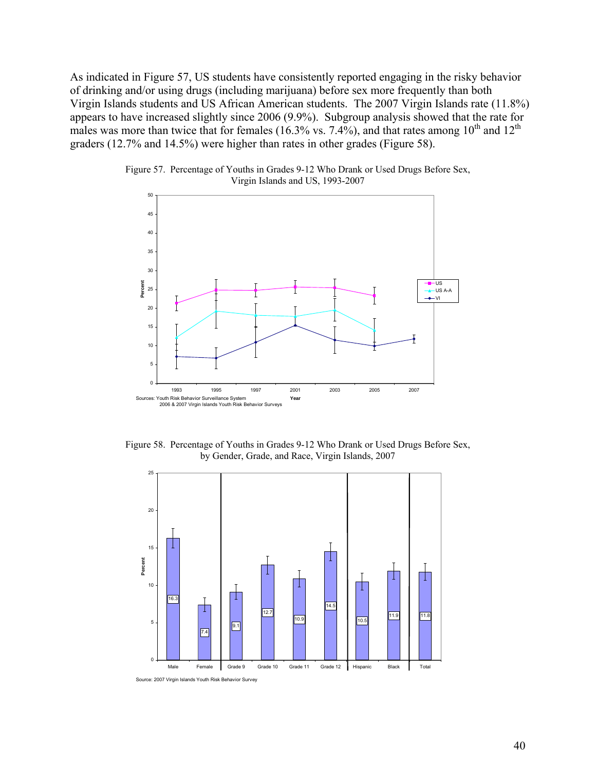As indicated in Figure 57, US students have consistently reported engaging in the risky behavior of drinking and/or using drugs (including marijuana) before sex more frequently than both Virgin Islands students and US African American students. The 2007 Virgin Islands rate (11.8%) appears to have increased slightly since 2006 (9.9%). Subgroup analysis showed that the rate for males was more than twice that for females (16.3% vs. 7.4%), and that rates among 10th and 12th graders (12.7% and 14.5%) were higher than rates in other grades (Figure 58).

Figure 57. Percentage of Youths in Grades 9-12 Who Drank or Used Drugs Before Sex, Virgin Islands and US, 1993-2007

Sources: Youth Risk Behavior Surveillance System
2006 & 2007 Virgin Islands Youth Risk Behavior Surveys

Figure 58. Percentage of Youths in Grades 9-12 Who Drank or Used Drugs Before Sex, by Gender, Grade, and Race, Virgin Islands, 2007

| Male | Female | Grade 9 | Grade 10 | Grade 11 | Grade 12 | Hispanic | Black | Total |
|---|---|---|---|---|---|---|---|---|
| 16.3 | 7.4 | 9.1 | 12.7 | 10.9 | 14.5 | 10.5 | 11.9 | 11.8 |

Source: 2007 Virgin Islands Youth Risk Behavior Survey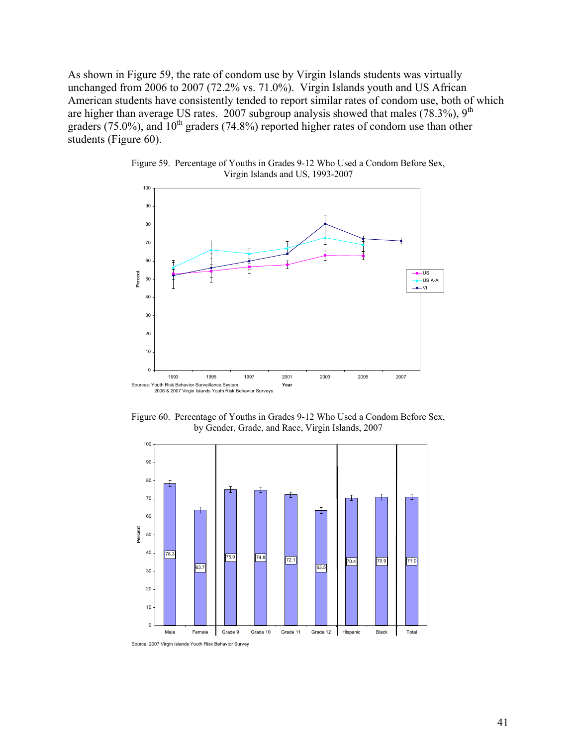As shown in Figure 59, the rate of condom use by Virgin Islands students was virtually unchanged from 2006 to 2007 (72.2% vs. 71.0%). Virgin Islands youth and US African American students have consistently tended to report similar rates of condom use, both of which are higher than average US rates. 2007 subgroup analysis showed that males (78.3%), 9th graders (75.0%), and 10th graders (74.8%) reported higher rates of condom use than other students (Figure 60).

Figure 59. Percentage of Youths in Grades 9-12 Who Used a Condom Before Sex, Virgin Islands and US, 1993-2007

Sources: Youth Risk Behavior Surveillance System
2006 & 2007 Virgin Islands Youth Risk Behavior Surveys

Figure 60. Percentage of Youths in Grades 9-12 Who Used a Condom Before Sex, by Gender, Grade, and Race, Virgin Islands, 2007

| Male | Female | Grade 9 | Grade 10 | Grade 11 | Grade 12 | Hispanic | Black | Total |
|---|---|---|---|---|---|---|---|---|
| 78.3 | 63.7 | 75.0 | 74.8 | 72.1 | 63.5 | 70.4 | 70.9 | 71.0 |

Source: 2007 Virgin Islands Youth Risk Behavior Survey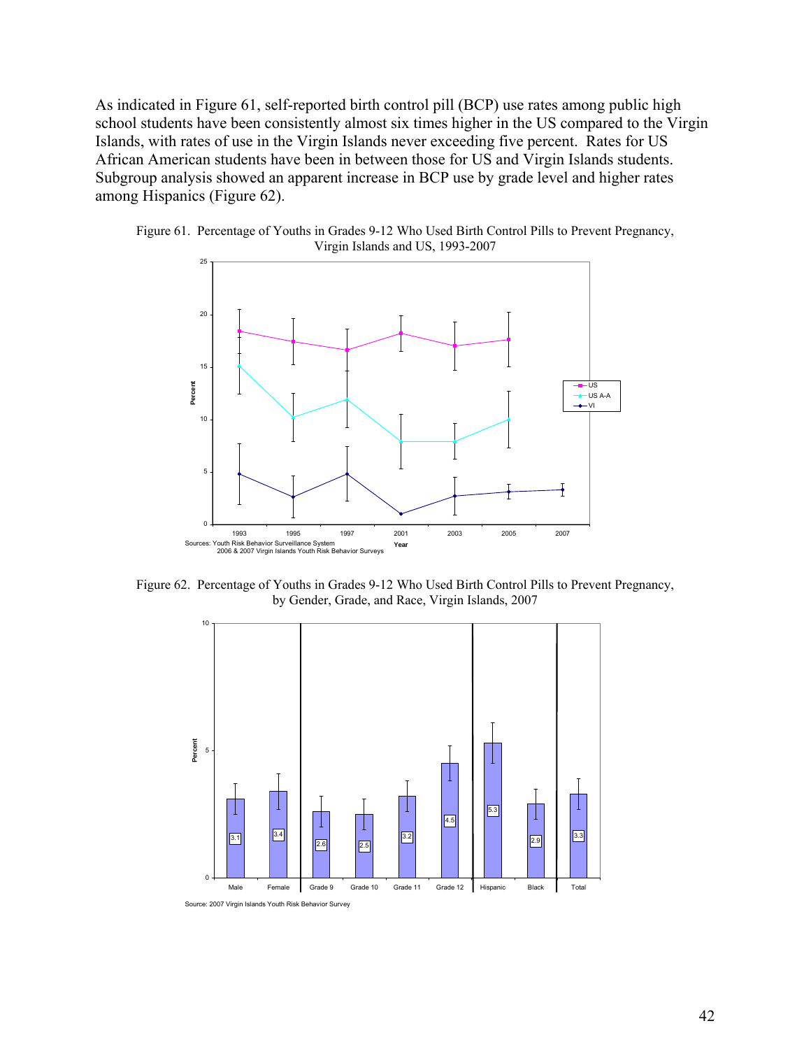As indicated in Figure 61, self-reported birth control pill (BCP) use rates among public high school students have been consistently almost six times higher in the US compared to the Virgin Islands, with rates of use in the Virgin Islands never exceeding five percent. Rates for US African American students have been in between those for US and Virgin Islands students. Subgroup analysis showed an apparent increase in BCP use by grade level and higher rates among Hispanics (Figure 62).

Figure 61. Percentage of Youths in Grades 9-12 Who Used Birth Control Pills to Prevent Pregnancy, Virgin Islands and US, 1993-2007

Sources: Youth Risk Behavior Surveillance System
2006 & 2007 Virgin Islands Youth Risk Behavior Surveys

Figure 62. Percentage of Youths in Grades 9-12 Who Used Birth Control Pills to Prevent Pregnancy, by Gender, Grade, and Race, Virgin Islands, 2007

| Group | Percent |
|---|---|
| Male | 3.1 |
| Female | 3.4 |
| Grade 9 | 2.6 |
| Grade 10 | 2.5 |
| Grade 11 | 3.2 |
| Grade 12 | 4.5 |
| Hispanic | 5.3 |
| Black | 2.9 |
| Total | 3.3 |

Source: 2007 Virgin Islands Youth Risk Behavior Survey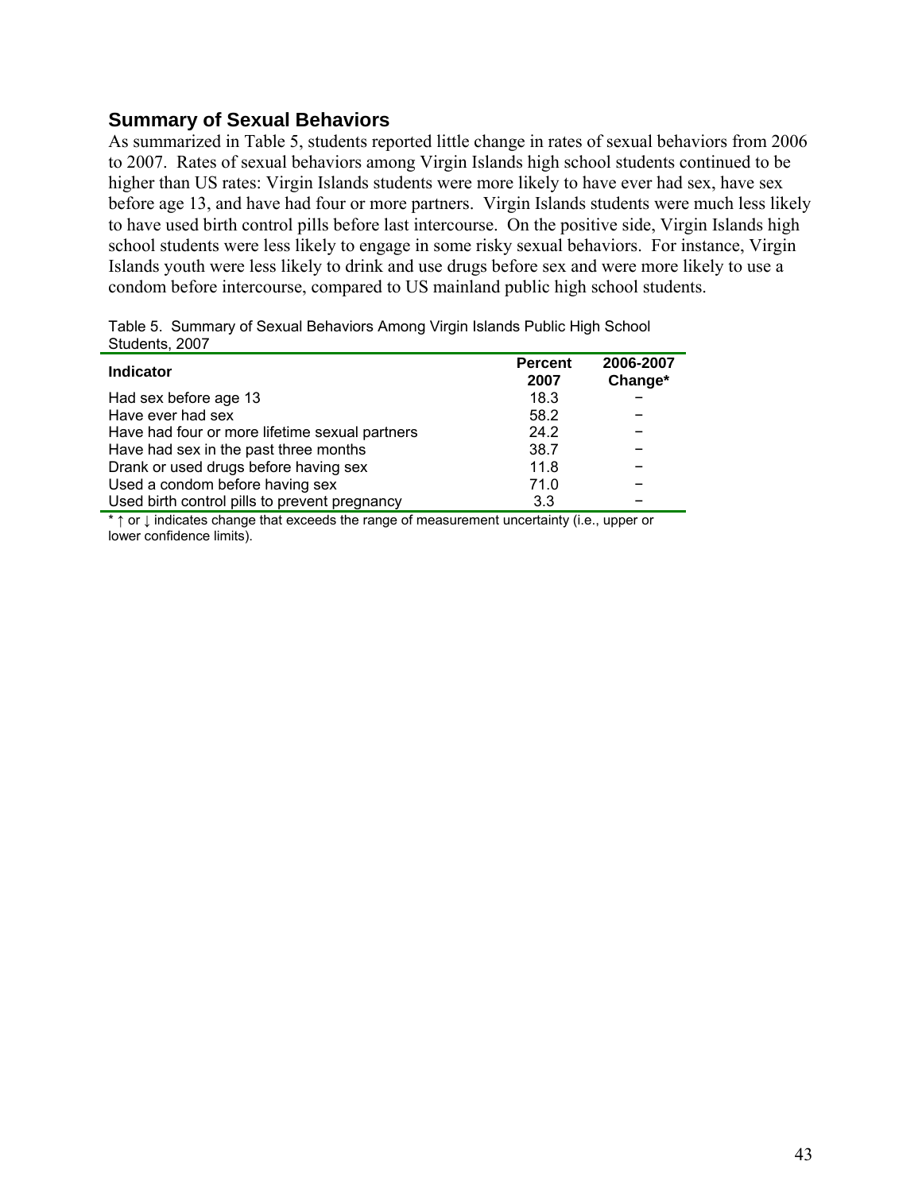## Summary of Sexual Behaviors

As summarized in Table 5, students reported little change in rates of sexual behaviors from 2006 to 2007. Rates of sexual behaviors among Virgin Islands high school students continued to be higher than US rates: Virgin Islands students were more likely to have ever had sex, have sex before age 13, and have had four or more partners. Virgin Islands students were much less likely to have used birth control pills before last intercourse. On the positive side, Virgin Islands high school students were less likely to engage in some risky sexual behaviors. For instance, Virgin Islands youth were less likely to drink and use drugs before sex and were more likely to use a condom before intercourse, compared to US mainland public high school students.

Table 5. Summary of Sexual Behaviors Among Virgin Islands Public High School Students, 2007

| Indicator | Percent 2007 | 2006-2007 Change* |
|---|---|---|
| Had sex before age 13 | 18.3 | − |
| Have ever had sex | 58.2 | − |
| Have had four or more lifetime sexual partners | 24.2 | − |
| Have had sex in the past three months | 38.7 | − |
| Drank or used drugs before having sex | 11.8 | − |
| Used a condom before having sex | 71.0 | − |
| Used birth control pills to prevent pregnancy | 3.3 | − |

* ↑ or ↓ indicates change that exceeds the range of measurement uncertainty (i.e., upper or lower confidence limits).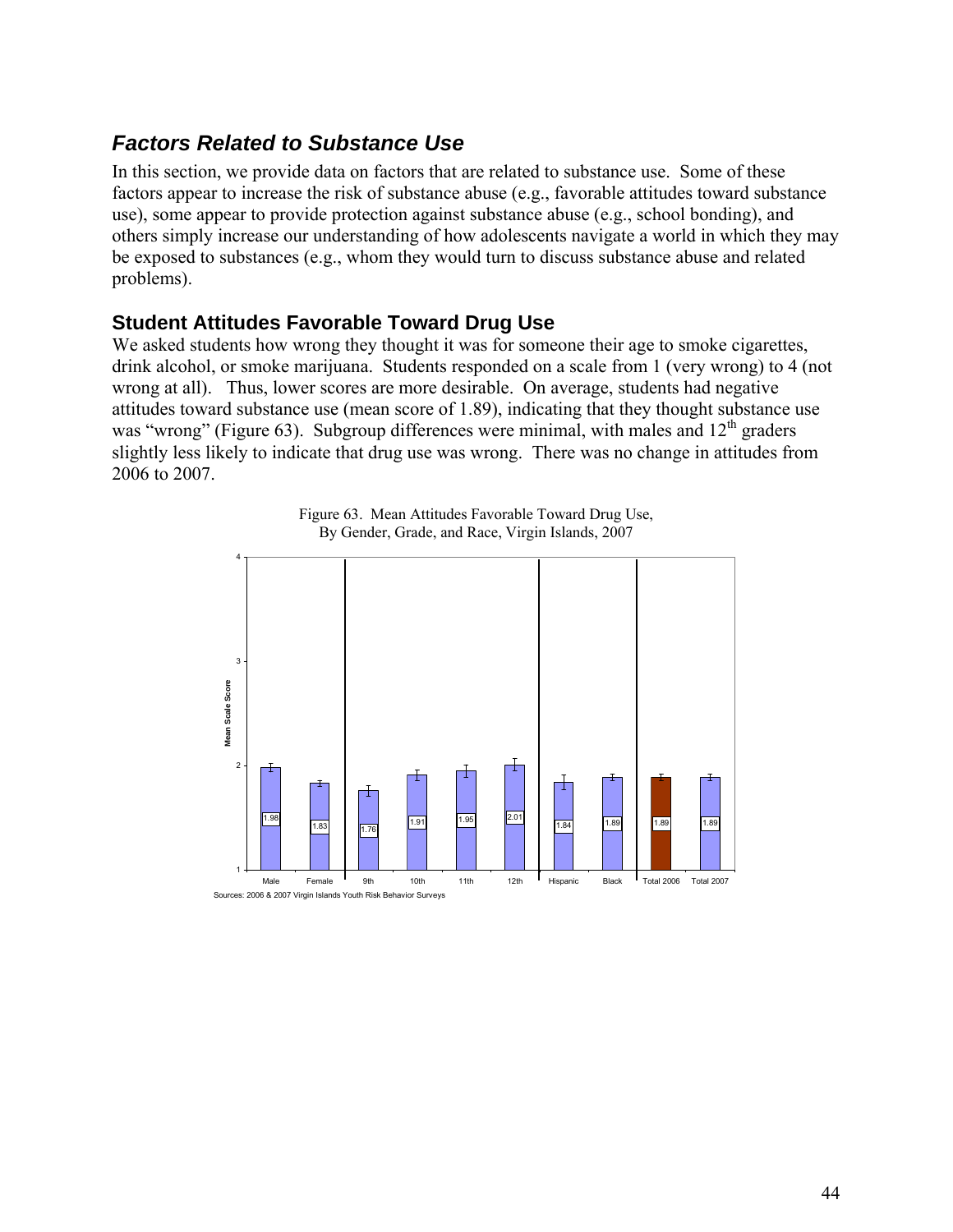## *Factors Related to Substance Use*

In this section, we provide data on factors that are related to substance use. Some of these factors appear to increase the risk of substance abuse (e.g., favorable attitudes toward substance use), some appear to provide protection against substance abuse (e.g., school bonding), and others simply increase our understanding of how adolescents navigate a world in which they may be exposed to substances (e.g., whom they would turn to discuss substance abuse and related problems).

### Student Attitudes Favorable Toward Drug Use

We asked students how wrong they thought it was for someone their age to smoke cigarettes, drink alcohol, or smoke marijuana. Students responded on a scale from 1 (very wrong) to 4 (not wrong at all). Thus, lower scores are more desirable. On average, students had negative attitudes toward substance use (mean score of 1.89), indicating that they thought substance use was "wrong" (Figure 63). Subgroup differences were minimal, with males and 12th graders slightly less likely to indicate that drug use was wrong. There was no change in attitudes from 2006 to 2007.

Figure 63. Mean Attitudes Favorable Toward Drug Use, By Gender, Grade, and Race, Virgin Islands, 2007

| Group | Mean Scale Score |
|---|---|
| Male | 1.98 |
| Female | 1.83 |
| 9th | 1.76 |
| 10th | 1.91 |
| 11th | 1.95 |
| 12th | 2.01 |
| Hispanic | 1.84 |
| Black | 1.89 |
| Total 2006 | 1.89 |
| Total 2007 | 1.89 |

Sources: 2006 & 2007 Virgin Islands Youth Risk Behavior Surveys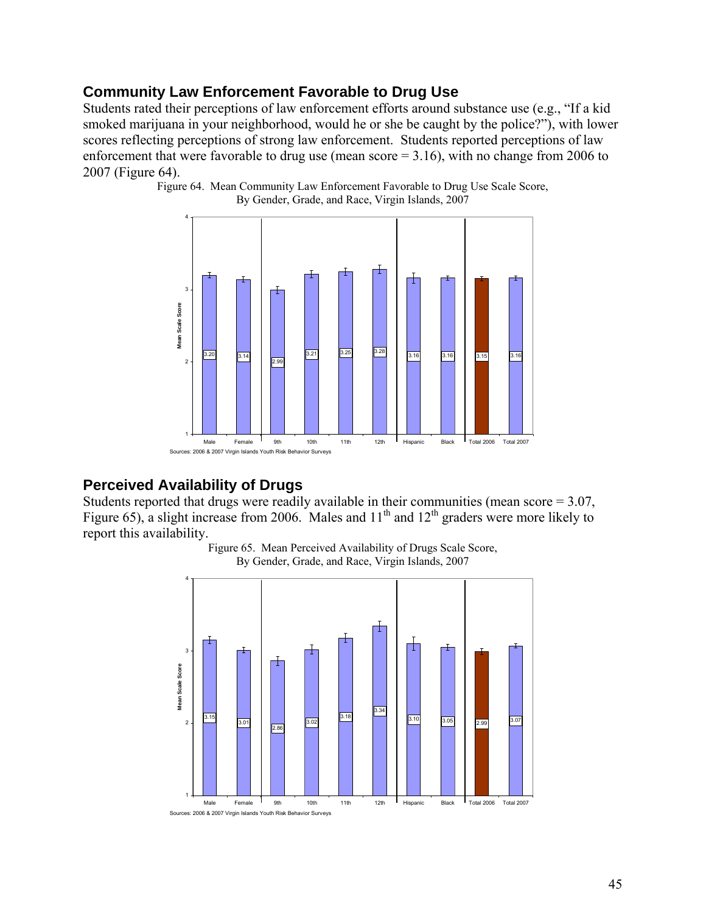## Community Law Enforcement Favorable to Drug Use

Students rated their perceptions of law enforcement efforts around substance use (e.g., "If a kid smoked marijuana in your neighborhood, would he or she be caught by the police?"), with lower scores reflecting perceptions of strong law enforcement. Students reported perceptions of law enforcement that were favorable to drug use (mean score = 3.16), with no change from 2006 to 2007 (Figure 64).

Figure 64. Mean Community Law Enforcement Favorable to Drug Use Scale Score, By Gender, Grade, and Race, Virgin Islands, 2007

| | Male | Female | 9th | 10th | 11th | 12th | Hispanic | Black | Total 2006 | Total 2007 |
|---|---|---|---|---|---|---|---|---|---|---|
| Mean Scale Score | 3.20 | 3.14 | 2.99 | 3.21 | 3.25 | 3.28 | 3.16 | 3.16 | 3.15 | 3.16 |

Sources: 2006 & 2007 Virgin Islands Youth Risk Behavior Surveys

## Perceived Availability of Drugs

Students reported that drugs were readily available in their communities (mean score = 3.07, Figure 65), a slight increase from 2006. Males and 11th and 12th graders were more likely to report this availability.

Figure 65. Mean Perceived Availability of Drugs Scale Score, By Gender, Grade, and Race, Virgin Islands, 2007

| | Male | Female | 9th | 10th | 11th | 12th | Hispanic | Black | Total 2006 | Total 2007 |
|---|---|---|---|---|---|---|---|---|---|---|
| Mean Scale Score | 3.15 | 3.01 | 2.86 | 3.02 | 3.18 | 3.34 | 3.10 | 3.05 | 2.99 | 3.07 |

Sources: 2006 & 2007 Virgin Islands Youth Risk Behavior Surveys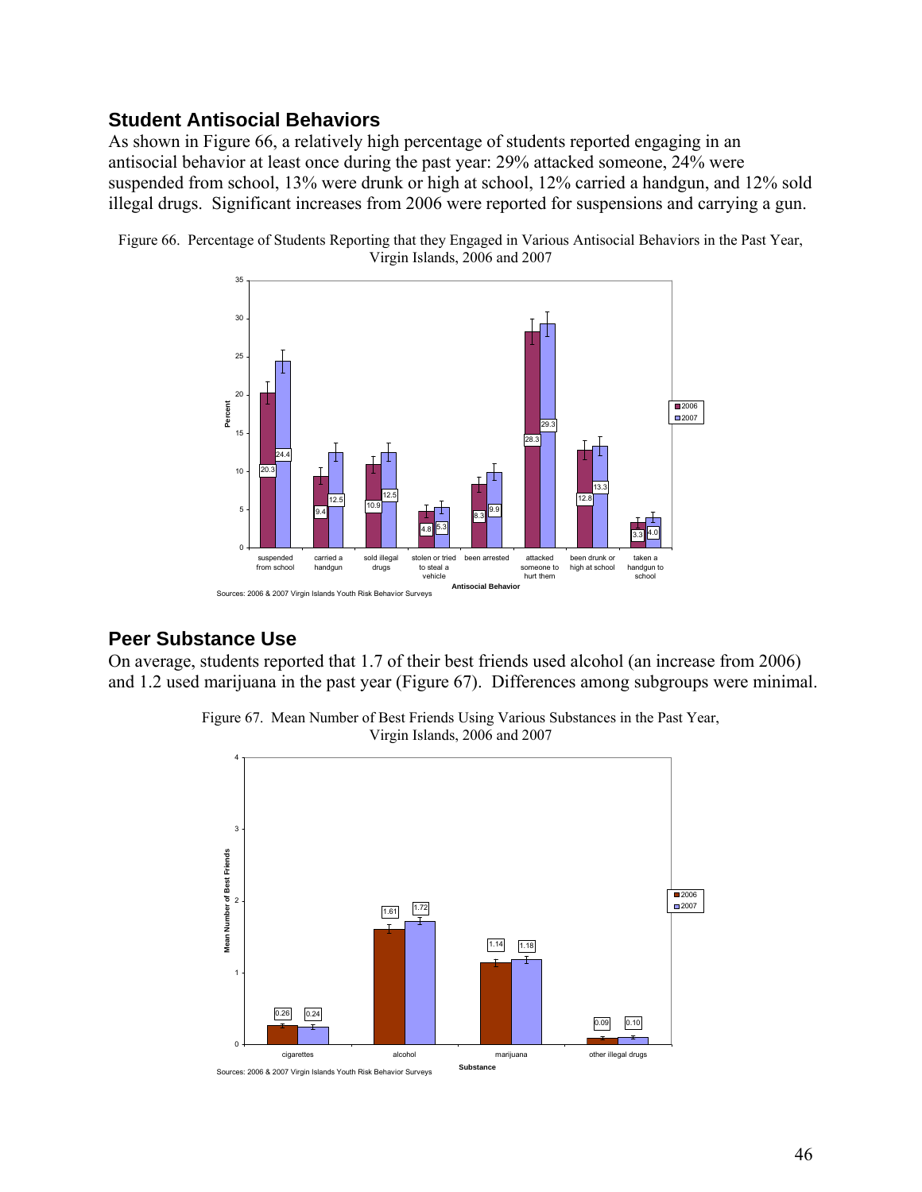## Student Antisocial Behaviors

As shown in Figure 66, a relatively high percentage of students reported engaging in an antisocial behavior at least once during the past year: 29% attacked someone, 24% were suspended from school, 13% were drunk or high at school, 12% carried a handgun, and 12% sold illegal drugs. Significant increases from 2006 were reported for suspensions and carrying a gun.

Figure 66. Percentage of Students Reporting that they Engaged in Various Antisocial Behaviors in the Past Year, Virgin Islands, 2006 and 2007

| Antisocial Behavior | 2006 | 2007 |
|---|---|---|
| suspended from school | 20.3 | 24.4 |
| carried a handgun | 9.4 | 12.5 |
| sold illegal drugs | 10.9 | 12.5 |
| stolen or tried to steal a vehicle | 4.8 | 5.3 |
| been arrested | 8.3 | 9.9 |
| attacked someone to hurt them | 28.3 | 29.3 |
| been drunk or high at school | 12.8 | 13.3 |
| taken a handgun to school | 3.3 | 4.0 |

Sources: 2006 & 2007 Virgin Islands Youth Risk Behavior Surveys

## Peer Substance Use

On average, students reported that 1.7 of their best friends used alcohol (an increase from 2006) and 1.2 used marijuana in the past year (Figure 67). Differences among subgroups were minimal.

Figure 67. Mean Number of Best Friends Using Various Substances in the Past Year, Virgin Islands, 2006 and 2007

| Substance | 2006 | 2007 |
|---|---|---|
| cigarettes | 0.26 | 0.24 |
| alcohol | 1.61 | 1.72 |
| marijuana | 1.14 | 1.18 |
| other illegal drugs | 0.09 | 0.10 |

Sources: 2006 & 2007 Virgin Islands Youth Risk Behavior Surveys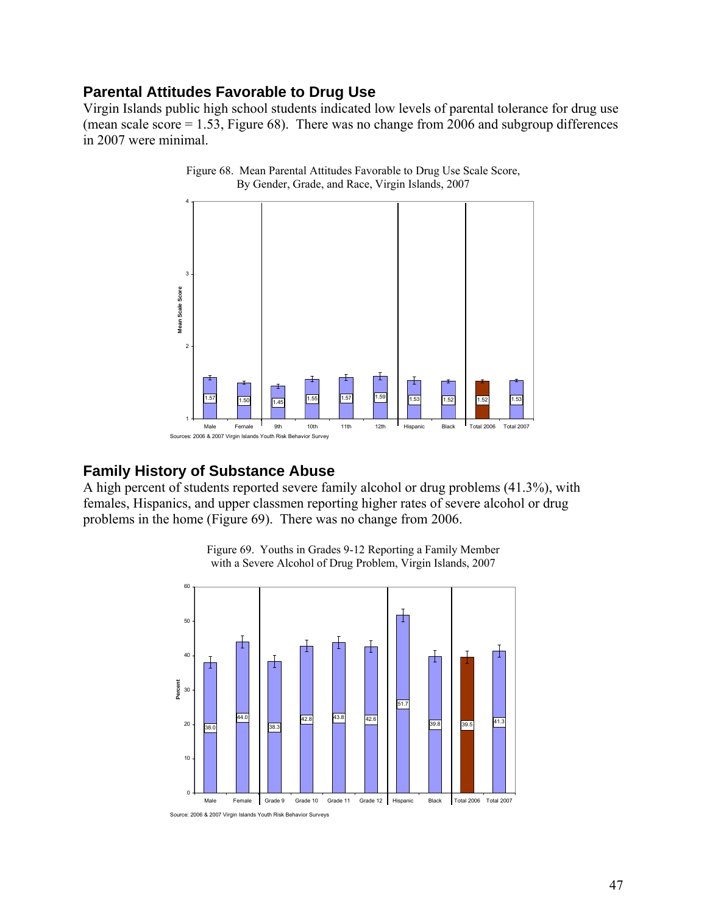## Parental Attitudes Favorable to Drug Use

Virgin Islands public high school students indicated low levels of parental tolerance for drug use (mean scale score = 1.53, Figure 68). There was no change from 2006 and subgroup differences in 2007 were minimal.

Figure 68. Mean Parental Attitudes Favorable to Drug Use Scale Score, By Gender, Grade, and Race, Virgin Islands, 2007

| Group | Mean Scale Score |
|---|---|
| Male | 1.57 |
| Female | 1.50 |
| 9th | 1.45 |
| 10th | 1.55 |
| 11th | 1.57 |
| 12th | 1.59 |
| Hispanic | 1.53 |
| Black | 1.52 |
| Total 2006 | 1.52 |
| Total 2007 | 1.53 |

Sources: 2006 & 2007 Virgin Islands Youth Risk Behavior Survey

## Family History of Substance Abuse

A high percent of students reported severe family alcohol or drug problems (41.3%), with females, Hispanics, and upper classmen reporting higher rates of severe alcohol or drug problems in the home (Figure 69). There was no change from 2006.

Figure 69. Youths in Grades 9-12 Reporting a Family Member with a Severe Alcohol of Drug Problem, Virgin Islands, 2007

| Group | Percent |
|---|---|
| Male | 38.0 |
| Female | 44.0 |
| Grade 9 | 38.3 |
| Grade 10 | 42.8 |
| Grade 11 | 43.8 |
| Grade 12 | 42.6 |
| Hispanic | 51.7 |
| Black | 39.8 |
| Total 2006 | 39.5 |
| Total 2007 | 41.3 |

Source: 2006 & 2007 Virgin Islands Youth Risk Behavior Surveys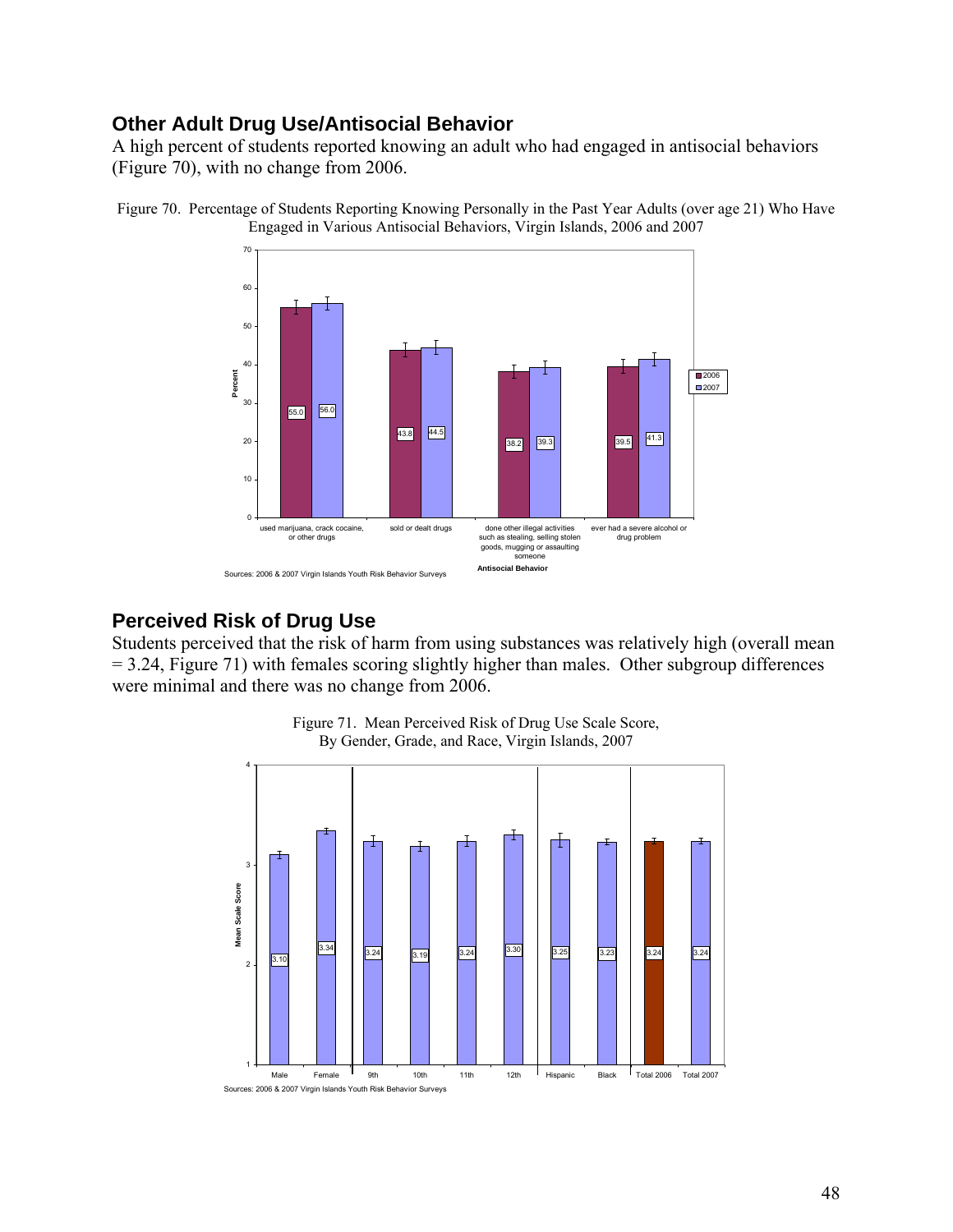## Other Adult Drug Use/Antisocial Behavior

A high percent of students reported knowing an adult who had engaged in antisocial behaviors (Figure 70), with no change from 2006.

Figure 70. Percentage of Students Reporting Knowing Personally in the Past Year Adults (over age 21) Who Have Engaged in Various Antisocial Behaviors, Virgin Islands, 2006 and 2007

| Antisocial Behavior | 2006 | 2007 |
|---|---|---|
| used marijuana, crack cocaine, or other drugs | 55.0 | 56.0 |
| sold or dealt drugs | 43.8 | 44.5 |
| done other illegal activities such as stealing, selling stolen goods, mugging or assaulting someone | 38.2 | 39.3 |
| ever had a severe alcohol or drug problem | 39.5 | 41.3 |

Sources: 2006 & 2007 Virgin Islands Youth Risk Behavior Surveys

## Perceived Risk of Drug Use

Students perceived that the risk of harm from using substances was relatively high (overall mean = 3.24, Figure 71) with females scoring slightly higher than males. Other subgroup differences were minimal and there was no change from 2006.

Figure 71. Mean Perceived Risk of Drug Use Scale Score, By Gender, Grade, and Race, Virgin Islands, 2007

| Group | Mean Scale Score |
|---|---|
| Male | 3.10 |
| Female | 3.34 |
| 9th | 3.24 |
| 10th | 3.19 |
| 11th | 3.24 |
| 12th | 3.30 |
| Hispanic | 3.25 |
| Black | 3.23 |
| Total 2006 | 3.24 |
| Total 2007 | 3.24 |

Sources: 2006 & 2007 Virgin Islands Youth Risk Behavior Surveys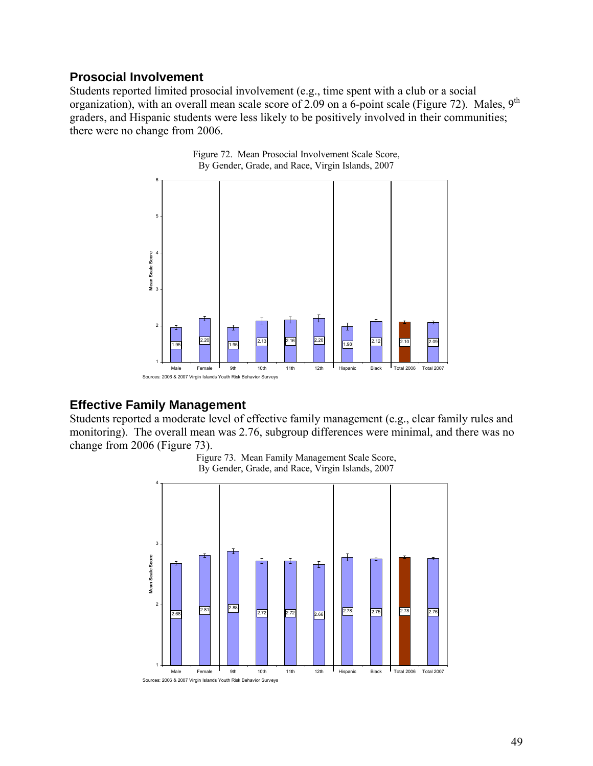## Prosocial Involvement

Students reported limited prosocial involvement (e.g., time spent with a club or a social organization), with an overall mean scale score of 2.09 on a 6-point scale (Figure 72). Males, 9th graders, and Hispanic students were less likely to be positively involved in their communities; there were no change from 2006.

Figure 72. Mean Prosocial Involvement Scale Score, By Gender, Grade, and Race, Virgin Islands, 2007

| Group | Mean Scale Score |
|---|---|
| Male | 1.95 |
| Female | 2.20 |
| 9th | 1.95 |
| 10th | 2.13 |
| 11th | 2.16 |
| 12th | 2.20 |
| Hispanic | 1.98 |
| Black | 2.12 |
| Total 2006 | 2.10 |
| Total 2007 | 2.09 |

Sources: 2006 & 2007 Virgin Islands Youth Risk Behavior Surveys

## Effective Family Management

Students reported a moderate level of effective family management (e.g., clear family rules and monitoring). The overall mean was 2.76, subgroup differences were minimal, and there was no change from 2006 (Figure 73).

Figure 73. Mean Family Management Scale Score, By Gender, Grade, and Race, Virgin Islands, 2007

| Group | Mean Scale Score |
|---|---|
| Male | 2.68 |
| Female | 2.81 |
| 9th | 2.88 |
| 10th | 2.72 |
| 11th | 2.72 |
| 12th | 2.66 |
| Hispanic | 2.78 |
| Black | 2.75 |
| Total 2006 | 2.78 |
| Total 2007 | 2.76 |

Sources: 2006 & 2007 Virgin Islands Youth Risk Behavior Surveys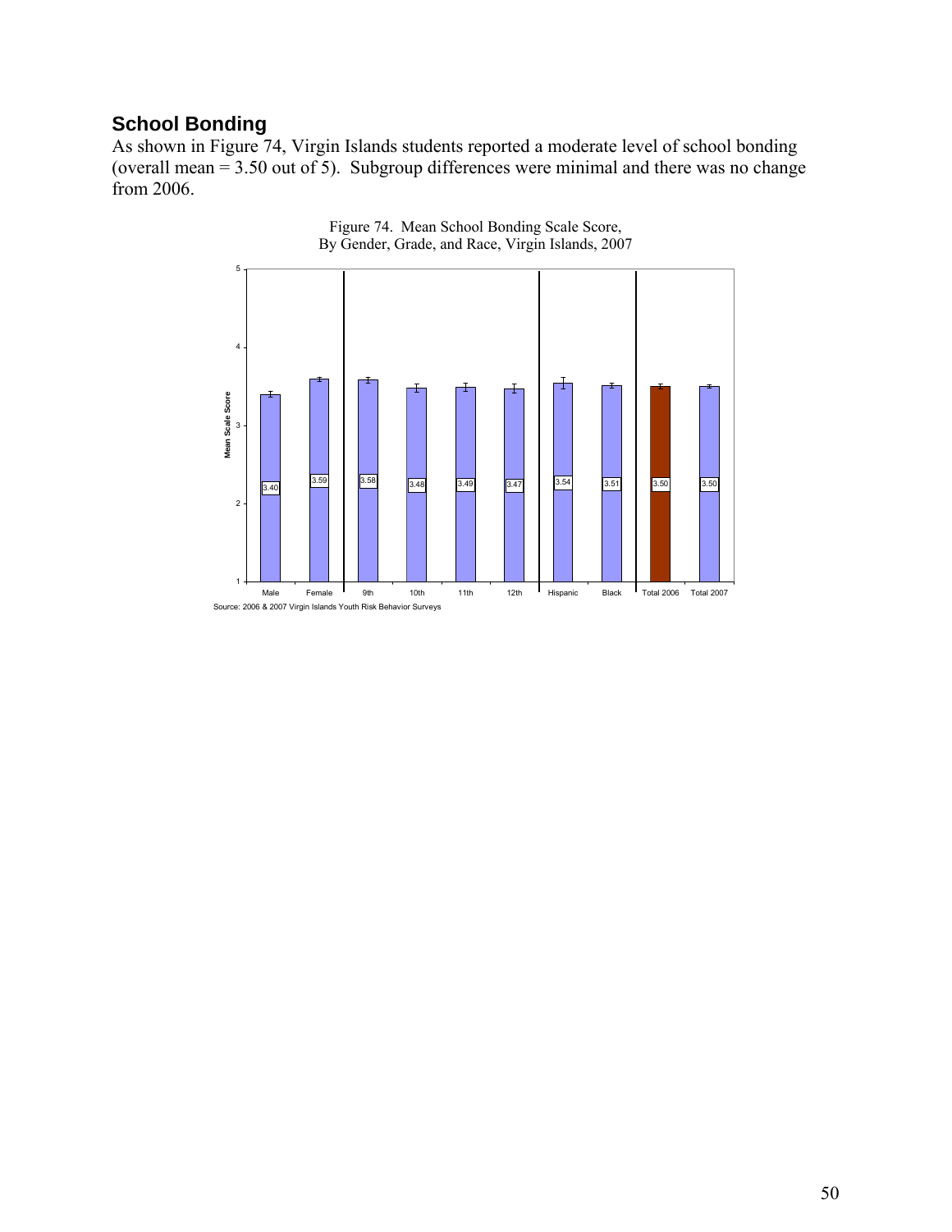## School Bonding

As shown in Figure 74, Virgin Islands students reported a moderate level of school bonding (overall mean = 3.50 out of 5). Subgroup differences were minimal and there was no change from 2006.

Figure 74. Mean School Bonding Scale Score, By Gender, Grade, and Race, Virgin Islands, 2007

| Group | Mean Scale Score |
|---|---|
| Male | 3.40 |
| Female | 3.59 |
| 9th | 3.58 |
| 10th | 3.48 |
| 11th | 3.49 |
| 12th | 3.47 |
| Hispanic | 3.54 |
| Black | 3.51 |
| Total 2006 | 3.50 |
| Total 2007 | 3.50 |

Source: 2006 & 2007 Virgin Islands Youth Risk Behavior Surveys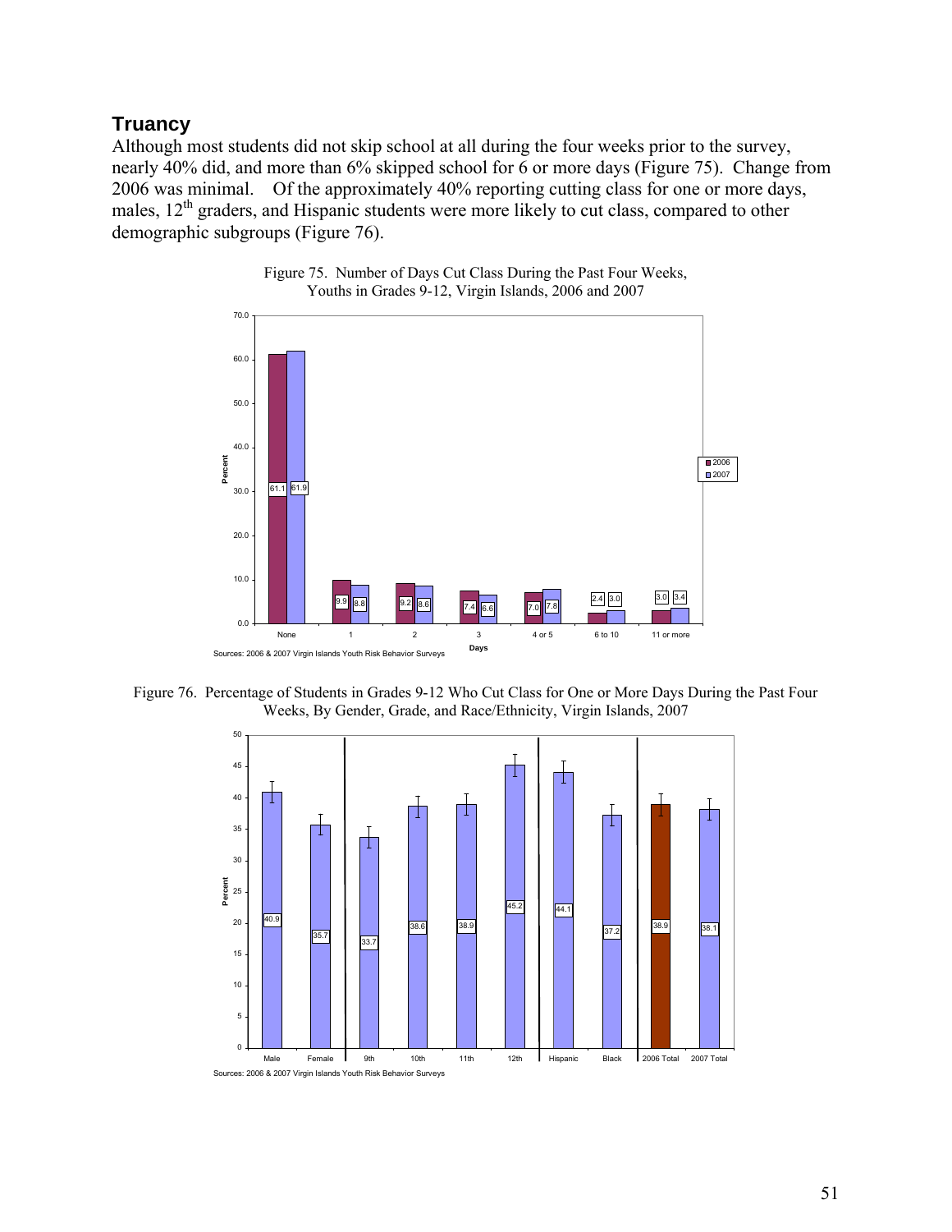## Truancy

Although most students did not skip school at all during the four weeks prior to the survey, nearly 40% did, and more than 6% skipped school for 6 or more days (Figure 75). Change from 2006 was minimal. Of the approximately 40% reporting cutting class for one or more days, males, 12th graders, and Hispanic students were more likely to cut class, compared to other demographic subgroups (Figure 76).

Figure 75. Number of Days Cut Class During the Past Four Weeks, Youths in Grades 9-12, Virgin Islands, 2006 and 2007

| Days | 2006 | 2007 |
|---|---|---|
| None | 61.1 | 61.9 |
| 1 | 9.9 | 8.8 |
| 2 | 9.2 | 8.6 |
| 3 | 7.4 | 6.6 |
| 4 or 5 | 7.0 | 7.8 |
| 6 to 10 | 2.4 | 3.0 |
| 11 or more | 3.0 | 3.4 |

Sources: 2006 & 2007 Virgin Islands Youth Risk Behavior Surveys

Figure 76. Percentage of Students in Grades 9-12 Who Cut Class for One or More Days During the Past Four Weeks, By Gender, Grade, and Race/Ethnicity, Virgin Islands, 2007

| Group | Percent |
|---|---|
| Male | 40.9 |
| Female | 35.7 |
| 9th | 33.7 |
| 10th | 38.6 |
| 11th | 38.9 |
| 12th | 45.2 |
| Hispanic | 44.1 |
| Black | 37.2 |
| 2006 Total | 38.9 |
| 2007 Total | 38.1 |

Sources: 2006 & 2007 Virgin Islands Youth Risk Behavior Surveys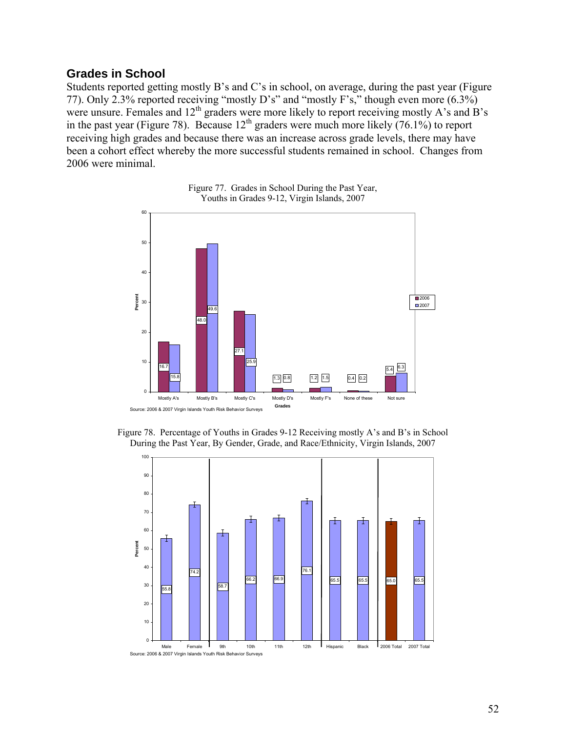## Grades in School

Students reported getting mostly B's and C's in school, on average, during the past year (Figure 77). Only 2.3% reported receiving "mostly D's" and "mostly F's," though even more (6.3%) were unsure. Females and 12th graders were more likely to report receiving mostly A's and B's in the past year (Figure 78). Because 12th graders were much more likely (76.1%) to report receiving high grades and because there was an increase across grade levels, there may have been a cohort effect whereby the more successful students remained in school. Changes from 2006 were minimal.

Figure 77. Grades in School During the Past Year, Youths in Grades 9-12, Virgin Islands, 2007

| Grades | 2006 | 2007 |
|---|---|---|
| Mostly A's | 16.7 | 15.8 |
| Mostly B's | 48.0 | 49.6 |
| Mostly C's | 27.1 | 25.9 |
| Mostly D's | 1.3 | 0.8 |
| Mostly F's | 1.2 | 1.5 |
| None of these | 0.4 | 0.2 |
| Not sure | 5.4 | 6.3 |

Source: 2006 & 2007 Virgin Islands Youth Risk Behavior Surveys

Figure 78. Percentage of Youths in Grades 9-12 Receiving mostly A's and B's in School During the Past Year, By Gender, Grade, and Race/Ethnicity, Virgin Islands, 2007

| Group | Percent |
|---|---|
| Male | 55.8 |
| Female | 74.2 |
| 9th | 58.7 |
| 10th | 66.2 |
| 11th | 66.9 |
| 12th | 76.1 |
| Hispanic | 65.5 |
| Black | 65.5 |
| 2006 Total | 65.0 |
| 2007 Total | 65.5 |

Source: 2006 & 2007 Virgin Islands Youth Risk Behavior Surveys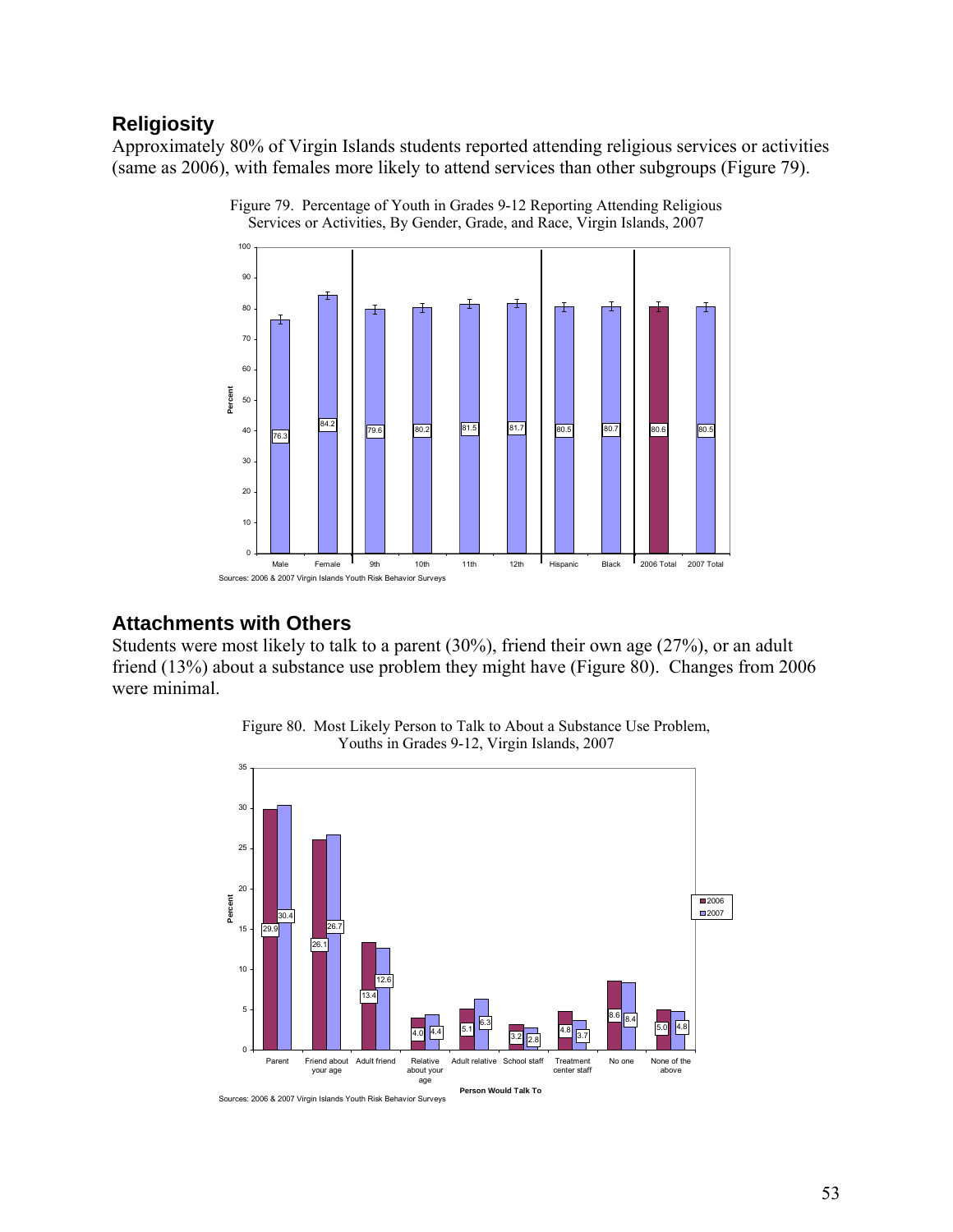## Religiosity

Approximately 80% of Virgin Islands students reported attending religious services or activities (same as 2006), with females more likely to attend services than other subgroups (Figure 79).

Figure 79. Percentage of Youth in Grades 9-12 Reporting Attending Religious Services or Activities, By Gender, Grade, and Race, Virgin Islands, 2007

| | Male | Female | 9th | 10th | 11th | 12th | Hispanic | Black | 2006 Total | 2007 Total |
|---|---|---|---|---|---|---|---|---|---|---|
| Percent | 76.3 | 84.2 | 79.6 | 80.2 | 81.5 | 81.7 | 80.5 | 80.7 | 80.6 | 80.5 |

Sources: 2006 & 2007 Virgin Islands Youth Risk Behavior Surveys

## Attachments with Others

Students were most likely to talk to a parent (30%), friend their own age (27%), or an adult friend (13%) about a substance use problem they might have (Figure 80). Changes from 2006 were minimal.

Figure 80. Most Likely Person to Talk to About a Substance Use Problem, Youths in Grades 9-12, Virgin Islands, 2007

| Person Would Talk To | 2006 | 2007 |
|---|---|---|
| Parent | 29.9 | 30.4 |
| Friend about your age | 26.1 | 26.7 |
| Adult friend | 13.4 | 12.6 |
| Relative about your age | 4.0 | 4.4 |
| Adult relative | 5.1 | 6.3 |
| School staff | 3.2 | 2.8 |
| Treatment center staff | 4.8 | 3.7 |
| No one | 8.6 | 8.4 |
| None of the above | 5.0 | 4.8 |

Sources: 2006 & 2007 Virgin Islands Youth Risk Behavior Surveys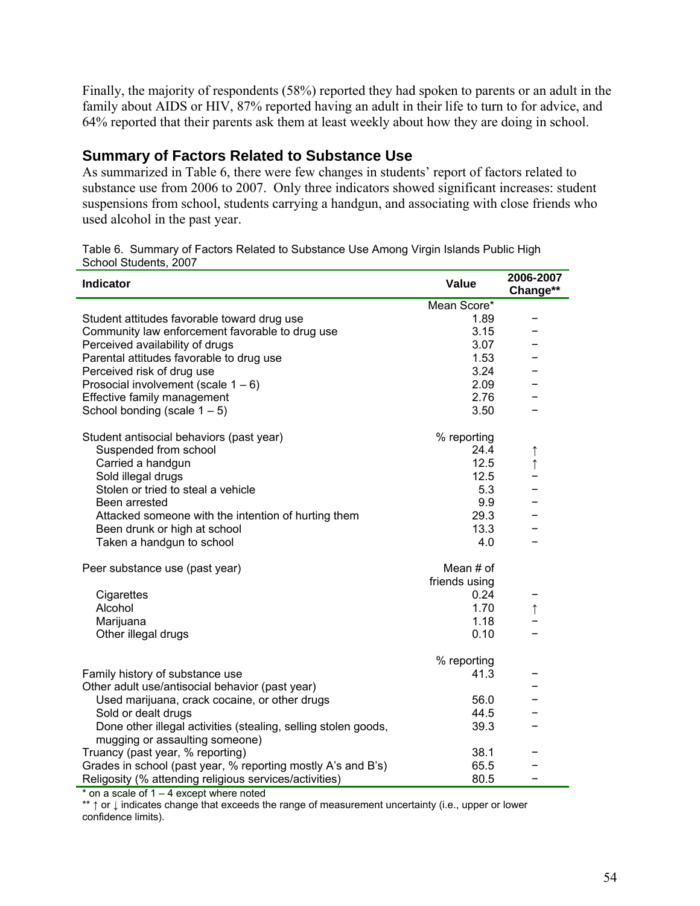Finally, the majority of respondents (58%) reported they had spoken to parents or an adult in the family about AIDS or HIV, 87% reported having an adult in their life to turn to for advice, and 64% reported that their parents ask them at least weekly about how they are doing in school.

## Summary of Factors Related to Substance Use

As summarized in Table 6, there were few changes in students' report of factors related to substance use from 2006 to 2007. Only three indicators showed significant increases: student suspensions from school, students carrying a handgun, and associating with close friends who used alcohol in the past year.

Table 6. Summary of Factors Related to Substance Use Among Virgin Islands Public High School Students, 2007

| Indicator | Value | 2006-2007 Change** |
|---|---|---|
| | Mean Score* | |
| Student attitudes favorable toward drug use | 1.89 | – |
| Community law enforcement favorable to drug use | 3.15 | – |
| Perceived availability of drugs | 3.07 | – |
| Parental attitudes favorable to drug use | 1.53 | – |
| Perceived risk of drug use | 3.24 | – |
| Prosocial involvement (scale 1 – 6) | 2.09 | – |
| Effective family management | 2.76 | – |
| School bonding (scale 1 – 5) | 3.50 | – |
| Student antisocial behaviors (past year) | % reporting | |
| Suspended from school | 24.4 | ↑ |
| Carried a handgun | 12.5 | ↑ |
| Sold illegal drugs | 12.5 | – |
| Stolen or tried to steal a vehicle | 5.3 | – |
| Been arrested | 9.9 | – |
| Attacked someone with the intention of hurting them | 29.3 | – |
| Been drunk or high at school | 13.3 | – |
| Taken a handgun to school | 4.0 | – |
| Peer substance use (past year) | Mean # of friends using | |
| Cigarettes | 0.24 | – |
| Alcohol | 1.70 | ↑ |
| Marijuana | 1.18 | – |
| Other illegal drugs | 0.10 | – |
| | % reporting | |
| Family history of substance use | 41.3 | – |
| Other adult use/antisocial behavior (past year) | | – |
| Used marijuana, crack cocaine, or other drugs | 56.0 | – |
| Sold or dealt drugs | 44.5 | – |
| Done other illegal activities (stealing, selling stolen goods, mugging or assaulting someone) | 39.3 | – |
| Truancy (past year, % reporting) | 38.1 | – |
| Grades in school (past year, % reporting mostly A's and B's) | 65.5 | – |
| Religosity (% attending religious services/activities) | 80.5 | – |

\* on a scale of 1 – 4 except where noted

\*\* ↑ or ↓ indicates change that exceeds the range of measurement uncertainty (i.e., upper or lower confidence limits).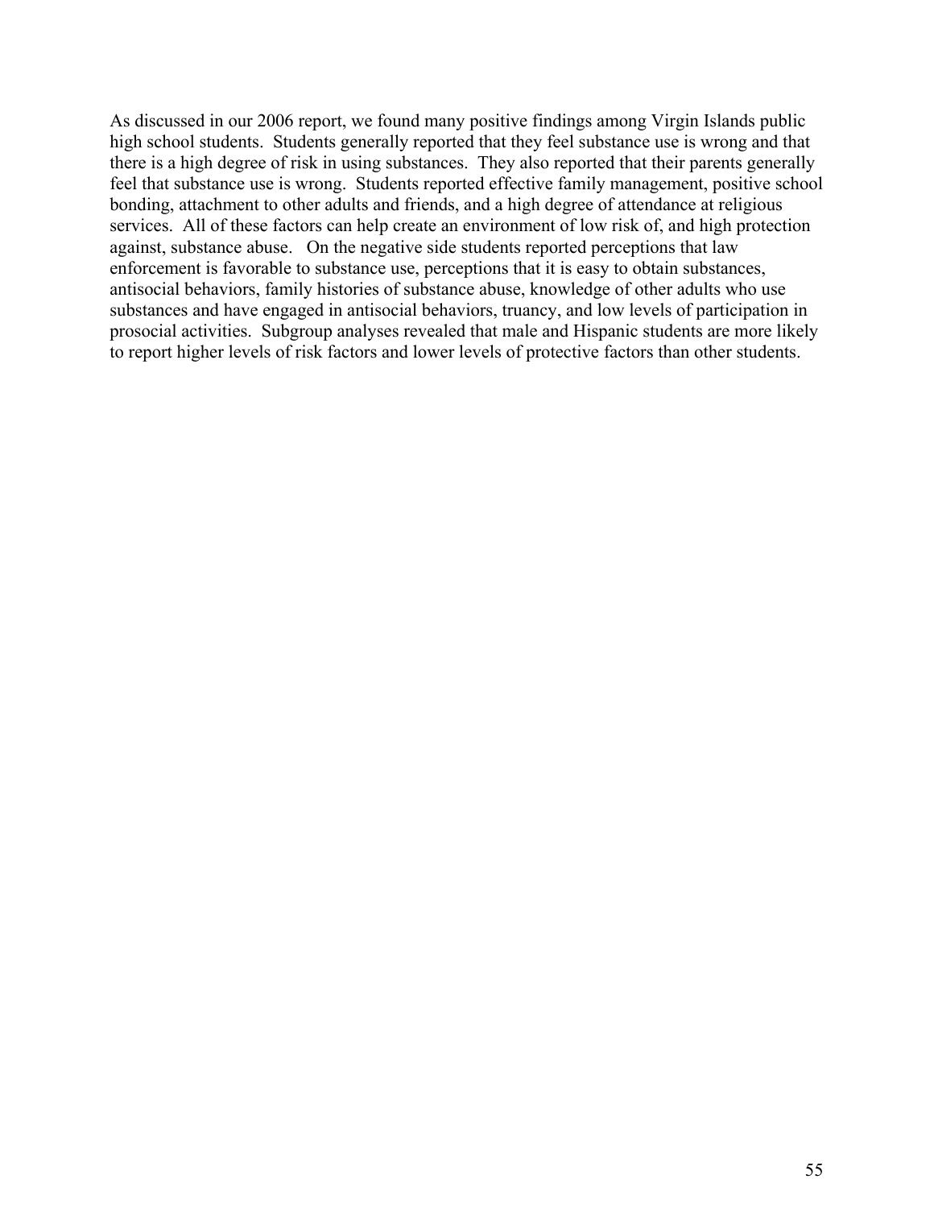As discussed in our 2006 report, we found many positive findings among Virgin Islands public high school students. Students generally reported that they feel substance use is wrong and that there is a high degree of risk in using substances. They also reported that their parents generally feel that substance use is wrong. Students reported effective family management, positive school bonding, attachment to other adults and friends, and a high degree of attendance at religious services. All of these factors can help create an environment of low risk of, and high protection against, substance abuse. On the negative side students reported perceptions that law enforcement is favorable to substance use, perceptions that it is easy to obtain substances, antisocial behaviors, family histories of substance abuse, knowledge of other adults who use substances and have engaged in antisocial behaviors, truancy, and low levels of participation in prosocial activities. Subgroup analyses revealed that male and Hispanic students are more likely to report higher levels of risk factors and lower levels of protective factors than other students.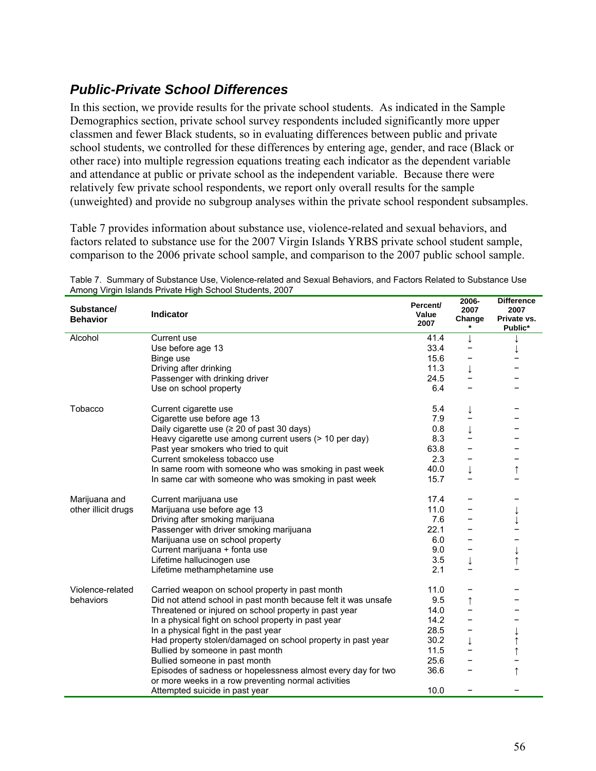## *Public-Private School Differences*

In this section, we provide results for the private school students. As indicated in the Sample Demographics section, private school survey respondents included significantly more upper classmen and fewer Black students, so in evaluating differences between public and private school students, we controlled for these differences by entering age, gender, and race (Black or other race) into multiple regression equations treating each indicator as the dependent variable and attendance at public or private school as the independent variable. Because there were relatively few private school respondents, we report only overall results for the sample (unweighted) and provide no subgroup analyses within the private school respondent subsamples.

Table 7 provides information about substance use, violence-related and sexual behaviors, and factors related to substance use for the 2007 Virgin Islands YRBS private school student sample, comparison to the 2006 private school sample, and comparison to the 2007 public school sample.

Table 7. Summary of Substance Use, Violence-related and Sexual Behaviors, and Factors Related to Substance Use Among Virgin Islands Private High School Students, 2007

| Substance/ Behavior | Indicator | Percent/ Value 2007 | 2006-2007 Change * | Difference 2007 Private vs. Public* |
|---|---|---|---|---|
| Alcohol | Current use | 41.4 | ↓ | ↓ |
| | Use before age 13 | 33.4 | – | ↓ |
| | Binge use | 15.6 | – | – |
| | Driving after drinking | 11.3 | ↓ | – |
| | Passenger with drinking driver | 24.5 | – | – |
| | Use on school property | 6.4 | – | – |
| Tobacco | Current cigarette use | 5.4 | ↓ | – |
| | Cigarette use before age 13 | 7.9 | – | – |
| | Daily cigarette use (≥ 20 of past 30 days) | 0.8 | ↓ | – |
| | Heavy cigarette use among current users (> 10 per day) | 8.3 | – | – |
| | Past year smokers who tried to quit | 63.8 | – | – |
| | Current smokeless tobacco use | 2.3 | – | – |
| | In same room with someone who was smoking in past week | 40.0 | ↓ | ↑ |
| | In same car with someone who was smoking in past week | 15.7 | – | – |
| Marijuana and other illicit drugs | Current marijuana use | 17.4 | – | – |
| | Marijuana use before age 13 | 11.0 | – | ↓ |
| | Driving after smoking marijuana | 7.6 | – | ↓ |
| | Passenger with driver smoking marijuana | 22.1 | – | – |
| | Marijuana use on school property | 6.0 | – | – |
| | Current marijuana + fonta use | 9.0 | – | ↓ |
| | Lifetime hallucinogen use | 3.5 | ↓ | ↑ |
| | Lifetime methamphetamine use | 2.1 | – | – |
| Violence-related behaviors | Carried weapon on school property in past month | 11.0 | – | – |
| | Did not attend school in past month because felt it was unsafe | 9.5 | ↑ | – |
| | Threatened or injured on school property in past year | 14.0 | – | – |
| | In a physical fight on school property in past year | 14.2 | – | – |
| | In a physical fight in the past year | 28.5 | – | ↓ |
| | Had property stolen/damaged on school property in past year | 30.2 | ↓ | ↑ |
| | Bullied by someone in past month | 11.5 | – | ↑ |
| | Bullied someone in past month | 25.6 | – | – |
| | Episodes of sadness or hopelessness almost every day for two or more weeks in a row preventing normal activities | 36.6 | – | ↑ |
| | Attempted suicide in past year | 10.0 | – | – |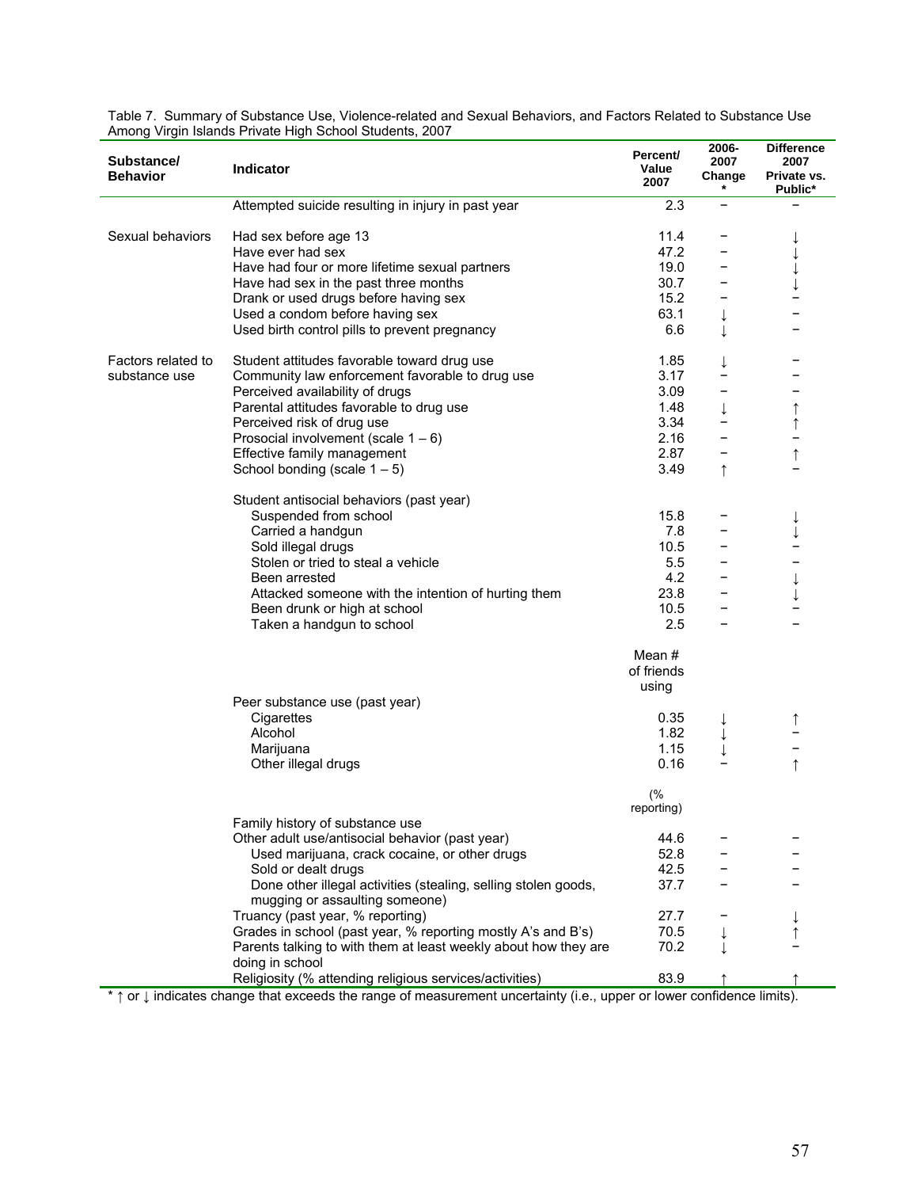Table 7. Summary of Substance Use, Violence-related and Sexual Behaviors, and Factors Related to Substance Use Among Virgin Islands Private High School Students, 2007

| Substance/ Behavior | Indicator | Percent/ Value 2007 | 2006-2007 Change * | Difference 2007 Private vs. Public* |
|---|---|---|---|---|
| | Attempted suicide resulting in injury in past year | 2.3 | – | – |
| Sexual behaviors | Had sex before age 13 | 11.4 | – | ↓ |
| | Have ever had sex | 47.2 | – | ↓ |
| | Have had four or more lifetime sexual partners | 19.0 | – | ↓ |
| | Have had sex in the past three months | 30.7 | – | ↓ |
| | Drank or used drugs before having sex | 15.2 | – | – |
| | Used a condom before having sex | 63.1 | ↓ | – |
| | Used birth control pills to prevent pregnancy | 6.6 | ↓ | – |
| Factors related to substance use | Student attitudes favorable toward drug use | 1.85 | ↓ | – |
| | Community law enforcement favorable to drug use | 3.17 | – | – |
| | Perceived availability of drugs | 3.09 | – | – |
| | Parental attitudes favorable to drug use | 1.48 | ↓ | ↑ |
| | Perceived risk of drug use | 3.34 | – | ↑ |
| | Prosocial involvement (scale 1 – 6) | 2.16 | – | – |
| | Effective family management | 2.87 | – | ↑ |
| | School bonding (scale 1 – 5) | 3.49 | ↑ | – |
| | Student antisocial behaviors (past year) | | | |
| | Suspended from school | 15.8 | – | ↓ |
| | Carried a handgun | 7.8 | – | ↓ |
| | Sold illegal drugs | 10.5 | – | – |
| | Stolen or tried to steal a vehicle | 5.5 | – | – |
| | Been arrested | 4.2 | – | ↓ |
| | Attacked someone with the intention of hurting them | 23.8 | – | ↓ |
| | Been drunk or high at school | 10.5 | – | – |
| | Taken a handgun to school | 2.5 | – | – |
| | | Mean # of friends using | | |
| | Peer substance use (past year) | | | |
| | Cigarettes | 0.35 | ↓ | ↑ |
| | Alcohol | 1.82 | ↓ | – |
| | Marijuana | 1.15 | ↓ | – |
| | Other illegal drugs | 0.16 | – | ↑ |
| | | (% reporting) | | |
| | Family history of substance use | | | |
| | Other adult use/antisocial behavior (past year) | 44.6 | – | – |
| | Used marijuana, crack cocaine, or other drugs | 52.8 | – | – |
| | Sold or dealt drugs | 42.5 | – | – |
| | Done other illegal activities (stealing, selling stolen goods, mugging or assaulting someone) | 37.7 | – | – |
| | Truancy (past year, % reporting) | 27.7 | – | ↓ |
| | Grades in school (past year, % reporting mostly A's and B's) | 70.5 | ↓ | ↑ |
| | Parents talking to with them at least weekly about how they are doing in school | 70.2 | ↓ | – |
| | Religiosity (% attending religious services/activities) | 83.9 | ↑ | ↑ |

\* ↑ or ↓ indicates change that exceeds the range of measurement uncertainty (i.e., upper or lower confidence limits).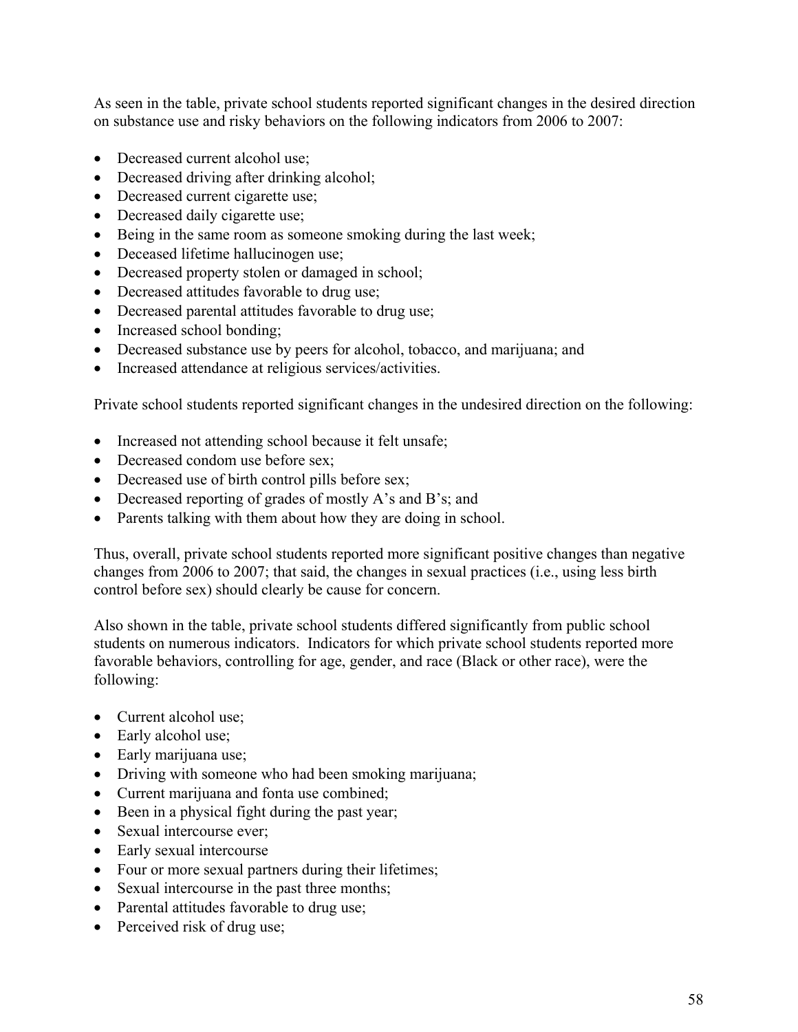As seen in the table, private school students reported significant changes in the desired direction on substance use and risky behaviors on the following indicators from 2006 to 2007:

- Decreased current alcohol use;
- Decreased driving after drinking alcohol;
- Decreased current cigarette use;
- Decreased daily cigarette use;
- Being in the same room as someone smoking during the last week;
- Deceased lifetime hallucinogen use;
- Decreased property stolen or damaged in school;
- Decreased attitudes favorable to drug use;
- Decreased parental attitudes favorable to drug use;
- Increased school bonding;
- Decreased substance use by peers for alcohol, tobacco, and marijuana; and
- Increased attendance at religious services/activities.

Private school students reported significant changes in the undesired direction on the following:

- Increased not attending school because it felt unsafe;
- Decreased condom use before sex;
- Decreased use of birth control pills before sex;
- Decreased reporting of grades of mostly A's and B's; and
- Parents talking with them about how they are doing in school.

Thus, overall, private school students reported more significant positive changes than negative changes from 2006 to 2007; that said, the changes in sexual practices (i.e., using less birth control before sex) should clearly be cause for concern.

Also shown in the table, private school students differed significantly from public school students on numerous indicators. Indicators for which private school students reported more favorable behaviors, controlling for age, gender, and race (Black or other race), were the following:

- Current alcohol use;
- Early alcohol use;
- Early marijuana use;
- Driving with someone who had been smoking marijuana;
- Current marijuana and fonta use combined;
- Been in a physical fight during the past year;
- Sexual intercourse ever;
- Early sexual intercourse
- Four or more sexual partners during their lifetimes;
- Sexual intercourse in the past three months;
- Parental attitudes favorable to drug use;
- Perceived risk of drug use;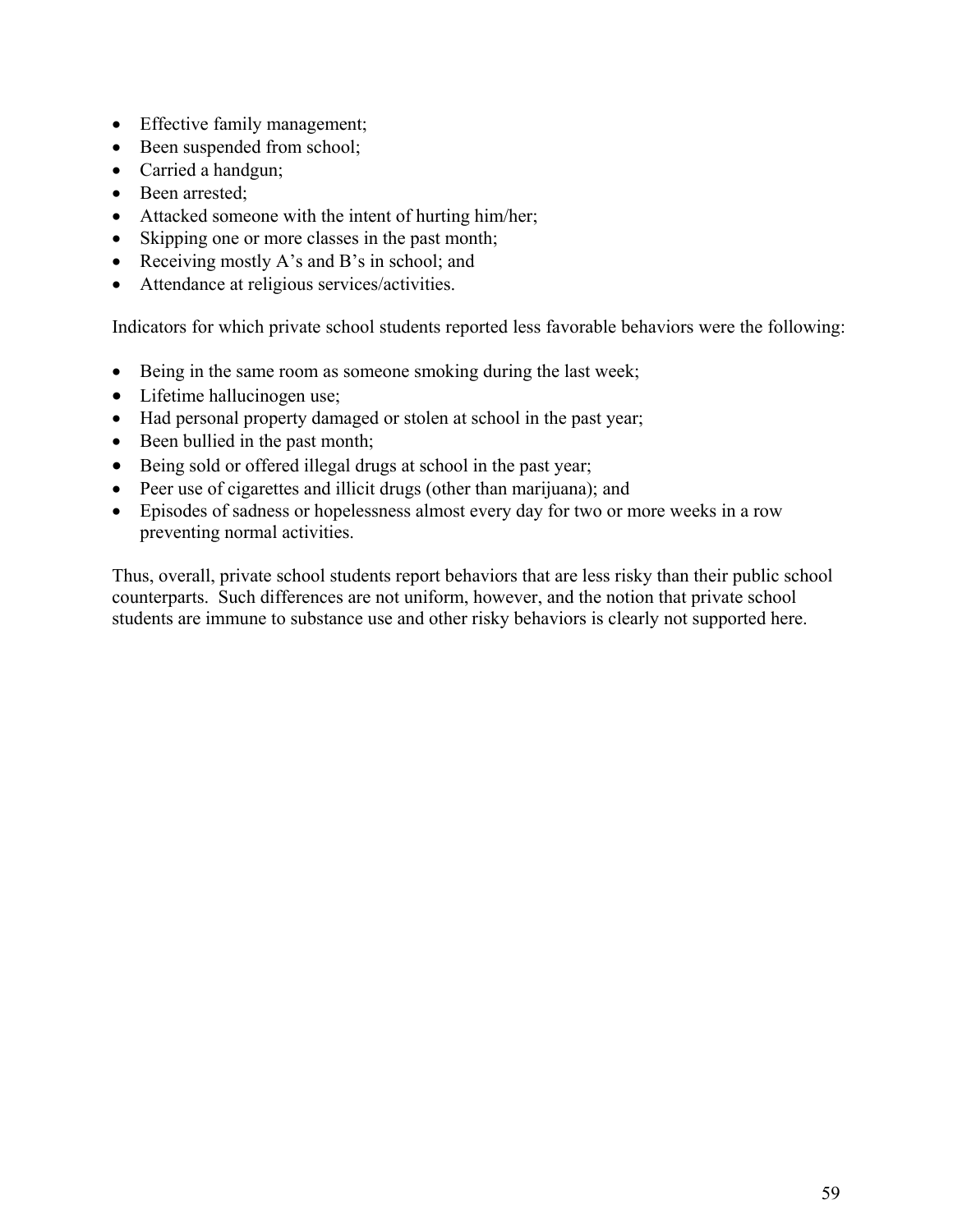- Effective family management;
- Been suspended from school;
- Carried a handgun;
- Been arrested;
- Attacked someone with the intent of hurting him/her;
- Skipping one or more classes in the past month;
- Receiving mostly A's and B's in school; and
- Attendance at religious services/activities.

Indicators for which private school students reported less favorable behaviors were the following:

- Being in the same room as someone smoking during the last week;
- Lifetime hallucinogen use;
- Had personal property damaged or stolen at school in the past year;
- Been bullied in the past month;
- Being sold or offered illegal drugs at school in the past year;
- Peer use of cigarettes and illicit drugs (other than marijuana); and
- Episodes of sadness or hopelessness almost every day for two or more weeks in a row preventing normal activities.

Thus, overall, private school students report behaviors that are less risky than their public school counterparts. Such differences are not uniform, however, and the notion that private school students are immune to substance use and other risky behaviors is clearly not supported here.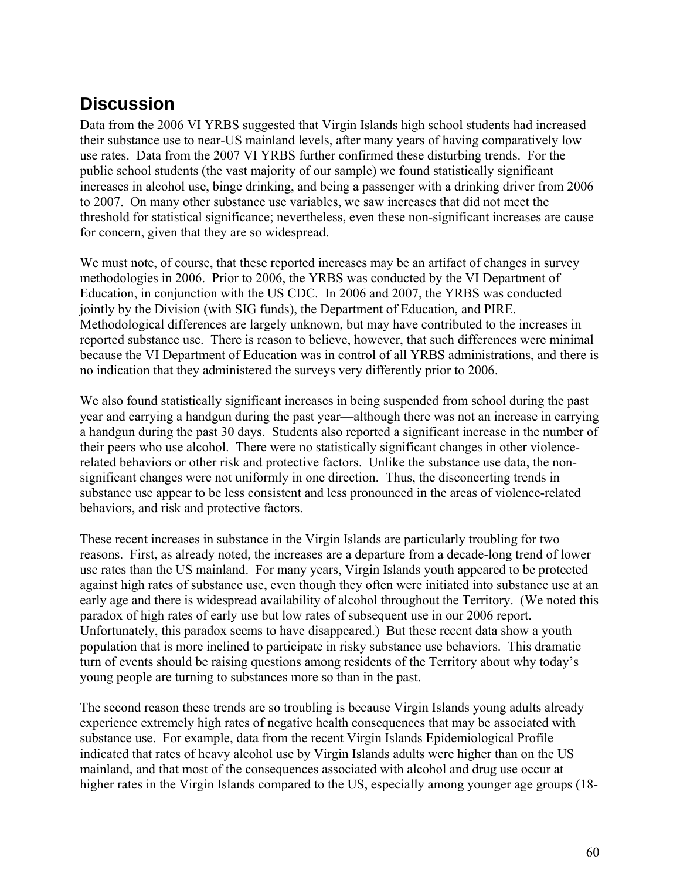## Discussion

Data from the 2006 VI YRBS suggested that Virgin Islands high school students had increased their substance use to near-US mainland levels, after many years of having comparatively low use rates. Data from the 2007 VI YRBS further confirmed these disturbing trends. For the public school students (the vast majority of our sample) we found statistically significant increases in alcohol use, binge drinking, and being a passenger with a drinking driver from 2006 to 2007. On many other substance use variables, we saw increases that did not meet the threshold for statistical significance; nevertheless, even these non-significant increases are cause for concern, given that they are so widespread.

We must note, of course, that these reported increases may be an artifact of changes in survey methodologies in 2006. Prior to 2006, the YRBS was conducted by the VI Department of Education, in conjunction with the US CDC. In 2006 and 2007, the YRBS was conducted jointly by the Division (with SIG funds), the Department of Education, and PIRE. Methodological differences are largely unknown, but may have contributed to the increases in reported substance use. There is reason to believe, however, that such differences were minimal because the VI Department of Education was in control of all YRBS administrations, and there is no indication that they administered the surveys very differently prior to 2006.

We also found statistically significant increases in being suspended from school during the past year and carrying a handgun during the past year—although there was not an increase in carrying a handgun during the past 30 days. Students also reported a significant increase in the number of their peers who use alcohol. There were no statistically significant changes in other violence-related behaviors or other risk and protective factors. Unlike the substance use data, the non-significant changes were not uniformly in one direction. Thus, the disconcerting trends in substance use appear to be less consistent and less pronounced in the areas of violence-related behaviors, and risk and protective factors.

These recent increases in substance in the Virgin Islands are particularly troubling for two reasons. First, as already noted, the increases are a departure from a decade-long trend of lower use rates than the US mainland. For many years, Virgin Islands youth appeared to be protected against high rates of substance use, even though they often were initiated into substance use at an early age and there is widespread availability of alcohol throughout the Territory. (We noted this paradox of high rates of early use but low rates of subsequent use in our 2006 report. Unfortunately, this paradox seems to have disappeared.) But these recent data show a youth population that is more inclined to participate in risky substance use behaviors. This dramatic turn of events should be raising questions among residents of the Territory about why today's young people are turning to substances more so than in the past.

The second reason these trends are so troubling is because Virgin Islands young adults already experience extremely high rates of negative health consequences that may be associated with substance use. For example, data from the recent Virgin Islands Epidemiological Profile indicated that rates of heavy alcohol use by Virgin Islands adults were higher than on the US mainland, and that most of the consequences associated with alcohol and drug use occur at higher rates in the Virgin Islands compared to the US, especially among younger age groups (18-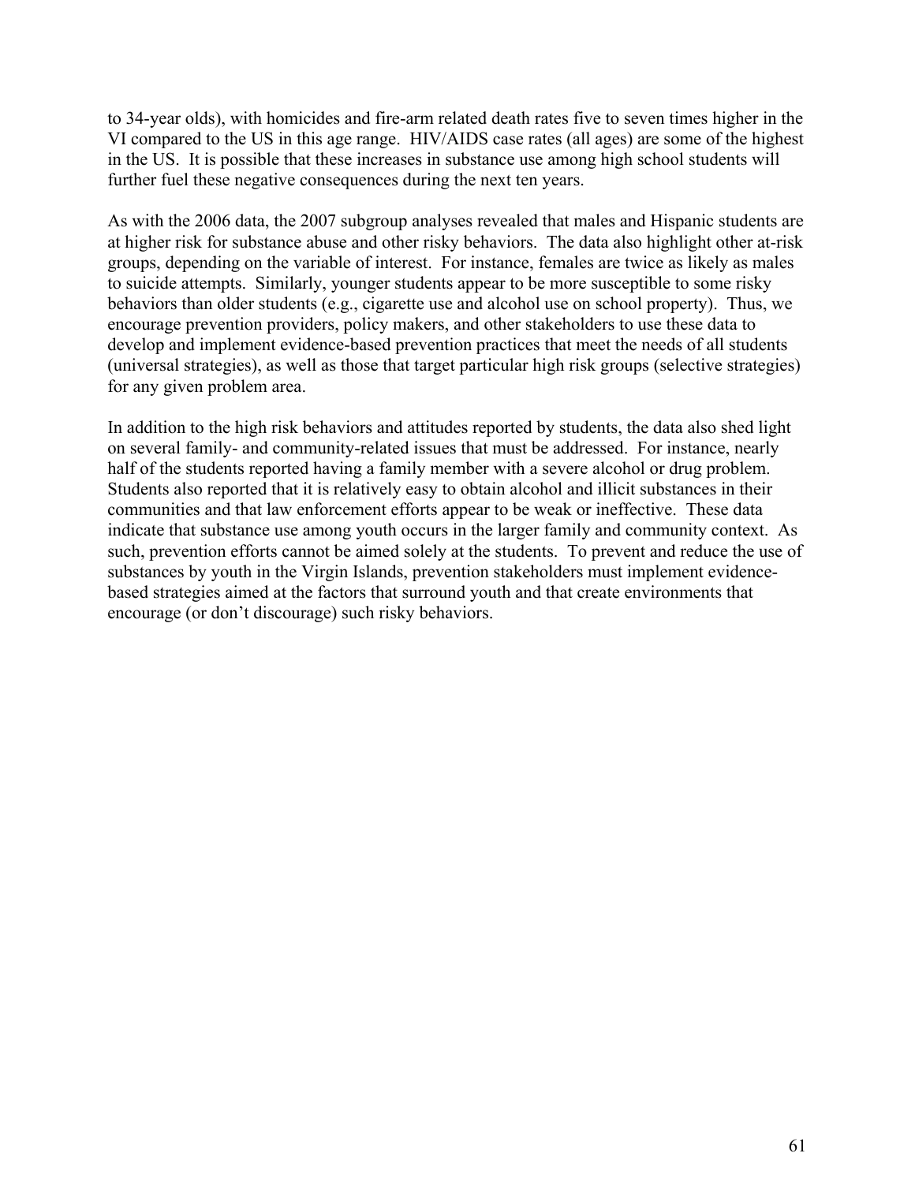to 34-year olds), with homicides and fire-arm related death rates five to seven times higher in the VI compared to the US in this age range. HIV/AIDS case rates (all ages) are some of the highest in the US. It is possible that these increases in substance use among high school students will further fuel these negative consequences during the next ten years.

As with the 2006 data, the 2007 subgroup analyses revealed that males and Hispanic students are at higher risk for substance abuse and other risky behaviors. The data also highlight other at-risk groups, depending on the variable of interest. For instance, females are twice as likely as males to suicide attempts. Similarly, younger students appear to be more susceptible to some risky behaviors than older students (e.g., cigarette use and alcohol use on school property). Thus, we encourage prevention providers, policy makers, and other stakeholders to use these data to develop and implement evidence-based prevention practices that meet the needs of all students (universal strategies), as well as those that target particular high risk groups (selective strategies) for any given problem area.

In addition to the high risk behaviors and attitudes reported by students, the data also shed light on several family- and community-related issues that must be addressed. For instance, nearly half of the students reported having a family member with a severe alcohol or drug problem. Students also reported that it is relatively easy to obtain alcohol and illicit substances in their communities and that law enforcement efforts appear to be weak or ineffective. These data indicate that substance use among youth occurs in the larger family and community context. As such, prevention efforts cannot be aimed solely at the students. To prevent and reduce the use of substances by youth in the Virgin Islands, prevention stakeholders must implement evidence-based strategies aimed at the factors that surround youth and that create environments that encourage (or don't discourage) such risky behaviors.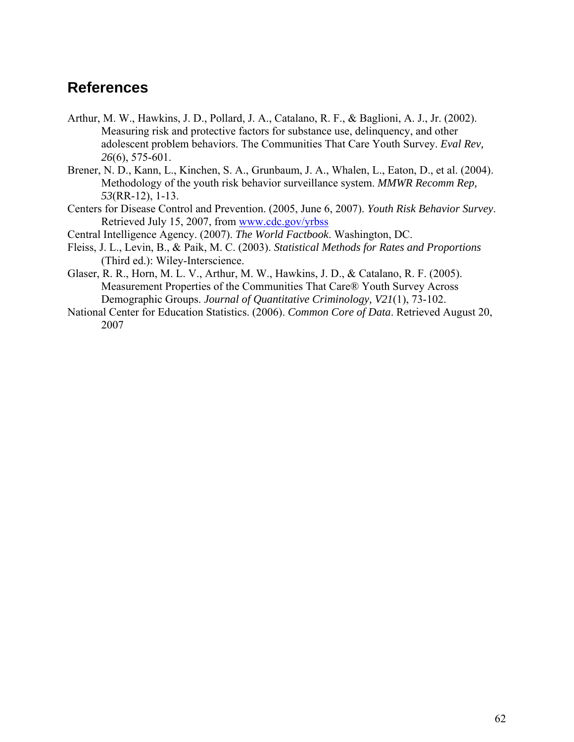## References

Arthur, M. W., Hawkins, J. D., Pollard, J. A., Catalano, R. F., & Baglioni, A. J., Jr. (2002). Measuring risk and protective factors for substance use, delinquency, and other adolescent problem behaviors. The Communities That Care Youth Survey. *Eval Rev, 26*(6), 575-601.

Brener, N. D., Kann, L., Kinchen, S. A., Grunbaum, J. A., Whalen, L., Eaton, D., et al. (2004). Methodology of the youth risk behavior surveillance system. *MMWR Recomm Rep, 53*(RR-12), 1-13.

Centers for Disease Control and Prevention. (2005, June 6, 2007). *Youth Risk Behavior Survey*. Retrieved July 15, 2007, from www.cdc.gov/yrbss

Central Intelligence Agency. (2007). *The World Factbook*. Washington, DC.

Fleiss, J. L., Levin, B., & Paik, M. C. (2003). *Statistical Methods for Rates and Proportions* (Third ed.): Wiley-Interscience.

Glaser, R. R., Horn, M. L. V., Arthur, M. W., Hawkins, J. D., & Catalano, R. F. (2005). Measurement Properties of the Communities That Care® Youth Survey Across Demographic Groups. *Journal of Quantitative Criminology, V21*(1), 73-102.

National Center for Education Statistics. (2006). *Common Core of Data*. Retrieved August 20, 2007